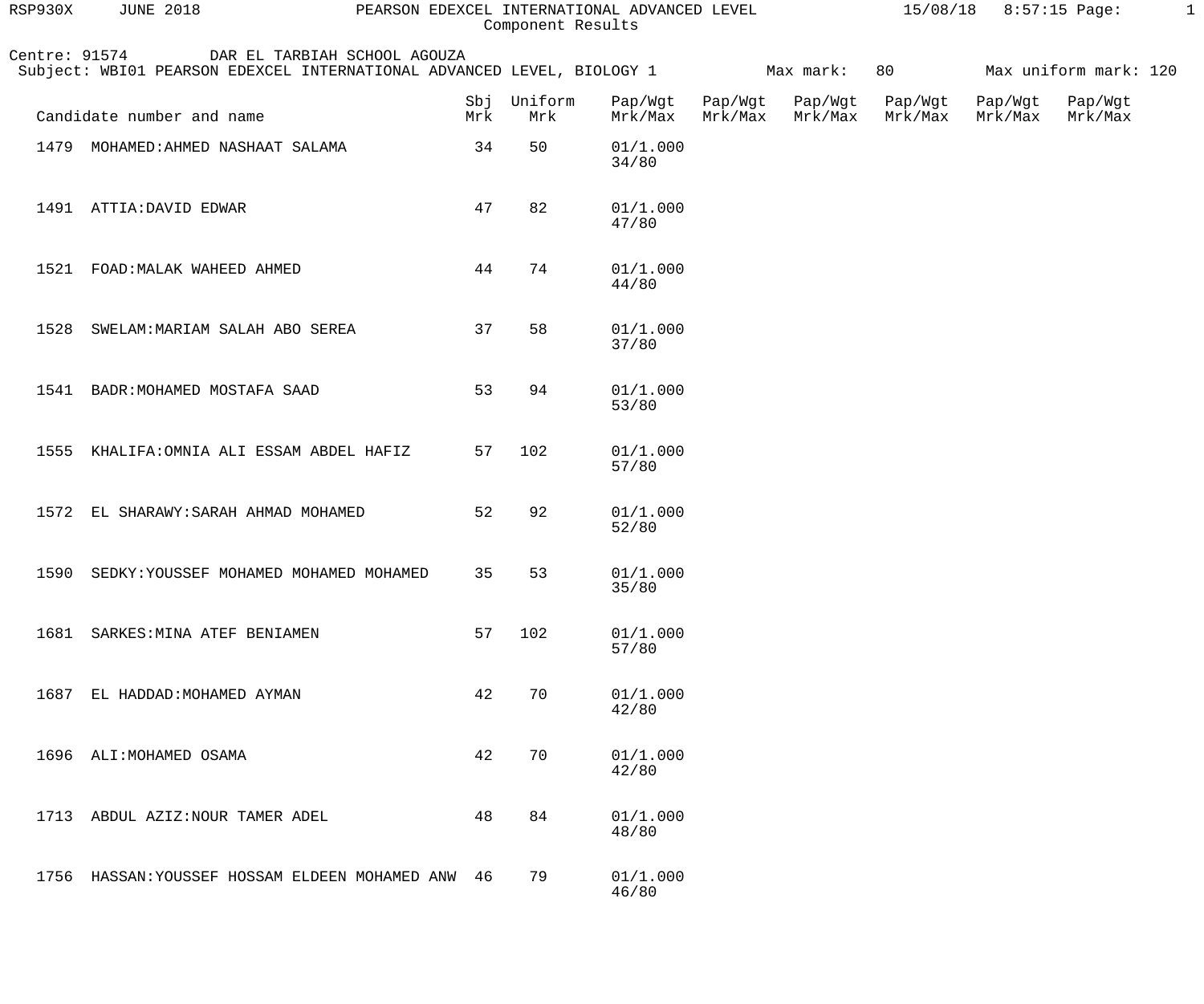RSP930X JUNE 2018 PEARSON EDEXCEL INTERNATIONAL ADVANCED LEVEL 15/08/18 8:57:15

Component Results

Centre: 91574 DAR EL TARBIAH SCHOOL AGOUZA

Subject: WBI01 PEARSON EDEXCEL INTERNATIONAL ADVANCED LEVEL, BIOLOGY 1 Max mark: 80 Max uniform mark: 120

| Candidate number and name | Sbj Mrk | Uniform Mrk | Pap/Wgt Mrk/Max | Pap/Wgt Mrk/Max | Pap/Wgt Mrk/Max | Pap/Wgt Mrk/Max | Pap/Wgt Mrk/Max | Pap/Wgt Mrk/Max |
|---|---|---|---|---|---|---|---|---|
| 1479 MOHAMED:AHMED NASHAAT SALAMA | 34 | 50 | 01/1.000 34/80 | | | | | |
| 1491 ATTIA:DAVID EDWAR | 47 | 82 | 01/1.000 47/80 | | | | | |
| 1521 FOAD:MALAK WAHEED AHMED | 44 | 74 | 01/1.000 44/80 | | | | | |
| 1528 SWELAM:MARIAM SALAH ABO SEREA | 37 | 58 | 01/1.000 37/80 | | | | | |
| 1541 BADR:MOHAMED MOSTAFA SAAD | 53 | 94 | 01/1.000 53/80 | | | | | |
| 1555 KHALIFA:OMNIA ALI ESSAM ABDEL HAFIZ | 57 | 102 | 01/1.000 57/80 | | | | | |
| 1572 EL SHARAWY:SARAH AHMAD MOHAMED | 52 | 92 | 01/1.000 52/80 | | | | | |
| 1590 SEDKY:YOUSSEF MOHAMED MOHAMED MOHAMED | 35 | 53 | 01/1.000 35/80 | | | | | |
| 1681 SARKES:MINA ATEF BENIAMEN | 57 | 102 | 01/1.000 57/80 | | | | | |
| 1687 EL HADDAD:MOHAMED AYMAN | 42 | 70 | 01/1.000 42/80 | | | | | |
| 1696 ALI:MOHAMED OSAMA | 42 | 70 | 01/1.000 42/80 | | | | | |
| 1713 ABDUL AZIZ:NOUR TAMER ADEL | 48 | 84 | 01/1.000 48/80 | | | | | |
| 1756 HASSAN:YOUSSEF HOSSAM ELDEEN MOHAMED ANW | 46 | 79 | 01/1.000 46/80 | | | | | |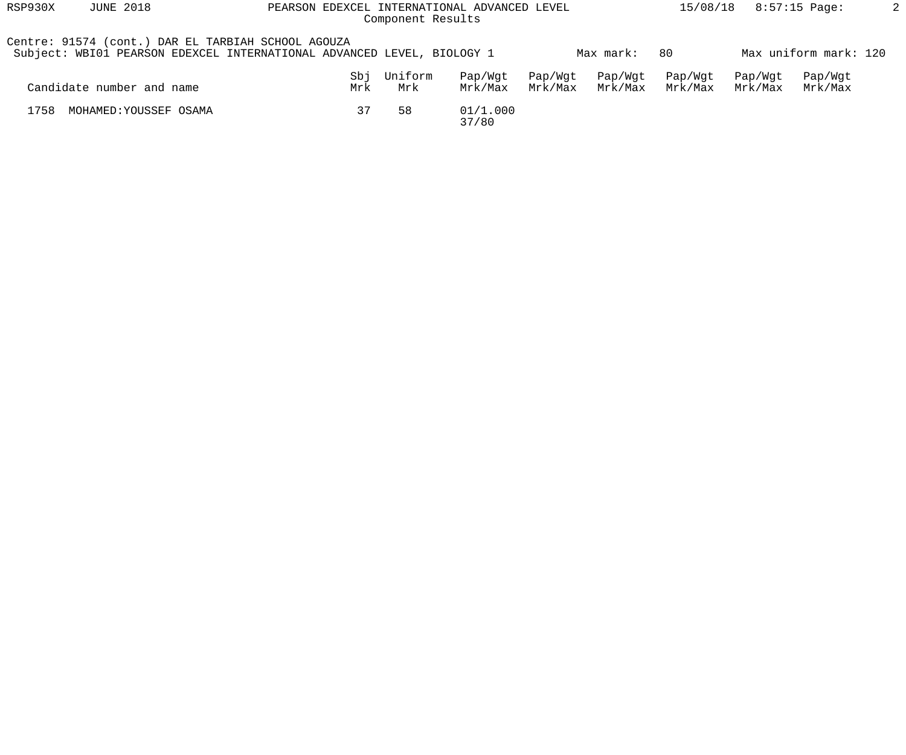Centre: 91574 (cont.) DAR EL TARBIAH SCHOOL AGOUZA
Subject: WBI01 PEARSON EDEXCEL INTERNATIONAL ADVANCED LEVEL, BIOLOGY 1 Max mark: 80 Max uniform mark: 120

| Candidate number and name | Sbj Mrk | Uniform Mrk | Pap/Wgt Mrk/Max | Pap/Wgt Mrk/Max | Pap/Wgt Mrk/Max | Pap/Wgt Mrk/Max | Pap/Wgt Mrk/Max | Pap/Wgt Mrk/Max |
|---|---|---|---|---|---|---|---|---|
| 1758 MOHAMED:YOUSSEF OSAMA | 37 | 58 | 01/1.000 37/80 | | | | | |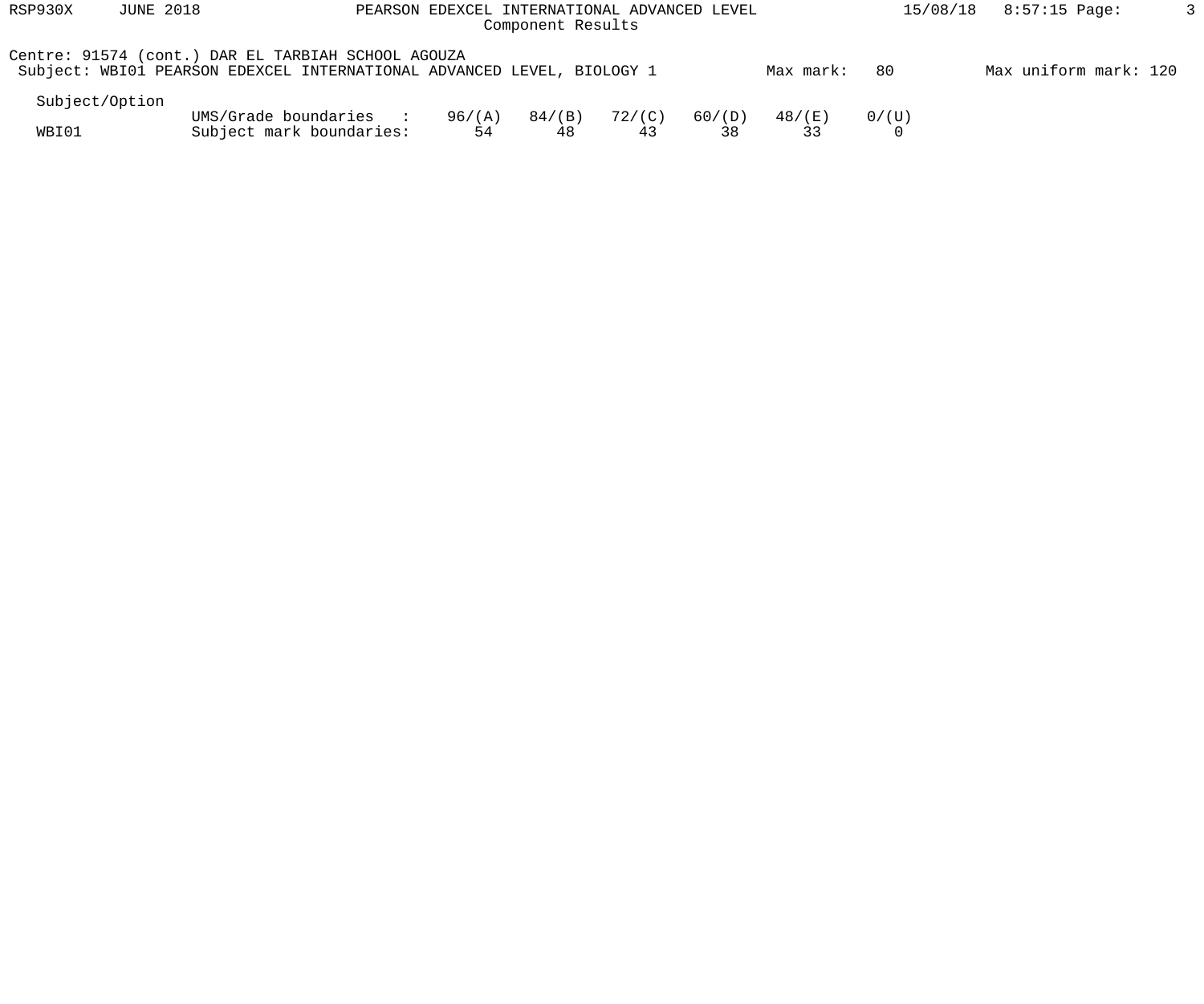Centre: 91574 (cont.) DAR EL TARBIAH SCHOOL AGOUZA

Subject: WBI01 PEARSON EDEXCEL INTERNATIONAL ADVANCED LEVEL, BIOLOGY 1 &nbsp;&nbsp;&nbsp; Max mark: 80 &nbsp;&nbsp;&nbsp; Max uniform mark: 120

| Subject/Option | | | | | | | |
|---|---|---|---|---|---|---|---|
| | UMS/Grade boundaries : | 96/(A) | 84/(B) | 72/(C) | 60/(D) | 48/(E) | 0/(U) |
| WBI01 | Subject mark boundaries: | 54 | 48 | 43 | 38 | 33 | 0 |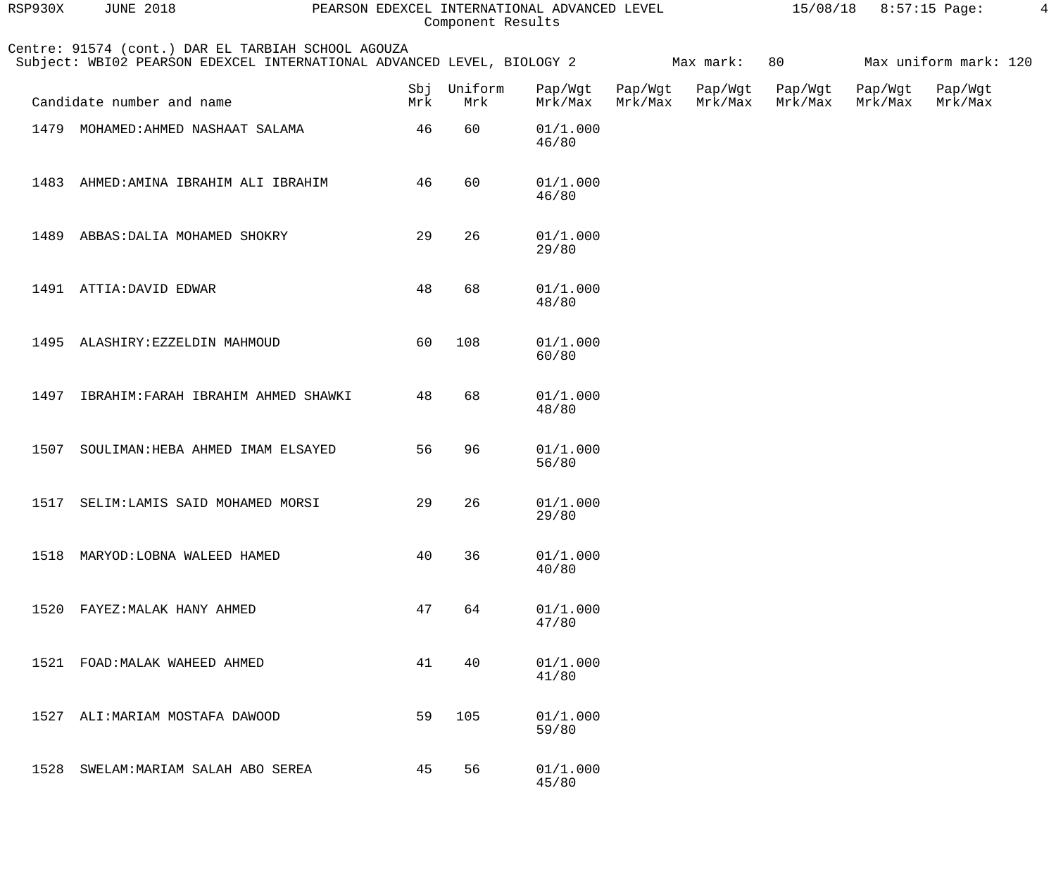Component Results

Centre: 91574 (cont.) DAR EL TARBIAH SCHOOL AGOUZA
Subject: WBI02 PEARSON EDEXCEL INTERNATIONAL ADVANCED LEVEL, BIOLOGY 2 Max mark: 80 Max uniform mark: 120

| Candidate number and name | Sbj Mrk | Uniform Mrk | Pap/Wgt Mrk/Max | Pap/Wgt Mrk/Max | Pap/Wgt Mrk/Max | Pap/Wgt Mrk/Max | Pap/Wgt Mrk/Max | Pap/Wgt Mrk/Max |
|---|---|---|---|---|---|---|---|---|
| 1479 MOHAMED:AHMED NASHAAT SALAMA | 46 | 60 | 01/1.000 46/80 | | | | | |
| 1483 AHMED:AMINA IBRAHIM ALI IBRAHIM | 46 | 60 | 01/1.000 46/80 | | | | | |
| 1489 ABBAS:DALIA MOHAMED SHOKRY | 29 | 26 | 01/1.000 29/80 | | | | | |
| 1491 ATTIA:DAVID EDWAR | 48 | 68 | 01/1.000 48/80 | | | | | |
| 1495 ALASHIRY:EZZELDIN MAHMOUD | 60 | 108 | 01/1.000 60/80 | | | | | |
| 1497 IBRAHIM:FARAH IBRAHIM AHMED SHAWKI | 48 | 68 | 01/1.000 48/80 | | | | | |
| 1507 SOULIMAN:HEBA AHMED IMAM ELSAYED | 56 | 96 | 01/1.000 56/80 | | | | | |
| 1517 SELIM:LAMIS SAID MOHAMED MORSI | 29 | 26 | 01/1.000 29/80 | | | | | |
| 1518 MARYOD:LOBNA WALEED HAMED | 40 | 36 | 01/1.000 40/80 | | | | | |
| 1520 FAYEZ:MALAK HANY AHMED | 47 | 64 | 01/1.000 47/80 | | | | | |
| 1521 FOAD:MALAK WAHEED AHMED | 41 | 40 | 01/1.000 41/80 | | | | | |
| 1527 ALI:MARIAM MOSTAFA DAWOOD | 59 | 105 | 01/1.000 59/80 | | | | | |
| 1528 SWELAM:MARIAM SALAH ABO SEREA | 45 | 56 | 01/1.000 45/80 | | | | | |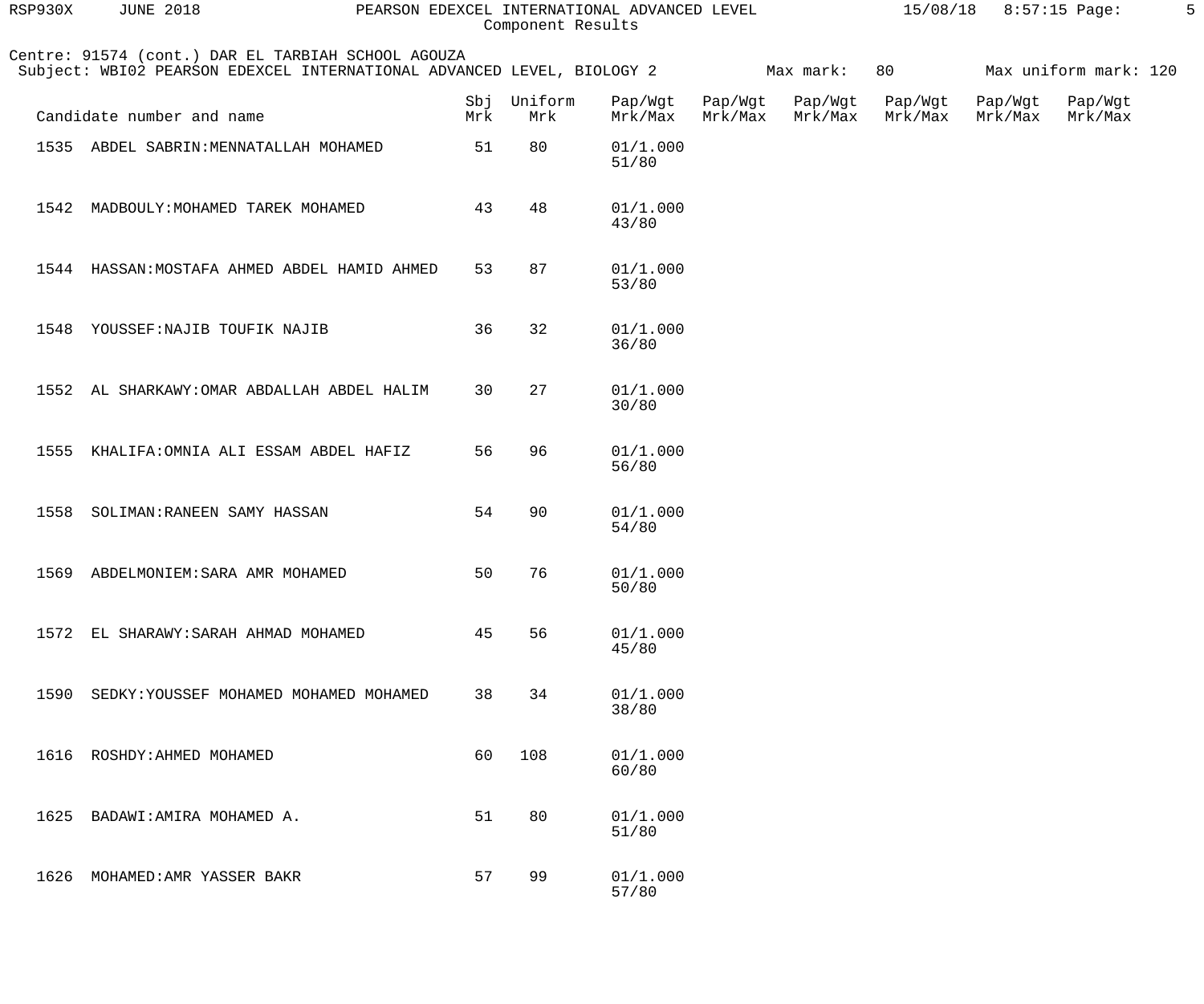Component Results

Centre: 91574 (cont.) DAR EL TARBIAH SCHOOL AGOUZA
Subject: WBI02 PEARSON EDEXCEL INTERNATIONAL ADVANCED LEVEL, BIOLOGY 2 Max mark: 80 Max uniform mark: 120

| Candidate number and name | Sbj Mrk | Uniform Mrk | Pap/Wgt Mrk/Max | Pap/Wgt Mrk/Max | Pap/Wgt Mrk/Max | Pap/Wgt Mrk/Max | Pap/Wgt Mrk/Max | Pap/Wgt Mrk/Max |
|---|---|---|---|---|---|---|---|---|
| 1535 ABDEL SABRIN:MENNATALLAH MOHAMED | 51 | 80 | 01/1.000 51/80 | | | | | |
| 1542 MADBOULY:MOHAMED TAREK MOHAMED | 43 | 48 | 01/1.000 43/80 | | | | | |
| 1544 HASSAN:MOSTAFA AHMED ABDEL HAMID AHMED | 53 | 87 | 01/1.000 53/80 | | | | | |
| 1548 YOUSSEF:NAJIB TOUFIK NAJIB | 36 | 32 | 01/1.000 36/80 | | | | | |
| 1552 AL SHARKAWY:OMAR ABDALLAH ABDEL HALIM | 30 | 27 | 01/1.000 30/80 | | | | | |
| 1555 KHALIFA:OMNIA ALI ESSAM ABDEL HAFIZ | 56 | 96 | 01/1.000 56/80 | | | | | |
| 1558 SOLIMAN:RANEEN SAMY HASSAN | 54 | 90 | 01/1.000 54/80 | | | | | |
| 1569 ABDELMONIEM:SARA AMR MOHAMED | 50 | 76 | 01/1.000 50/80 | | | | | |
| 1572 EL SHARAWY:SARAH AHMAD MOHAMED | 45 | 56 | 01/1.000 45/80 | | | | | |
| 1590 SEDKY:YOUSSEF MOHAMED MOHAMED MOHAMED | 38 | 34 | 01/1.000 38/80 | | | | | |
| 1616 ROSHDY:AHMED MOHAMED | 60 | 108 | 01/1.000 60/80 | | | | | |
| 1625 BADAWI:AMIRA MOHAMED A. | 51 | 80 | 01/1.000 51/80 | | | | | |
| 1626 MOHAMED:AMR YASSER BAKR | 57 | 99 | 01/1.000 57/80 | | | | | |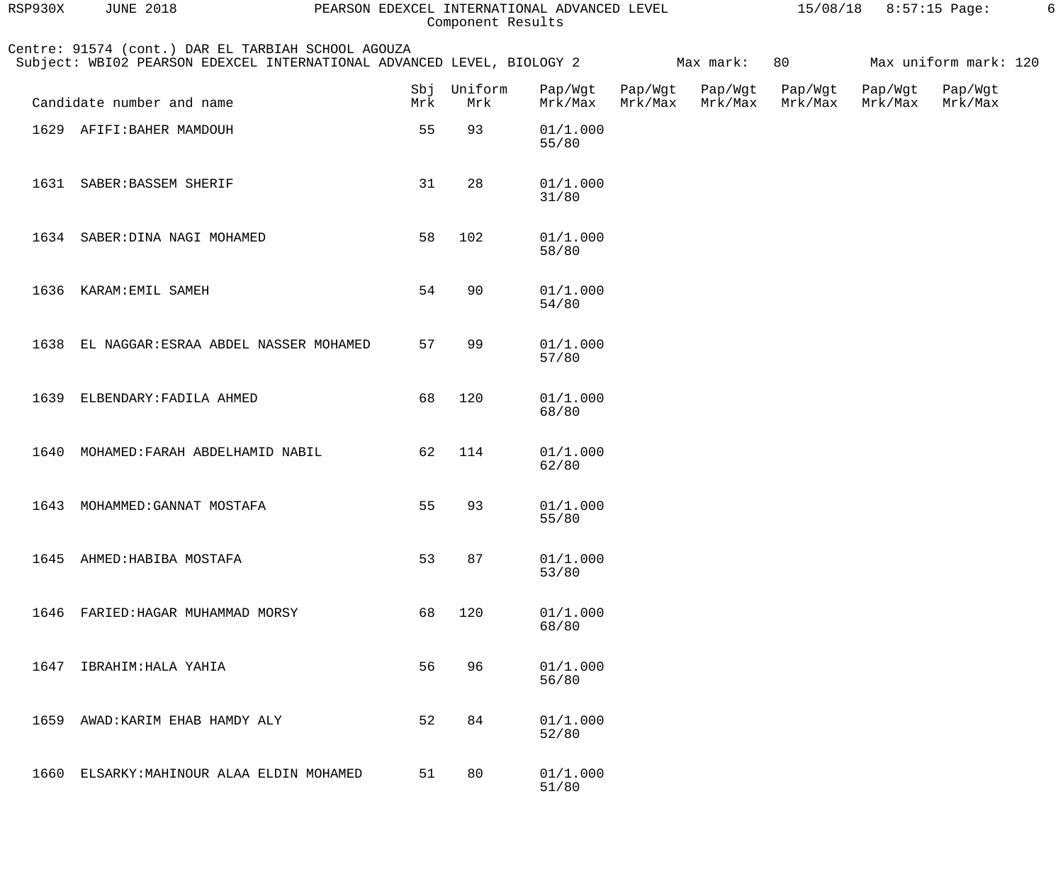Centre: 91574 (cont.) DAR EL TARBIAH SCHOOL AGOUZA
Subject: WBI02 PEARSON EDEXCEL INTERNATIONAL ADVANCED LEVEL, BIOLOGY 2 Max mark: 80 Max uniform mark: 120

| Candidate number and name | Sbj Mrk | Uniform Mrk | Pap/Wgt Mrk/Max | Pap/Wgt Mrk/Max | Pap/Wgt Mrk/Max | Pap/Wgt Mrk/Max | Pap/Wgt Mrk/Max | Pap/Wgt Mrk/Max |
|---|---|---|---|---|---|---|---|---|
| 1629 AFIFI:BAHER MAMDOUH | 55 | 93 | 01/1.000 55/80 | | | | | |
| 1631 SABER:BASSEM SHERIF | 31 | 28 | 01/1.000 31/80 | | | | | |
| 1634 SABER:DINA NAGI MOHAMED | 58 | 102 | 01/1.000 58/80 | | | | | |
| 1636 KARAM:EMIL SAMEH | 54 | 90 | 01/1.000 54/80 | | | | | |
| 1638 EL NAGGAR:ESRAA ABDEL NASSER MOHAMED | 57 | 99 | 01/1.000 57/80 | | | | | |
| 1639 ELBENDARY:FADILA AHMED | 68 | 120 | 01/1.000 68/80 | | | | | |
| 1640 MOHAMED:FARAH ABDELHAMID NABIL | 62 | 114 | 01/1.000 62/80 | | | | | |
| 1643 MOHAMMED:GANNAT MOSTAFA | 55 | 93 | 01/1.000 55/80 | | | | | |
| 1645 AHMED:HABIBA MOSTAFA | 53 | 87 | 01/1.000 53/80 | | | | | |
| 1646 FARIED:HAGAR MUHAMMAD MORSY | 68 | 120 | 01/1.000 68/80 | | | | | |
| 1647 IBRAHIM:HALA YAHIA | 56 | 96 | 01/1.000 56/80 | | | | | |
| 1659 AWAD:KARIM EHAB HAMDY ALY | 52 | 84 | 01/1.000 52/80 | | | | | |
| 1660 ELSARKY:MAHINOUR ALAA ELDIN MOHAMED | 51 | 80 | 01/1.000 51/80 | | | | | |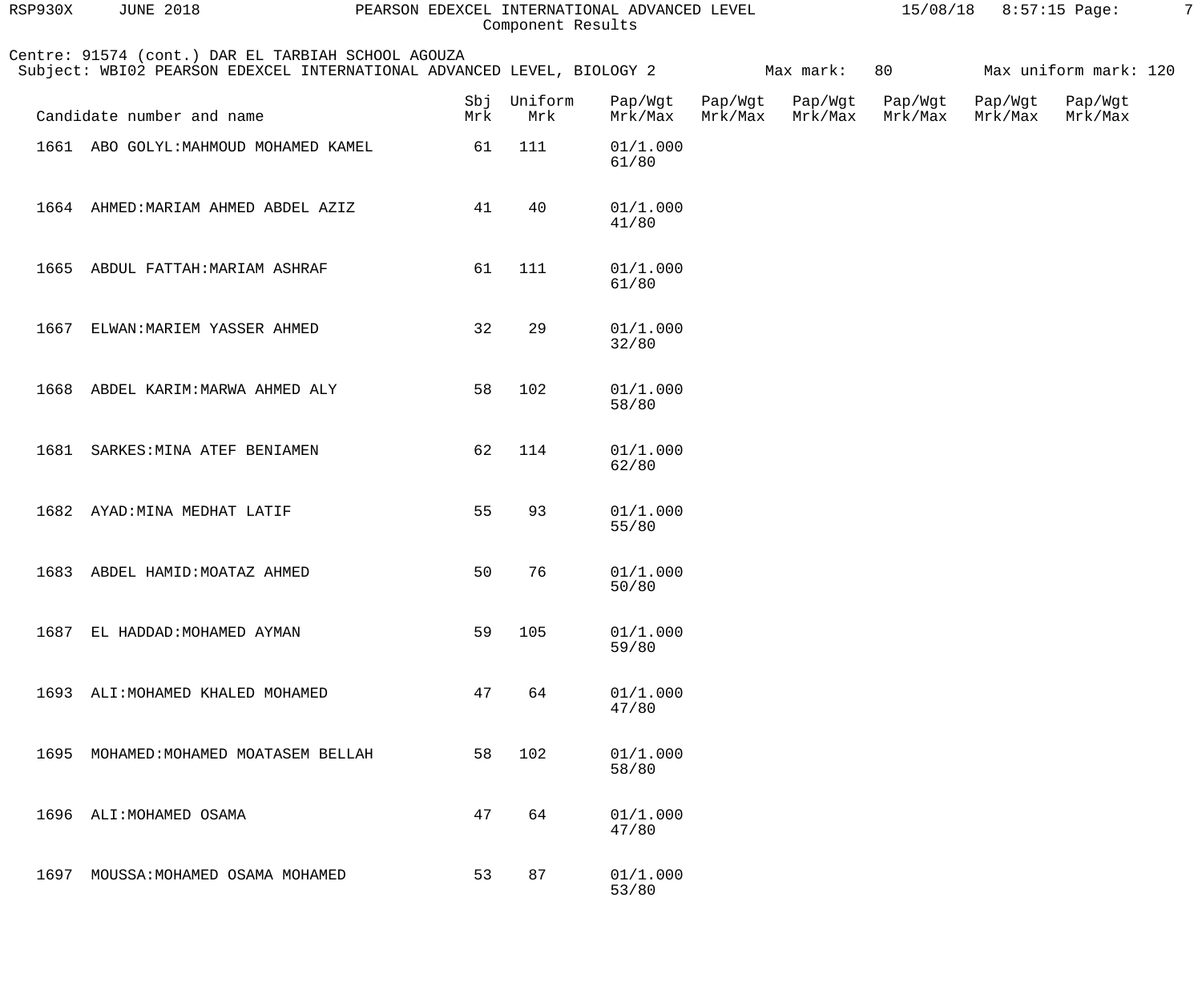Component Results

Centre: 91574 (cont.) DAR EL TARBIAH SCHOOL AGOUZA
Subject: WBI02 PEARSON EDEXCEL INTERNATIONAL ADVANCED LEVEL, BIOLOGY 2 Max mark: 80 Max uniform mark: 120

| Candidate number and name | Sbj Mrk | Uniform Mrk | Pap/Wgt Mrk/Max | Pap/Wgt Mrk/Max | Pap/Wgt Mrk/Max | Pap/Wgt Mrk/Max | Pap/Wgt Mrk/Max | Pap/Wgt Mrk/Max |
|---|---|---|---|---|---|---|---|---|
| 1661 ABO GOLYL:MAHMOUD MOHAMED KAMEL | 61 | 111 | 01/1.000 61/80 | | | | | |
| 1664 AHMED:MARIAM AHMED ABDEL AZIZ | 41 | 40 | 01/1.000 41/80 | | | | | |
| 1665 ABDUL FATTAH:MARIAM ASHRAF | 61 | 111 | 01/1.000 61/80 | | | | | |
| 1667 ELWAN:MARIEM YASSER AHMED | 32 | 29 | 01/1.000 32/80 | | | | | |
| 1668 ABDEL KARIM:MARWA AHMED ALY | 58 | 102 | 01/1.000 58/80 | | | | | |
| 1681 SARKES:MINA ATEF BENIAMEN | 62 | 114 | 01/1.000 62/80 | | | | | |
| 1682 AYAD:MINA MEDHAT LATIF | 55 | 93 | 01/1.000 55/80 | | | | | |
| 1683 ABDEL HAMID:MOATAZ AHMED | 50 | 76 | 01/1.000 50/80 | | | | | |
| 1687 EL HADDAD:MOHAMED AYMAN | 59 | 105 | 01/1.000 59/80 | | | | | |
| 1693 ALI:MOHAMED KHALED MOHAMED | 47 | 64 | 01/1.000 47/80 | | | | | |
| 1695 MOHAMED:MOHAMED MOATASEM BELLAH | 58 | 102 | 01/1.000 58/80 | | | | | |
| 1696 ALI:MOHAMED OSAMA | 47 | 64 | 01/1.000 47/80 | | | | | |
| 1697 MOUSSA:MOHAMED OSAMA MOHAMED | 53 | 87 | 01/1.000 53/80 | | | | | |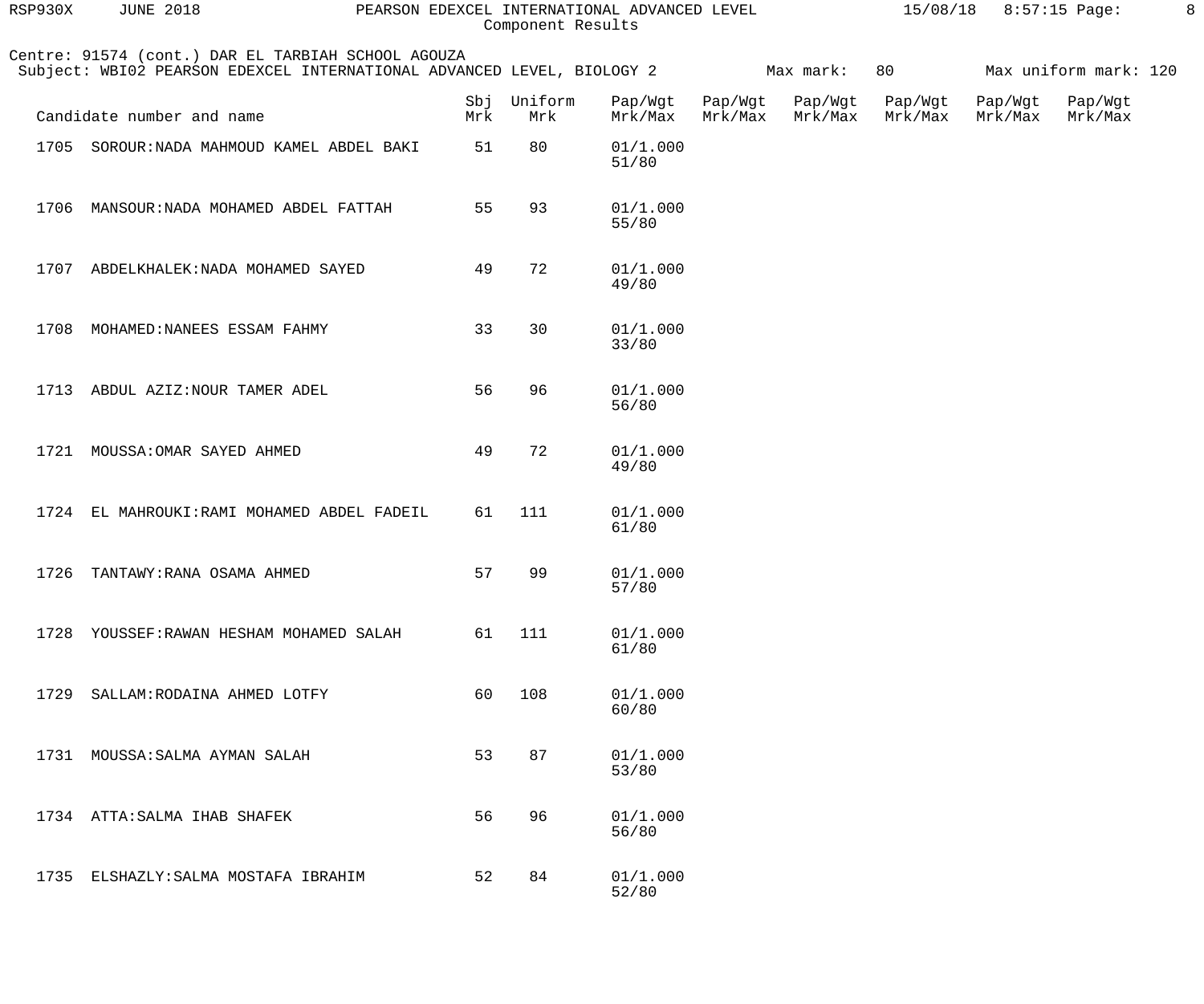Component Results

Centre: 91574 (cont.) DAR EL TARBIAH SCHOOL AGOUZA
Subject: WBI02 PEARSON EDEXCEL INTERNATIONAL ADVANCED LEVEL, BIOLOGY 2 Max mark: 80 Max uniform mark: 120

| Candidate number and name | Sbj Mrk | Uniform Mrk | Pap/Wgt Mrk/Max | Pap/Wgt Mrk/Max | Pap/Wgt Mrk/Max | Pap/Wgt Mrk/Max | Pap/Wgt Mrk/Max | Pap/Wgt Mrk/Max |
|---|---|---|---|---|---|---|---|---|
| 1705 SOROUR:NADA MAHMOUD KAMEL ABDEL BAKI | 51 | 80 | 01/1.000 51/80 | | | | | |
| 1706 MANSOUR:NADA MOHAMED ABDEL FATTAH | 55 | 93 | 01/1.000 55/80 | | | | | |
| 1707 ABDELKHALEK:NADA MOHAMED SAYED | 49 | 72 | 01/1.000 49/80 | | | | | |
| 1708 MOHAMED:NANEES ESSAM FAHMY | 33 | 30 | 01/1.000 33/80 | | | | | |
| 1713 ABDUL AZIZ:NOUR TAMER ADEL | 56 | 96 | 01/1.000 56/80 | | | | | |
| 1721 MOUSSA:OMAR SAYED AHMED | 49 | 72 | 01/1.000 49/80 | | | | | |
| 1724 EL MAHROUKI:RAMI MOHAMED ABDEL FADEIL | 61 | 111 | 01/1.000 61/80 | | | | | |
| 1726 TANTAWY:RANA OSAMA AHMED | 57 | 99 | 01/1.000 57/80 | | | | | |
| 1728 YOUSSEF:RAWAN HESHAM MOHAMED SALAH | 61 | 111 | 01/1.000 61/80 | | | | | |
| 1729 SALLAM:RODAINA AHMED LOTFY | 60 | 108 | 01/1.000 60/80 | | | | | |
| 1731 MOUSSA:SALMA AYMAN SALAH | 53 | 87 | 01/1.000 53/80 | | | | | |
| 1734 ATTA:SALMA IHAB SHAFEK | 56 | 96 | 01/1.000 56/80 | | | | | |
| 1735 ELSHAZLY:SALMA MOSTAFA IBRAHIM | 52 | 84 | 01/1.000 52/80 | | | | | |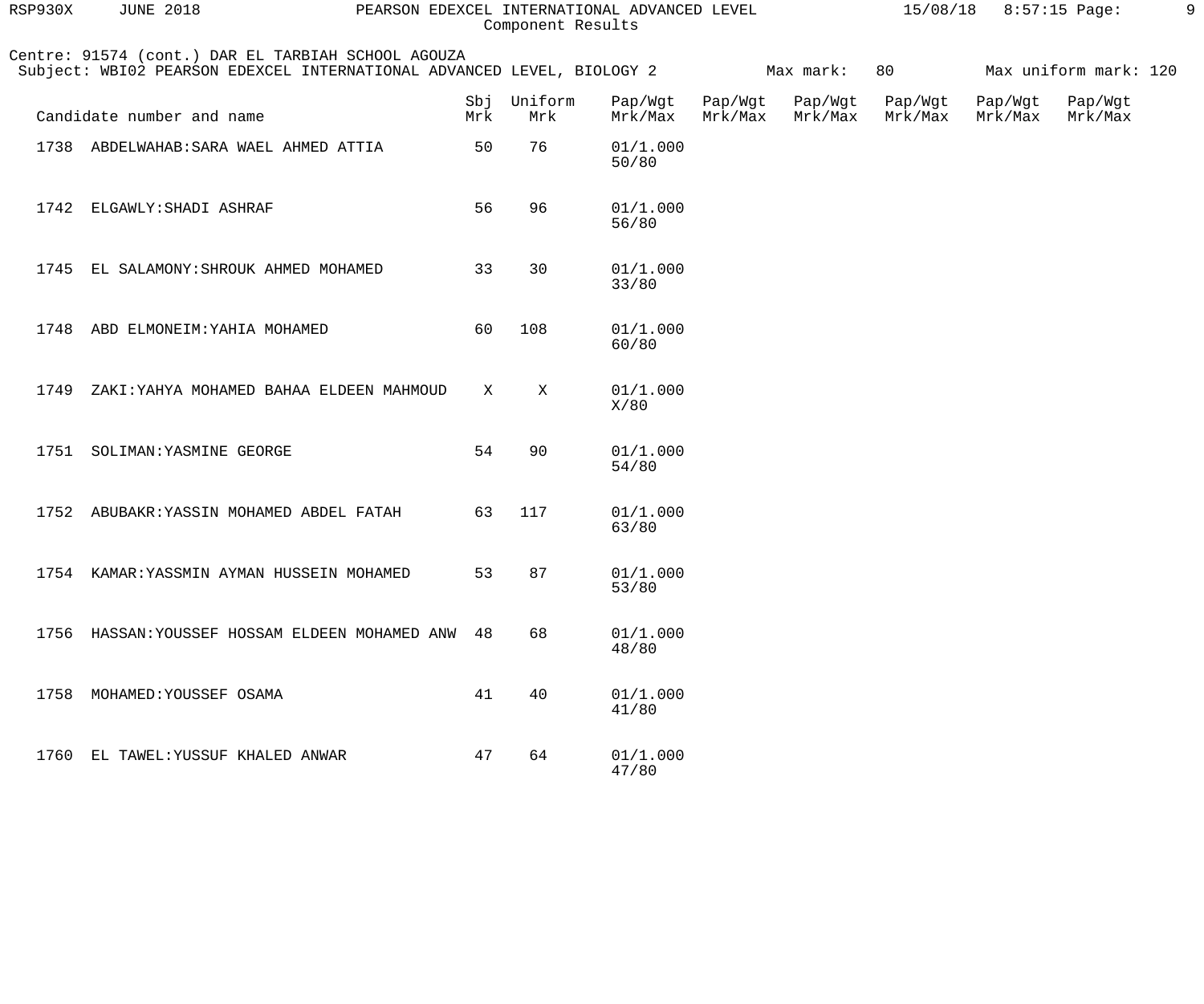Component Results

Centre: 91574 (cont.) DAR EL TARBIAH SCHOOL AGOUZA
Subject: WBI02 PEARSON EDEXCEL INTERNATIONAL ADVANCED LEVEL, BIOLOGY 2 Max mark: 80 Max uniform mark: 120

| Candidate number and name | | Sbj Mrk | Uniform Mrk | Pap/Wgt Mrk/Max | Pap/Wgt Mrk/Max | Pap/Wgt Mrk/Max | Pap/Wgt Mrk/Max | Pap/Wgt Mrk/Max | Pap/Wgt Mrk/Max |
|---|---|---|---|---|---|---|---|---|---|
| 1738 | ABDELWAHAB:SARA WAEL AHMED ATTIA | 50 | 76 | 01/1.000 50/80 | | | | | |
| 1742 | ELGAWLY:SHADI ASHRAF | 56 | 96 | 01/1.000 56/80 | | | | | |
| 1745 | EL SALAMONY:SHROUK AHMED MOHAMED | 33 | 30 | 01/1.000 33/80 | | | | | |
| 1748 | ABD ELMONEIM:YAHIA MOHAMED | 60 | 108 | 01/1.000 60/80 | | | | | |
| 1749 | ZAKI:YAHYA MOHAMED BAHAA ELDEEN MAHMOUD | X | X | 01/1.000 X/80 | | | | | |
| 1751 | SOLIMAN:YASMINE GEORGE | 54 | 90 | 01/1.000 54/80 | | | | | |
| 1752 | ABUBAKR:YASSIN MOHAMED ABDEL FATAH | 63 | 117 | 01/1.000 63/80 | | | | | |
| 1754 | KAMAR:YASSMIN AYMAN HUSSEIN MOHAMED | 53 | 87 | 01/1.000 53/80 | | | | | |
| 1756 | HASSAN:YOUSSEF HOSSAM ELDEEN MOHAMED ANW | 48 | 68 | 01/1.000 48/80 | | | | | |
| 1758 | MOHAMED:YOUSSEF OSAMA | 41 | 40 | 01/1.000 41/80 | | | | | |
| 1760 | EL TAWEL:YUSSUF KHALED ANWAR | 47 | 64 | 01/1.000 47/80 | | | | | |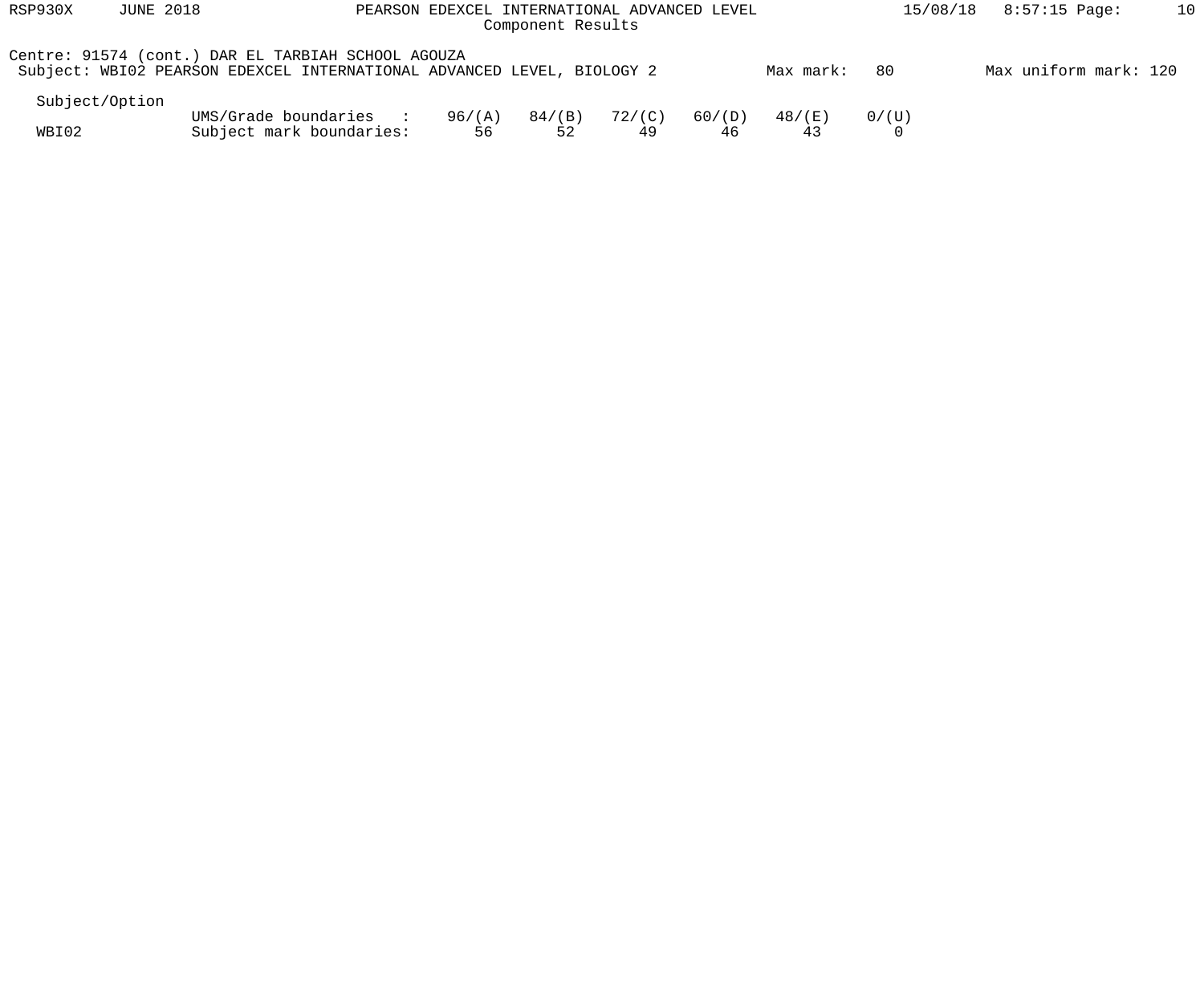# PEARSON EDEXCEL INTERNATIONAL ADVANCED LEVEL
## Component Results

Centre: 91574 (cont.) DAR EL TARBIAH SCHOOL AGOUZA

Subject: WBI02 PEARSON EDEXCEL INTERNATIONAL ADVANCED LEVEL, BIOLOGY 2 — Max mark: 80 — Max uniform mark: 120

| Subject/Option | | | | | | | |
|---|---|---|---|---|---|---|---|
| | UMS/Grade boundaries : | 96/(A) | 84/(B) | 72/(C) | 60/(D) | 48/(E) | 0/(U) |
| WBI02 | Subject mark boundaries: | 56 | 52 | 49 | 46 | 43 | 0 |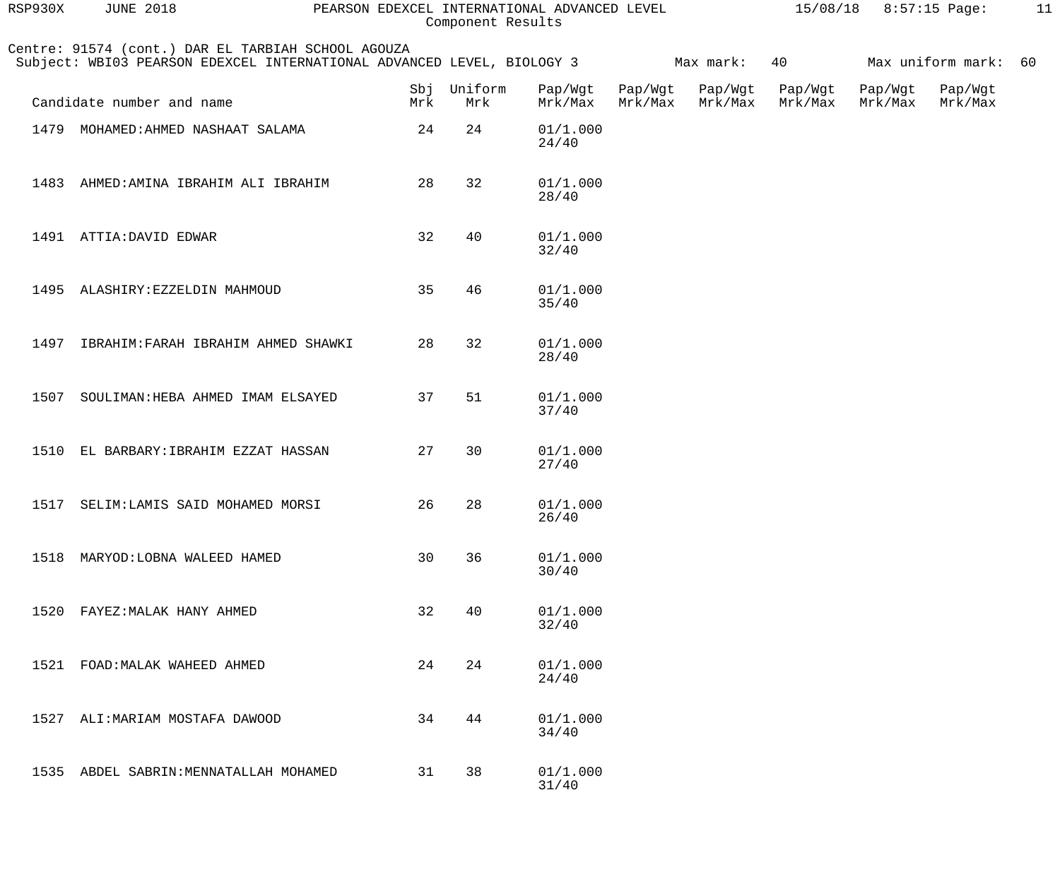Component Results

Centre: 91574 (cont.) DAR EL TARBIAH SCHOOL AGOUZA
Subject: WBI03 PEARSON EDEXCEL INTERNATIONAL ADVANCED LEVEL, BIOLOGY 3 Max mark: 40 Max uniform mark: 60

| Candidate number and name | Sbj Mrk | Uniform Mrk | Pap/Wgt Mrk/Max | Pap/Wgt Mrk/Max | Pap/Wgt Mrk/Max | Pap/Wgt Mrk/Max | Pap/Wgt Mrk/Max | Pap/Wgt Mrk/Max |
|---|---|---|---|---|---|---|---|---|
| 1479 MOHAMED:AHMED NASHAAT SALAMA | 24 | 24 | 01/1.000 24/40 | | | | | |
| 1483 AHMED:AMINA IBRAHIM ALI IBRAHIM | 28 | 32 | 01/1.000 28/40 | | | | | |
| 1491 ATTIA:DAVID EDWAR | 32 | 40 | 01/1.000 32/40 | | | | | |
| 1495 ALASHIRY:EZZELDIN MAHMOUD | 35 | 46 | 01/1.000 35/40 | | | | | |
| 1497 IBRAHIM:FARAH IBRAHIM AHMED SHAWKI | 28 | 32 | 01/1.000 28/40 | | | | | |
| 1507 SOULIMAN:HEBA AHMED IMAM ELSAYED | 37 | 51 | 01/1.000 37/40 | | | | | |
| 1510 EL BARBARY:IBRAHIM EZZAT HASSAN | 27 | 30 | 01/1.000 27/40 | | | | | |
| 1517 SELIM:LAMIS SAID MOHAMED MORSI | 26 | 28 | 01/1.000 26/40 | | | | | |
| 1518 MARYOD:LOBNA WALEED HAMED | 30 | 36 | 01/1.000 30/40 | | | | | |
| 1520 FAYEZ:MALAK HANY AHMED | 32 | 40 | 01/1.000 32/40 | | | | | |
| 1521 FOAD:MALAK WAHEED AHMED | 24 | 24 | 01/1.000 24/40 | | | | | |
| 1527 ALI:MARIAM MOSTAFA DAWOOD | 34 | 44 | 01/1.000 34/40 | | | | | |
| 1535 ABDEL SABRIN:MENNATALLAH MOHAMED | 31 | 38 | 01/1.000 31/40 | | | | | |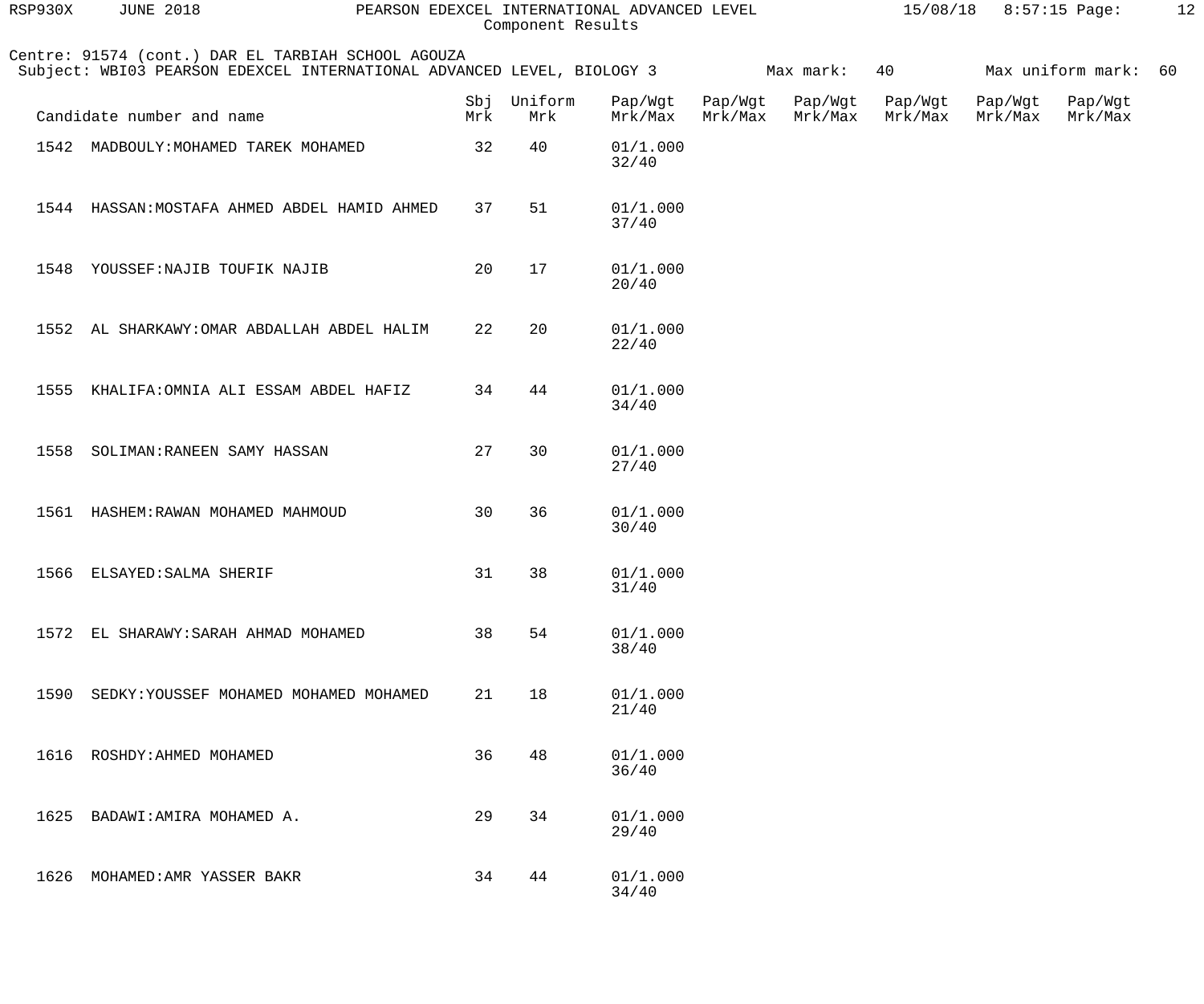Component Results

Centre: 91574 (cont.) DAR EL TARBIAH SCHOOL AGOUZA
Subject: WBI03 PEARSON EDEXCEL INTERNATIONAL ADVANCED LEVEL, BIOLOGY 3 Max mark: 40 Max uniform mark: 60

| Candidate number and name | Sbj Mrk | Uniform Mrk | Pap/Wgt Mrk/Max | Pap/Wgt Mrk/Max | Pap/Wgt Mrk/Max | Pap/Wgt Mrk/Max | Pap/Wgt Mrk/Max | Pap/Wgt Mrk/Max |
|---|---|---|---|---|---|---|---|---|
| 1542 MADBOULY:MOHAMED TAREK MOHAMED | 32 | 40 | 01/1.000 32/40 | | | | | |
| 1544 HASSAN:MOSTAFA AHMED ABDEL HAMID AHMED | 37 | 51 | 01/1.000 37/40 | | | | | |
| 1548 YOUSSEF:NAJIB TOUFIK NAJIB | 20 | 17 | 01/1.000 20/40 | | | | | |
| 1552 AL SHARKAWY:OMAR ABDALLAH ABDEL HALIM | 22 | 20 | 01/1.000 22/40 | | | | | |
| 1555 KHALIFA:OMNIA ALI ESSAM ABDEL HAFIZ | 34 | 44 | 01/1.000 34/40 | | | | | |
| 1558 SOLIMAN:RANEEN SAMY HASSAN | 27 | 30 | 01/1.000 27/40 | | | | | |
| 1561 HASHEM:RAWAN MOHAMED MAHMOUD | 30 | 36 | 01/1.000 30/40 | | | | | |
| 1566 ELSAYED:SALMA SHERIF | 31 | 38 | 01/1.000 31/40 | | | | | |
| 1572 EL SHARAWY:SARAH AHMAD MOHAMED | 38 | 54 | 01/1.000 38/40 | | | | | |
| 1590 SEDKY:YOUSSEF MOHAMED MOHAMED MOHAMED | 21 | 18 | 01/1.000 21/40 | | | | | |
| 1616 ROSHDY:AHMED MOHAMED | 36 | 48 | 01/1.000 36/40 | | | | | |
| 1625 BADAWI:AMIRA MOHAMED A. | 29 | 34 | 01/1.000 29/40 | | | | | |
| 1626 MOHAMED:AMR YASSER BAKR | 34 | 44 | 01/1.000 34/40 | | | | | |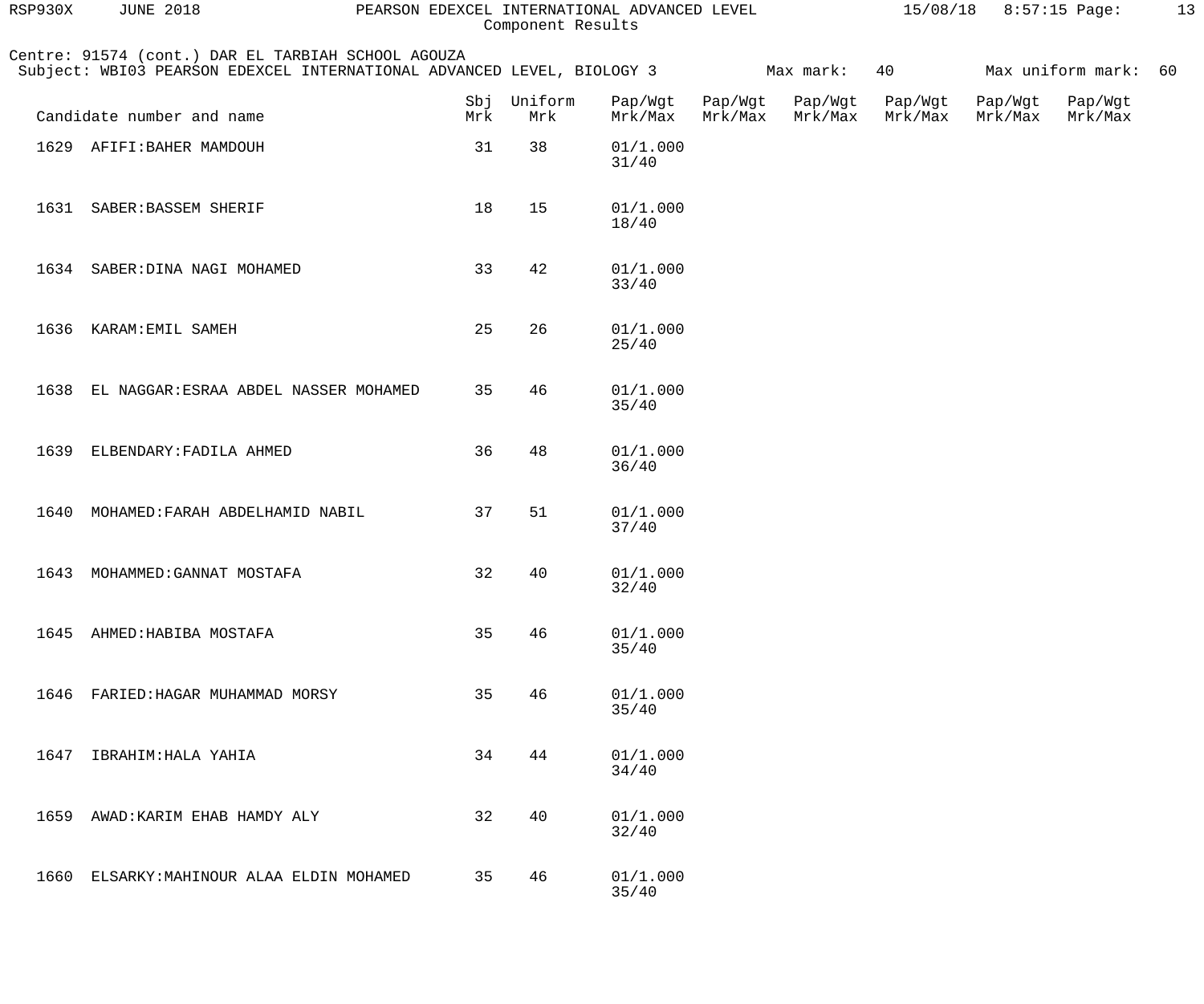Centre: 91574 (cont.) DAR EL TARBIAH SCHOOL AGOUZA

Subject: WBI03 PEARSON EDEXCEL INTERNATIONAL ADVANCED LEVEL, BIOLOGY 3 Max mark: 40 Max uniform mark: 60

| Candidate number and name | Sbj Mrk | Uniform Mrk | Pap/Wgt Mrk/Max | Pap/Wgt Mrk/Max | Pap/Wgt Mrk/Max | Pap/Wgt Mrk/Max | Pap/Wgt Mrk/Max | Pap/Wgt Mrk/Max |
|---|---|---|---|---|---|---|---|---|
| 1629 AFIFI:BAHER MAMDOUH | 31 | 38 | 01/1.000 31/40 | | | | | |
| 1631 SABER:BASSEM SHERIF | 18 | 15 | 01/1.000 18/40 | | | | | |
| 1634 SABER:DINA NAGI MOHAMED | 33 | 42 | 01/1.000 33/40 | | | | | |
| 1636 KARAM:EMIL SAMEH | 25 | 26 | 01/1.000 25/40 | | | | | |
| 1638 EL NAGGAR:ESRAA ABDEL NASSER MOHAMED | 35 | 46 | 01/1.000 35/40 | | | | | |
| 1639 ELBENDARY:FADILA AHMED | 36 | 48 | 01/1.000 36/40 | | | | | |
| 1640 MOHAMED:FARAH ABDELHAMID NABIL | 37 | 51 | 01/1.000 37/40 | | | | | |
| 1643 MOHAMMED:GANNAT MOSTAFA | 32 | 40 | 01/1.000 32/40 | | | | | |
| 1645 AHMED:HABIBA MOSTAFA | 35 | 46 | 01/1.000 35/40 | | | | | |
| 1646 FARIED:HAGAR MUHAMMAD MORSY | 35 | 46 | 01/1.000 35/40 | | | | | |
| 1647 IBRAHIM:HALA YAHIA | 34 | 44 | 01/1.000 34/40 | | | | | |
| 1659 AWAD:KARIM EHAB HAMDY ALY | 32 | 40 | 01/1.000 32/40 | | | | | |
| 1660 ELSARKY:MAHINOUR ALAA ELDIN MOHAMED | 35 | 46 | 01/1.000 35/40 | | | | | |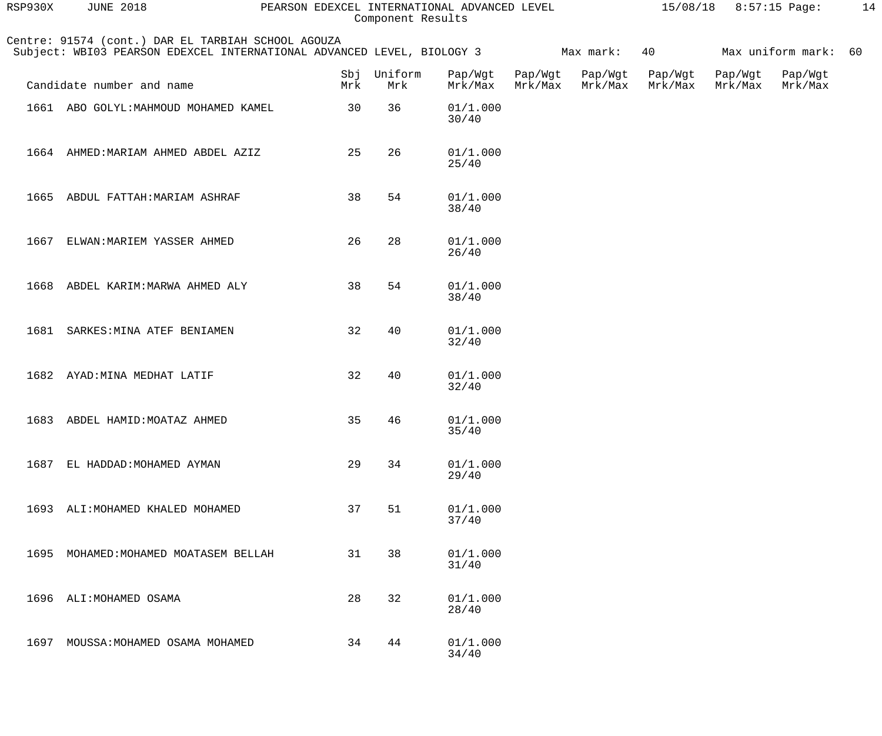Component Results

Centre: 91574 (cont.) DAR EL TARBIAH SCHOOL AGOUZA
Subject: WBI03 PEARSON EDEXCEL INTERNATIONAL ADVANCED LEVEL, BIOLOGY 3 Max mark: 40 Max uniform mark: 60

| Candidate number and name | Sbj Mrk | Uniform Mrk | Pap/Wgt Mrk/Max | Pap/Wgt Mrk/Max | Pap/Wgt Mrk/Max | Pap/Wgt Mrk/Max | Pap/Wgt Mrk/Max | Pap/Wgt Mrk/Max |
|---|---|---|---|---|---|---|---|---|
| 1661 ABO GOLYL:MAHMOUD MOHAMED KAMEL | 30 | 36 | 01/1.000 30/40 | | | | | |
| 1664 AHMED:MARIAM AHMED ABDEL AZIZ | 25 | 26 | 01/1.000 25/40 | | | | | |
| 1665 ABDUL FATTAH:MARIAM ASHRAF | 38 | 54 | 01/1.000 38/40 | | | | | |
| 1667 ELWAN:MARIEM YASSER AHMED | 26 | 28 | 01/1.000 26/40 | | | | | |
| 1668 ABDEL KARIM:MARWA AHMED ALY | 38 | 54 | 01/1.000 38/40 | | | | | |
| 1681 SARKES:MINA ATEF BENIAMEN | 32 | 40 | 01/1.000 32/40 | | | | | |
| 1682 AYAD:MINA MEDHAT LATIF | 32 | 40 | 01/1.000 32/40 | | | | | |
| 1683 ABDEL HAMID:MOATAZ AHMED | 35 | 46 | 01/1.000 35/40 | | | | | |
| 1687 EL HADDAD:MOHAMED AYMAN | 29 | 34 | 01/1.000 29/40 | | | | | |
| 1693 ALI:MOHAMED KHALED MOHAMED | 37 | 51 | 01/1.000 37/40 | | | | | |
| 1695 MOHAMED:MOHAMED MOATASEM BELLAH | 31 | 38 | 01/1.000 31/40 | | | | | |
| 1696 ALI:MOHAMED OSAMA | 28 | 32 | 01/1.000 28/40 | | | | | |
| 1697 MOUSSA:MOHAMED OSAMA MOHAMED | 34 | 44 | 01/1.000 34/40 | | | | | |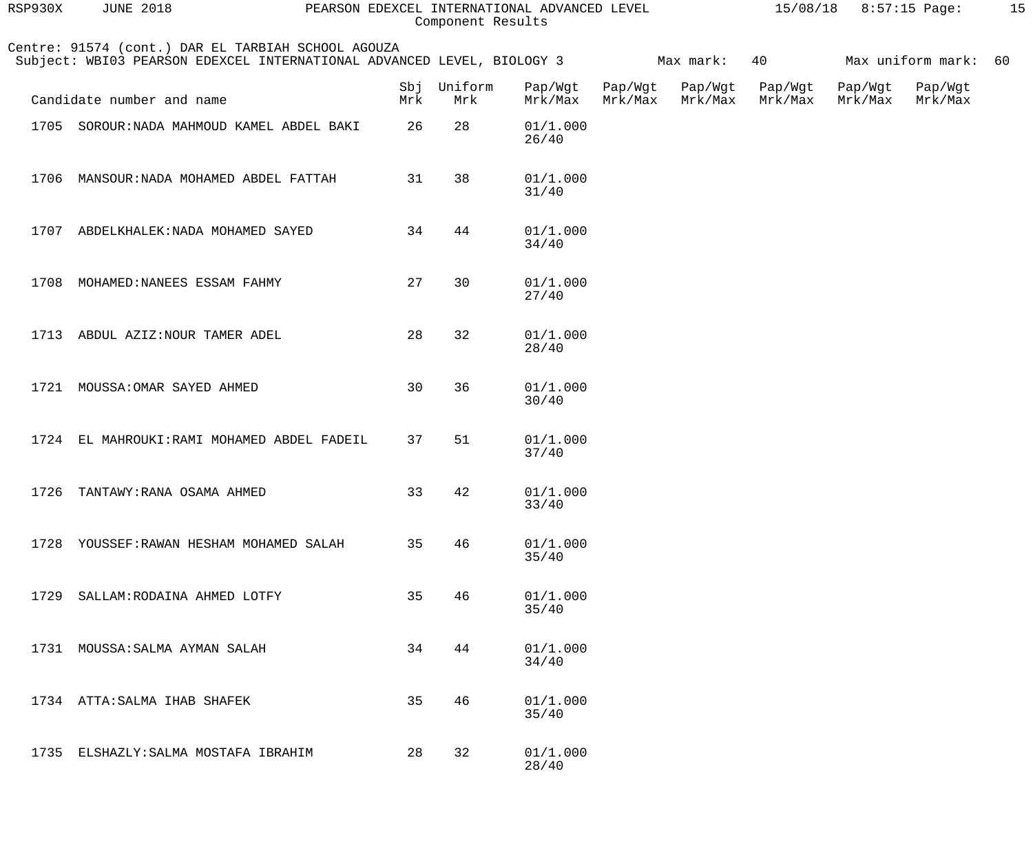Centre: 91574 (cont.) DAR EL TARBIAH SCHOOL AGOUZA

Subject: WBI03 PEARSON EDEXCEL INTERNATIONAL ADVANCED LEVEL, BIOLOGY 3 Max mark: 40 Max uniform mark: 60

| Candidate number and name | | Sbj Mrk | Uniform Mrk | Pap/Wgt Mrk/Max | Pap/Wgt Mrk/Max | Pap/Wgt Mrk/Max | Pap/Wgt Mrk/Max | Pap/Wgt Mrk/Max | Pap/Wgt Mrk/Max |
|---|---|---|---|---|---|---|---|---|---|
| 1705 | SOROUR:NADA MAHMOUD KAMEL ABDEL BAKI | 26 | 28 | 01/1.000 26/40 | | | | | |
| 1706 | MANSOUR:NADA MOHAMED ABDEL FATTAH | 31 | 38 | 01/1.000 31/40 | | | | | |
| 1707 | ABDELKHALEK:NADA MOHAMED SAYED | 34 | 44 | 01/1.000 34/40 | | | | | |
| 1708 | MOHAMED:NANEES ESSAM FAHMY | 27 | 30 | 01/1.000 27/40 | | | | | |
| 1713 | ABDUL AZIZ:NOUR TAMER ADEL | 28 | 32 | 01/1.000 28/40 | | | | | |
| 1721 | MOUSSA:OMAR SAYED AHMED | 30 | 36 | 01/1.000 30/40 | | | | | |
| 1724 | EL MAHROUKI:RAMI MOHAMED ABDEL FADEIL | 37 | 51 | 01/1.000 37/40 | | | | | |
| 1726 | TANTAWY:RANA OSAMA AHMED | 33 | 42 | 01/1.000 33/40 | | | | | |
| 1728 | YOUSSEF:RAWAN HESHAM MOHAMED SALAH | 35 | 46 | 01/1.000 35/40 | | | | | |
| 1729 | SALLAM:RODAINA AHMED LOTFY | 35 | 46 | 01/1.000 35/40 | | | | | |
| 1731 | MOUSSA:SALMA AYMAN SALAH | 34 | 44 | 01/1.000 34/40 | | | | | |
| 1734 | ATTA:SALMA IHAB SHAFEK | 35 | 46 | 01/1.000 35/40 | | | | | |
| 1735 | ELSHAZLY:SALMA MOSTAFA IBRAHIM | 28 | 32 | 01/1.000 28/40 | | | | | |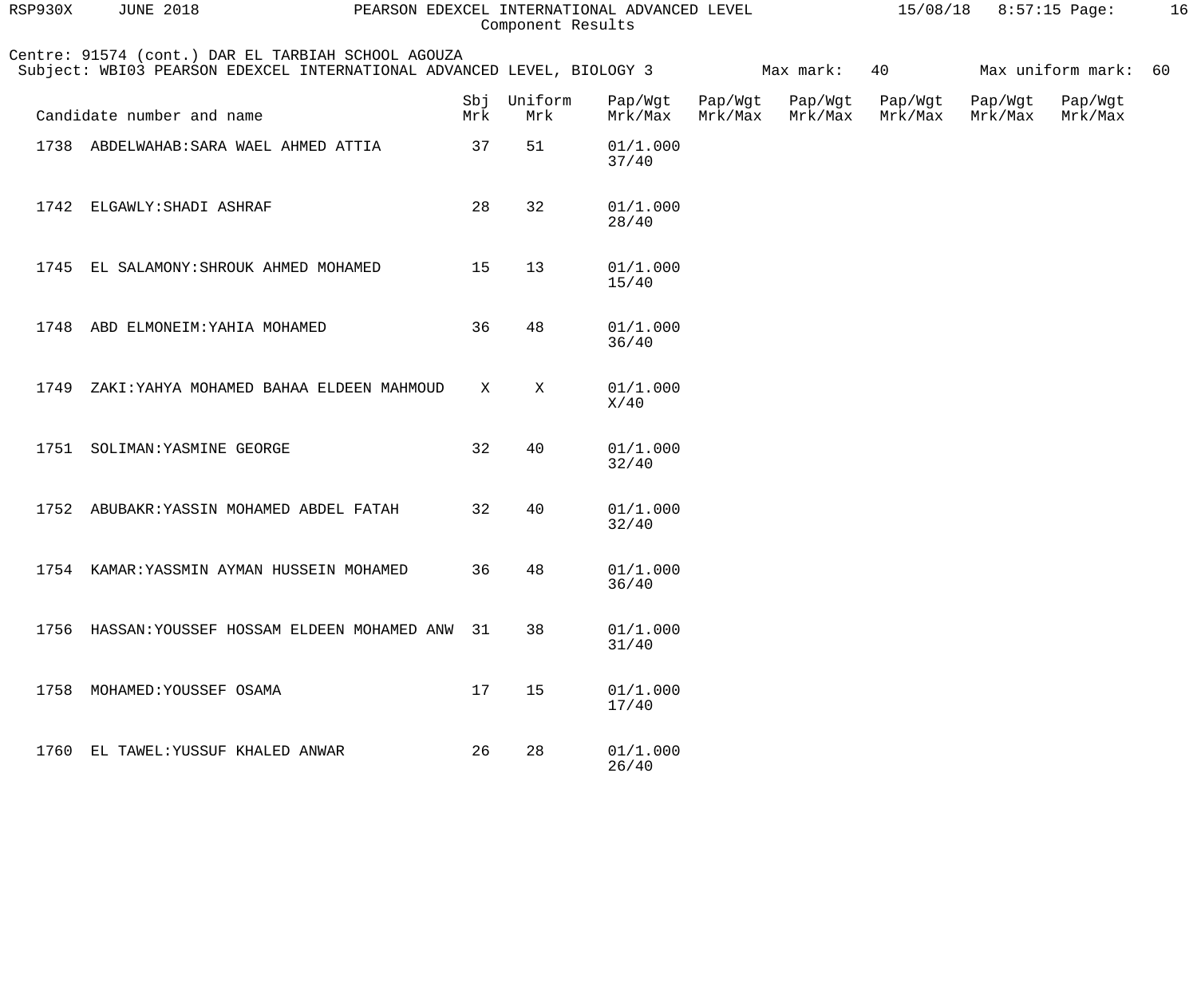Component Results

Centre: 91574 (cont.) DAR EL TARBIAH SCHOOL AGOUZA
Subject: WBI03 PEARSON EDEXCEL INTERNATIONAL ADVANCED LEVEL, BIOLOGY 3 Max mark: 40 Max uniform mark: 60

| Candidate number and name | Sbj Mrk | Uniform Mrk | Pap/Wgt Mrk/Max | Pap/Wgt Mrk/Max | Pap/Wgt Mrk/Max | Pap/Wgt Mrk/Max | Pap/Wgt Mrk/Max | Pap/Wgt Mrk/Max |
|---|---|---|---|---|---|---|---|---|
| 1738 ABDELWAHAB:SARA WAEL AHMED ATTIA | 37 | 51 | 01/1.000 37/40 | | | | | |
| 1742 ELGAWLY:SHADI ASHRAF | 28 | 32 | 01/1.000 28/40 | | | | | |
| 1745 EL SALAMONY:SHROUK AHMED MOHAMED | 15 | 13 | 01/1.000 15/40 | | | | | |
| 1748 ABD ELMONEIM:YAHIA MOHAMED | 36 | 48 | 01/1.000 36/40 | | | | | |
| 1749 ZAKI:YAHYA MOHAMED BAHAA ELDEEN MAHMOUD | X | X | 01/1.000 X/40 | | | | | |
| 1751 SOLIMAN:YASMINE GEORGE | 32 | 40 | 01/1.000 32/40 | | | | | |
| 1752 ABUBAKR:YASSIN MOHAMED ABDEL FATAH | 32 | 40 | 01/1.000 32/40 | | | | | |
| 1754 KAMAR:YASSMIN AYMAN HUSSEIN MOHAMED | 36 | 48 | 01/1.000 36/40 | | | | | |
| 1756 HASSAN:YOUSSEF HOSSAM ELDEEN MOHAMED ANW | 31 | 38 | 01/1.000 31/40 | | | | | |
| 1758 MOHAMED:YOUSSEF OSAMA | 17 | 15 | 01/1.000 17/40 | | | | | |
| 1760 EL TAWEL:YUSSUF KHALED ANWAR | 26 | 28 | 01/1.000 26/40 | | | | | |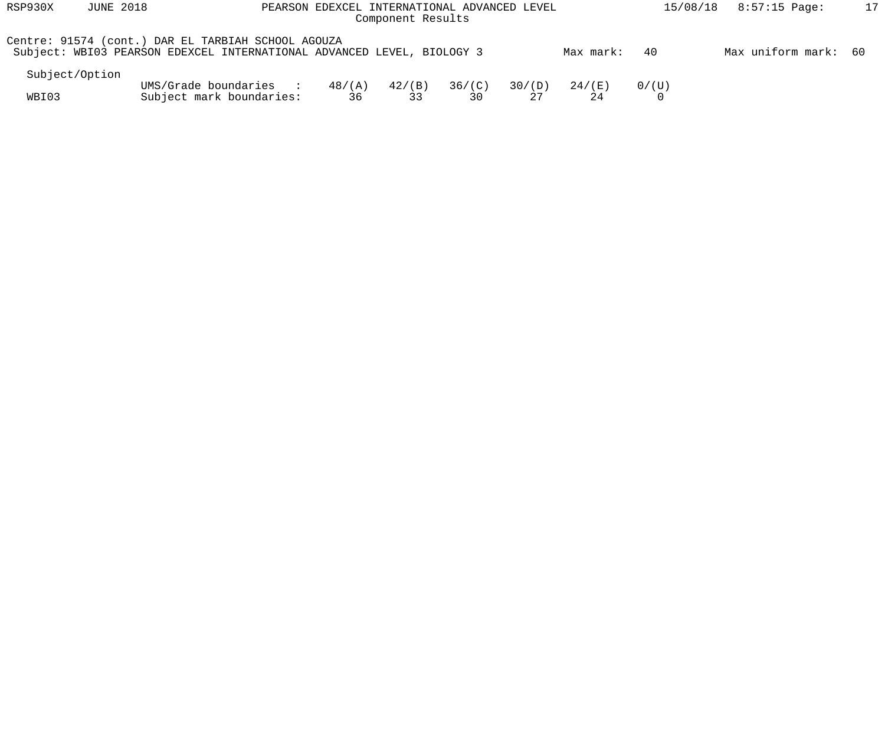Centre: 91574 (cont.) DAR EL TARBIAH SCHOOL AGOUZA

Subject: WBI03 PEARSON EDEXCEL INTERNATIONAL ADVANCED LEVEL, BIOLOGY 3 Max mark: 40 Max uniform mark: 60

| Subject/Option | | | | | | | |
|---|---|---|---|---|---|---|---|
| | UMS/Grade boundaries : | 48/(A) | 42/(B) | 36/(C) | 30/(D) | 24/(E) | 0/(U) |
| WBI03 | Subject mark boundaries: | 36 | 33 | 30 | 27 | 24 | 0 |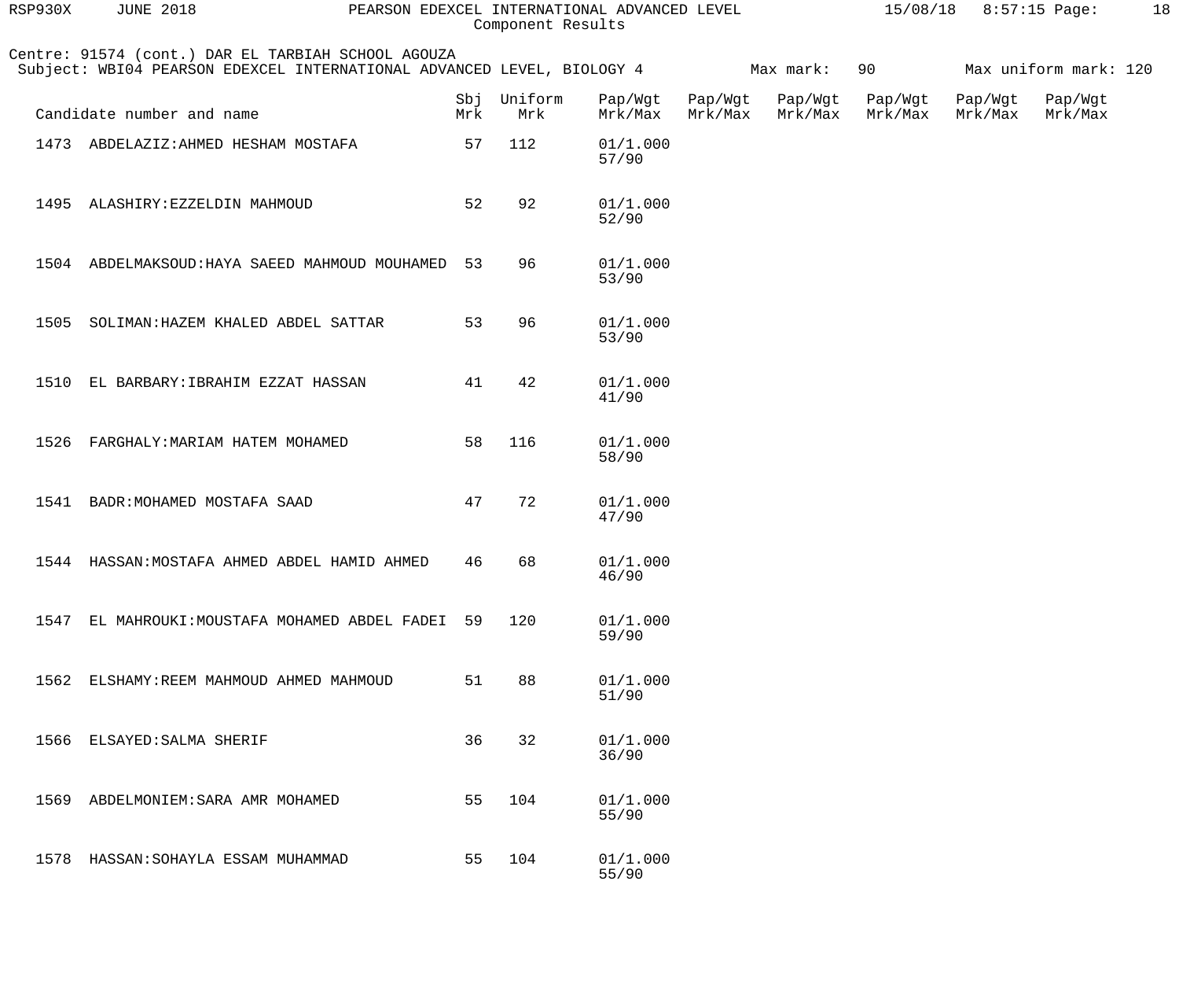PEARSON EDEXCEL INTERNATIONAL ADVANCED LEVEL
Component Results

Centre: 91574 (cont.) DAR EL TARBIAH SCHOOL AGOUZA
Subject: WBI04 PEARSON EDEXCEL INTERNATIONAL ADVANCED LEVEL, BIOLOGY 4 Max mark: 90 Max uniform mark: 120

| Candidate number and name | Sbj Mrk | Uniform Mrk | Pap/Wgt Mrk/Max | Pap/Wgt Mrk/Max | Pap/Wgt Mrk/Max | Pap/Wgt Mrk/Max | Pap/Wgt Mrk/Max | Pap/Wgt Mrk/Max |
|---|---|---|---|---|---|---|---|---|
| 1473 ABDELAZIZ:AHMED HESHAM MOSTAFA | 57 | 112 | 01/1.000 57/90 | | | | | |
| 1495 ALASHIRY:EZZELDIN MAHMOUD | 52 | 92 | 01/1.000 52/90 | | | | | |
| 1504 ABDELMAKSOUD:HAYA SAEED MAHMOUD MOUHAMED | 53 | 96 | 01/1.000 53/90 | | | | | |
| 1505 SOLIMAN:HAZEM KHALED ABDEL SATTAR | 53 | 96 | 01/1.000 53/90 | | | | | |
| 1510 EL BARBARY:IBRAHIM EZZAT HASSAN | 41 | 42 | 01/1.000 41/90 | | | | | |
| 1526 FARGHALY:MARIAM HATEM MOHAMED | 58 | 116 | 01/1.000 58/90 | | | | | |
| 1541 BADR:MOHAMED MOSTAFA SAAD | 47 | 72 | 01/1.000 47/90 | | | | | |
| 1544 HASSAN:MOSTAFA AHMED ABDEL HAMID AHMED | 46 | 68 | 01/1.000 46/90 | | | | | |
| 1547 EL MAHROUKI:MOUSTAFA MOHAMED ABDEL FADEI | 59 | 120 | 01/1.000 59/90 | | | | | |
| 1562 ELSHAMY:REEM MAHMOUD AHMED MAHMOUD | 51 | 88 | 01/1.000 51/90 | | | | | |
| 1566 ELSAYED:SALMA SHERIF | 36 | 32 | 01/1.000 36/90 | | | | | |
| 1569 ABDELMONIEM:SARA AMR MOHAMED | 55 | 104 | 01/1.000 55/90 | | | | | |
| 1578 HASSAN:SOHAYLA ESSAM MUHAMMAD | 55 | 104 | 01/1.000 55/90 | | | | | |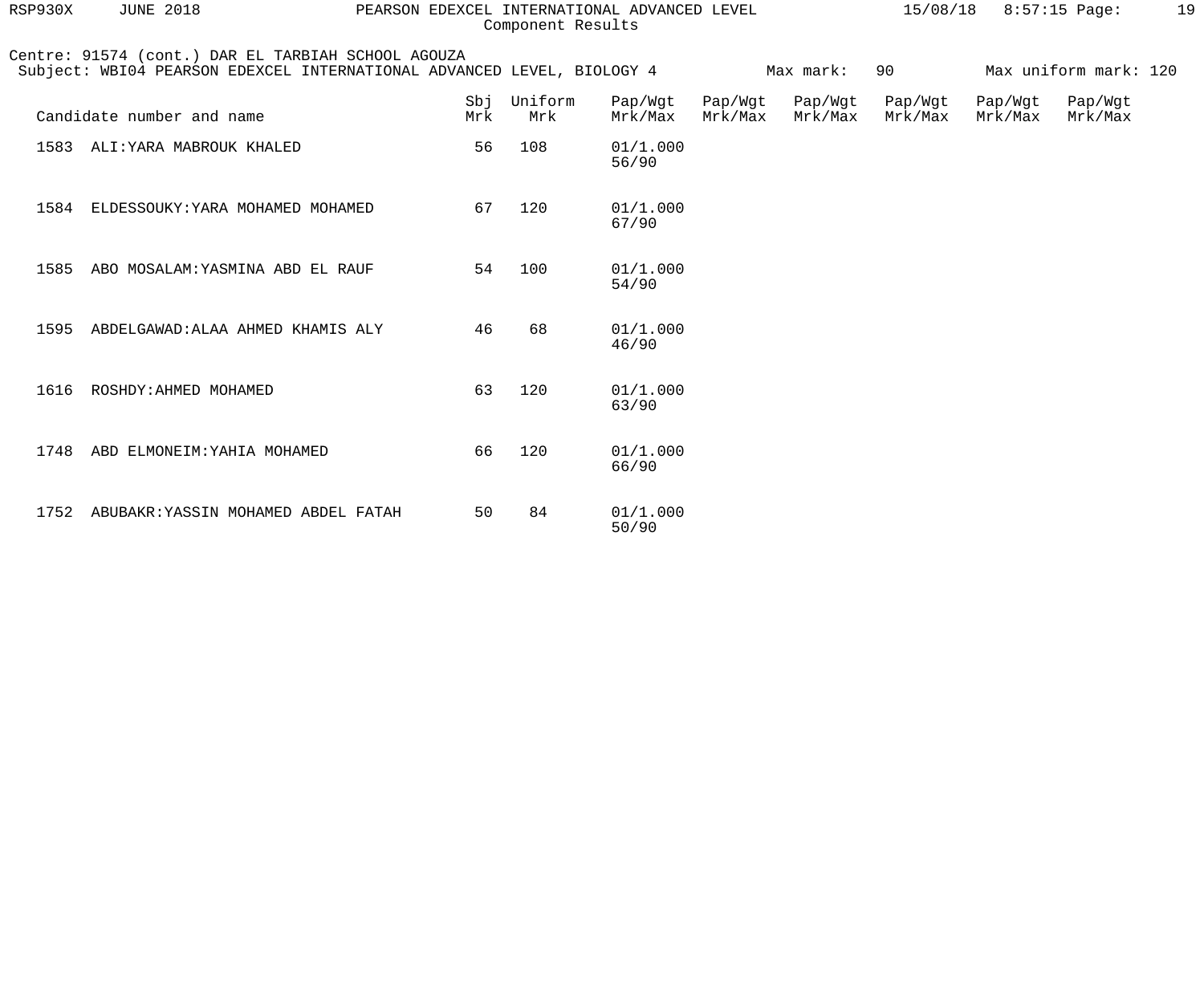Centre: 91574 (cont.) DAR EL TARBIAH SCHOOL AGOUZA

Subject: WBI04 PEARSON EDEXCEL INTERNATIONAL ADVANCED LEVEL, BIOLOGY 4 Max mark: 90 Max uniform mark: 120

| Candidate number and name | Sbj Mrk | Uniform Mrk | Pap/Wgt Mrk/Max | Pap/Wgt Mrk/Max | Pap/Wgt Mrk/Max | Pap/Wgt Mrk/Max | Pap/Wgt Mrk/Max | Pap/Wgt Mrk/Max |
|---|---|---|---|---|---|---|---|---|
| 1583 ALI:YARA MABROUK KHALED | 56 | 108 | 01/1.000 56/90 | | | | | |
| 1584 ELDESSOUKY:YARA MOHAMED MOHAMED | 67 | 120 | 01/1.000 67/90 | | | | | |
| 1585 ABO MOSALAM:YASMINA ABD EL RAUF | 54 | 100 | 01/1.000 54/90 | | | | | |
| 1595 ABDELGAWAD:ALAA AHMED KHAMIS ALY | 46 | 68 | 01/1.000 46/90 | | | | | |
| 1616 ROSHDY:AHMED MOHAMED | 63 | 120 | 01/1.000 63/90 | | | | | |
| 1748 ABD ELMONEIM:YAHIA MOHAMED | 66 | 120 | 01/1.000 66/90 | | | | | |
| 1752 ABUBAKR:YASSIN MOHAMED ABDEL FATAH | 50 | 84 | 01/1.000 50/90 | | | | | |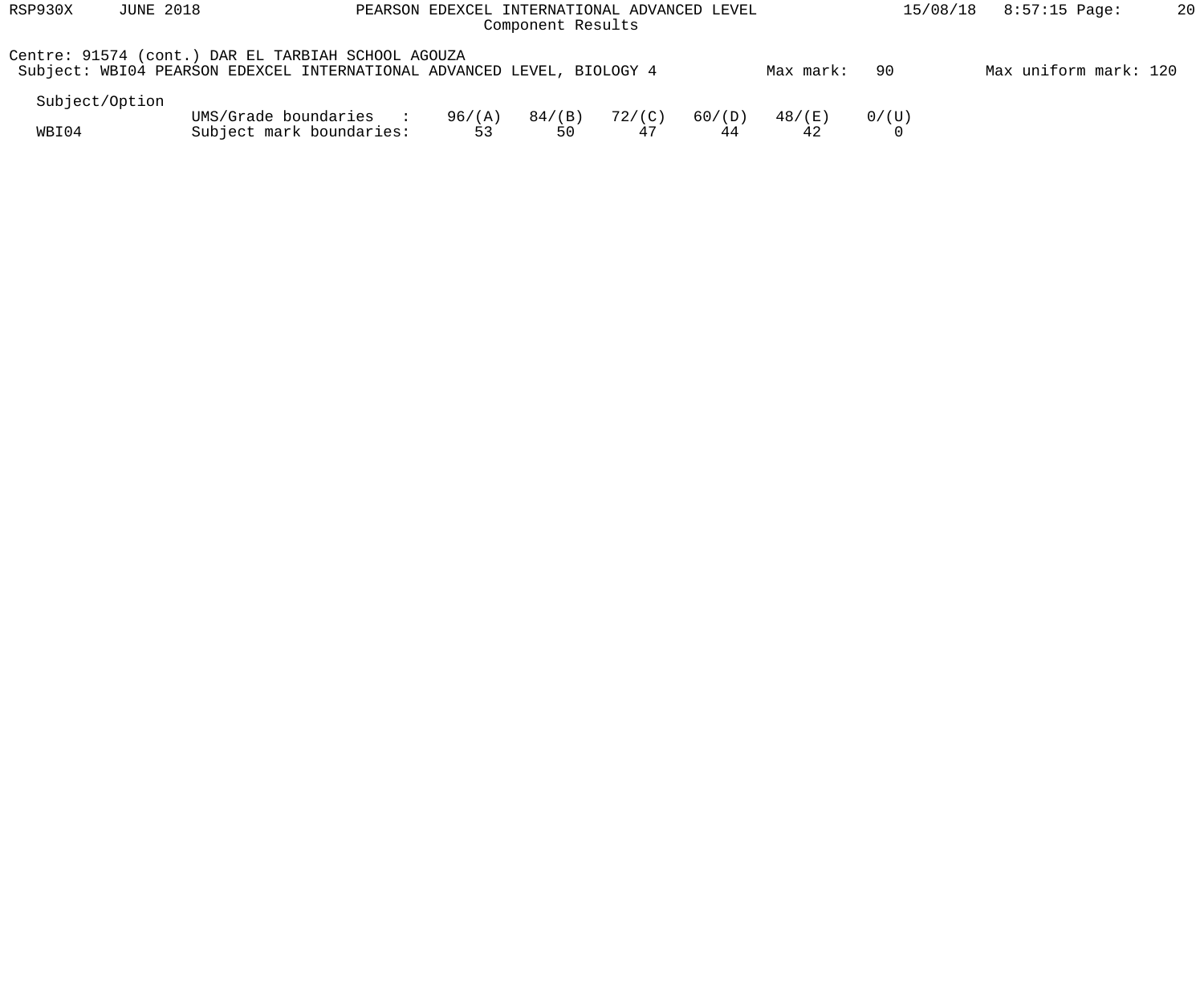Centre: 91574 (cont.) DAR EL TARBIAH SCHOOL AGOUZA
Subject: WBI04 PEARSON EDEXCEL INTERNATIONAL ADVANCED LEVEL, BIOLOGY 4 Max mark: 90 Max uniform mark: 120

| Subject/Option | | | | | | | |
|---|---|---|---|---|---|---|---|
| | UMS/Grade boundaries : | 96/(A) | 84/(B) | 72/(C) | 60/(D) | 48/(E) | 0/(U) |
| WBI04 | Subject mark boundaries: | 53 | 50 | 47 | 44 | 42 | 0 |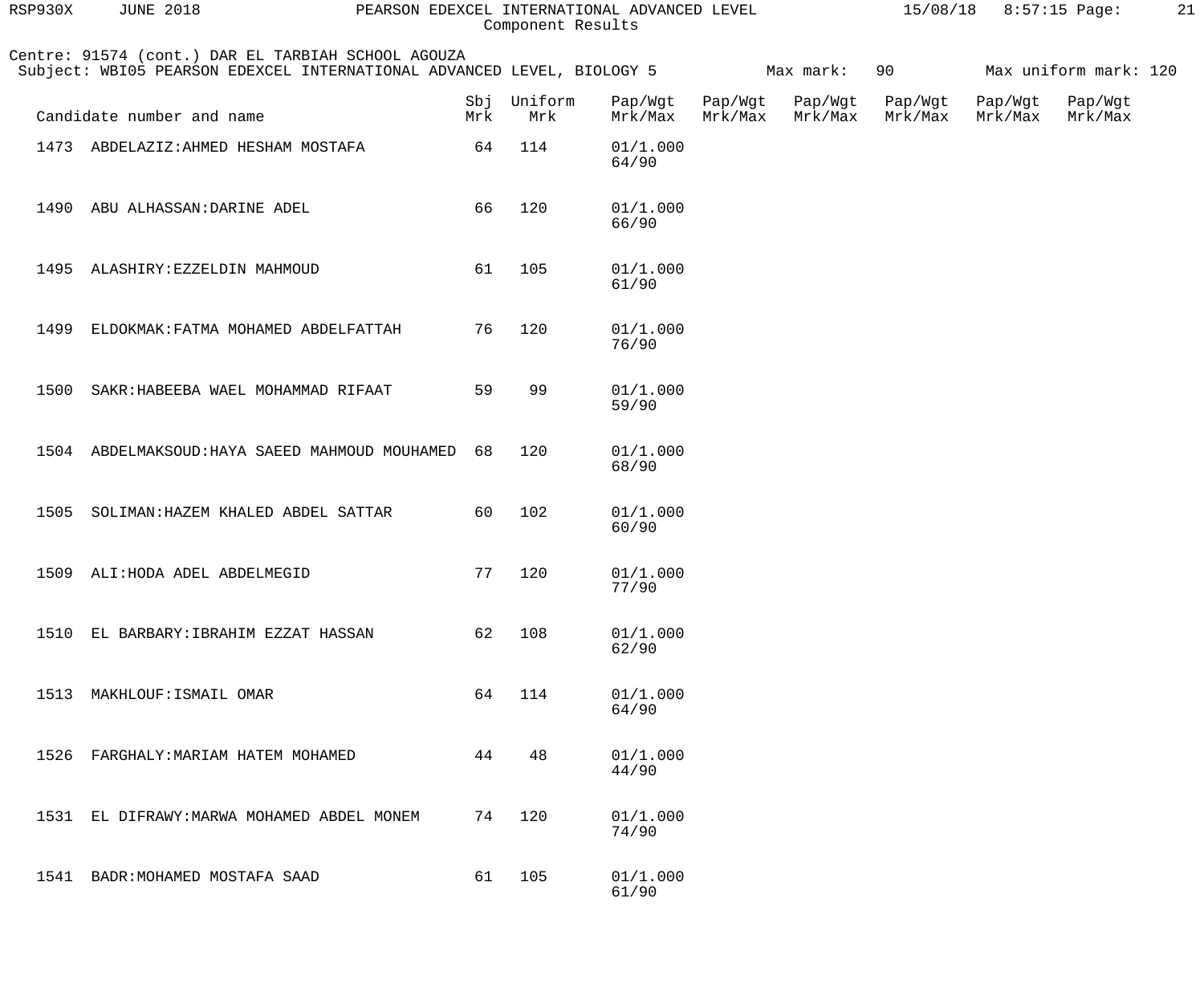Centre: 91574 (cont.) DAR EL TARBIAH SCHOOL AGOUZA

Subject: WBI05 PEARSON EDEXCEL INTERNATIONAL ADVANCED LEVEL, BIOLOGY 5 Max mark: 90 Max uniform mark: 120

| Candidate number and name | Sbj Mrk | Uniform Mrk | Pap/Wgt Mrk/Max | Pap/Wgt Mrk/Max | Pap/Wgt Mrk/Max | Pap/Wgt Mrk/Max | Pap/Wgt Mrk/Max | Pap/Wgt Mrk/Max |
|---|---|---|---|---|---|---|---|---|
| 1473 ABDELAZIZ:AHMED HESHAM MOSTAFA | 64 | 114 | 01/1.000 64/90 | | | | | |
| 1490 ABU ALHASSAN:DARINE ADEL | 66 | 120 | 01/1.000 66/90 | | | | | |
| 1495 ALASHIRY:EZZELDIN MAHMOUD | 61 | 105 | 01/1.000 61/90 | | | | | |
| 1499 ELDOKMAK:FATMA MOHAMED ABDELFATTAH | 76 | 120 | 01/1.000 76/90 | | | | | |
| 1500 SAKR:HABEEBA WAEL MOHAMMAD RIFAAT | 59 | 99 | 01/1.000 59/90 | | | | | |
| 1504 ABDELMAKSOUD:HAYA SAEED MAHMOUD MOUHAMED | 68 | 120 | 01/1.000 68/90 | | | | | |
| 1505 SOLIMAN:HAZEM KHALED ABDEL SATTAR | 60 | 102 | 01/1.000 60/90 | | | | | |
| 1509 ALI:HODA ADEL ABDELMEGID | 77 | 120 | 01/1.000 77/90 | | | | | |
| 1510 EL BARBARY:IBRAHIM EZZAT HASSAN | 62 | 108 | 01/1.000 62/90 | | | | | |
| 1513 MAKHLOUF:ISMAIL OMAR | 64 | 114 | 01/1.000 64/90 | | | | | |
| 1526 FARGHALY:MARIAM HATEM MOHAMED | 44 | 48 | 01/1.000 44/90 | | | | | |
| 1531 EL DIFRAWY:MARWA MOHAMED ABDEL MONEM | 74 | 120 | 01/1.000 74/90 | | | | | |
| 1541 BADR:MOHAMED MOSTAFA SAAD | 61 | 105 | 01/1.000 61/90 | | | | | |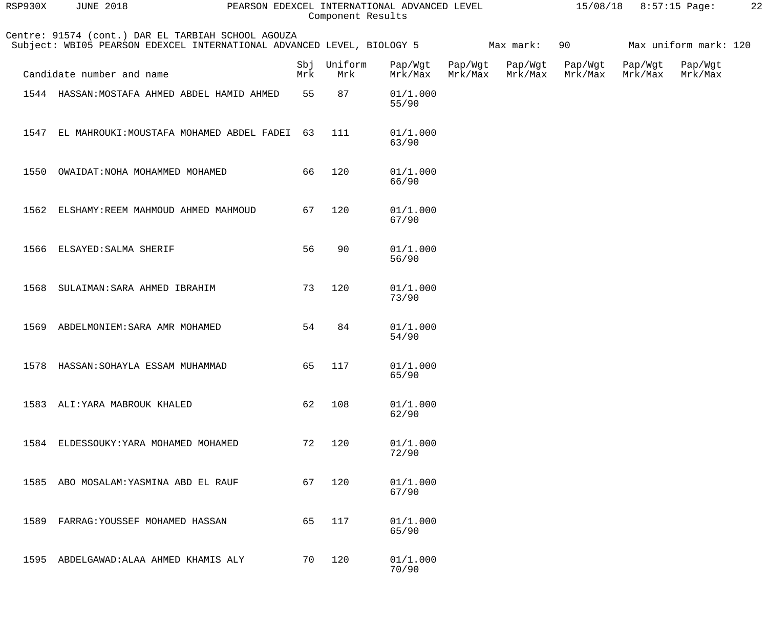Component Results

Centre: 91574 (cont.) DAR EL TARBIAH SCHOOL AGOUZA
Subject: WBI05 PEARSON EDEXCEL INTERNATIONAL ADVANCED LEVEL, BIOLOGY 5 Max mark: 90 Max uniform mark: 120

| Candidate number and name | Sbj Mrk | Uniform Mrk | Pap/Wgt Mrk/Max | Pap/Wgt Mrk/Max | Pap/Wgt Mrk/Max | Pap/Wgt Mrk/Max | Pap/Wgt Mrk/Max | Pap/Wgt Mrk/Max |
|---|---|---|---|---|---|---|---|---|
| 1544 HASSAN:MOSTAFA AHMED ABDEL HAMID AHMED | 55 | 87 | 01/1.000 55/90 | | | | | |
| 1547 EL MAHROUKI:MOUSTAFA MOHAMED ABDEL FADEI | 63 | 111 | 01/1.000 63/90 | | | | | |
| 1550 OWAIDAT:NOHA MOHAMMED MOHAMED | 66 | 120 | 01/1.000 66/90 | | | | | |
| 1562 ELSHAMY:REEM MAHMOUD AHMED MAHMOUD | 67 | 120 | 01/1.000 67/90 | | | | | |
| 1566 ELSAYED:SALMA SHERIF | 56 | 90 | 01/1.000 56/90 | | | | | |
| 1568 SULAIMAN:SARA AHMED IBRAHIM | 73 | 120 | 01/1.000 73/90 | | | | | |
| 1569 ABDELMONIEM:SARA AMR MOHAMED | 54 | 84 | 01/1.000 54/90 | | | | | |
| 1578 HASSAN:SOHAYLA ESSAM MUHAMMAD | 65 | 117 | 01/1.000 65/90 | | | | | |
| 1583 ALI:YARA MABROUK KHALED | 62 | 108 | 01/1.000 62/90 | | | | | |
| 1584 ELDESSOUKY:YARA MOHAMED MOHAMED | 72 | 120 | 01/1.000 72/90 | | | | | |
| 1585 ABO MOSALAM:YASMINA ABD EL RAUF | 67 | 120 | 01/1.000 67/90 | | | | | |
| 1589 FARRAG:YOUSSEF MOHAMED HASSAN | 65 | 117 | 01/1.000 65/90 | | | | | |
| 1595 ABDELGAWAD:ALAA AHMED KHAMIS ALY | 70 | 120 | 01/1.000 70/90 | | | | | |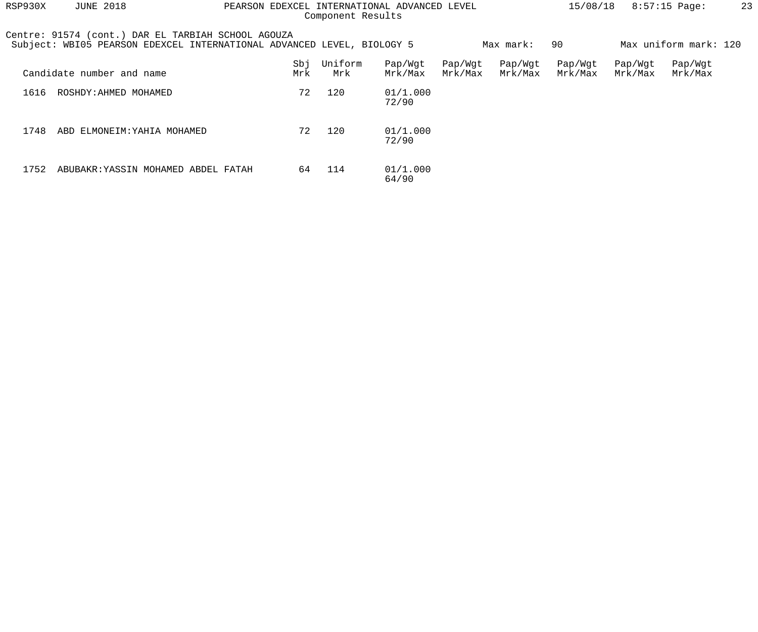Component Results

Centre: 91574 (cont.) DAR EL TARBIAH SCHOOL AGOUZA
Subject: WBI05 PEARSON EDEXCEL INTERNATIONAL ADVANCED LEVEL, BIOLOGY 5 Max mark: 90 Max uniform mark: 120

| Candidate number and name | Sbj Mrk | Uniform Mrk | Pap/Wgt Mrk/Max | Pap/Wgt Mrk/Max | Pap/Wgt Mrk/Max | Pap/Wgt Mrk/Max | Pap/Wgt Mrk/Max | Pap/Wgt Mrk/Max |
|---|---|---|---|---|---|---|---|---|
| 1616 ROSHDY:AHMED MOHAMED | 72 | 120 | 01/1.000 72/90 | | | | | |
| 1748 ABD ELMONEIM:YAHIA MOHAMED | 72 | 120 | 01/1.000 72/90 | | | | | |
| 1752 ABUBAKR:YASSIN MOHAMED ABDEL FATAH | 64 | 114 | 01/1.000 64/90 | | | | | |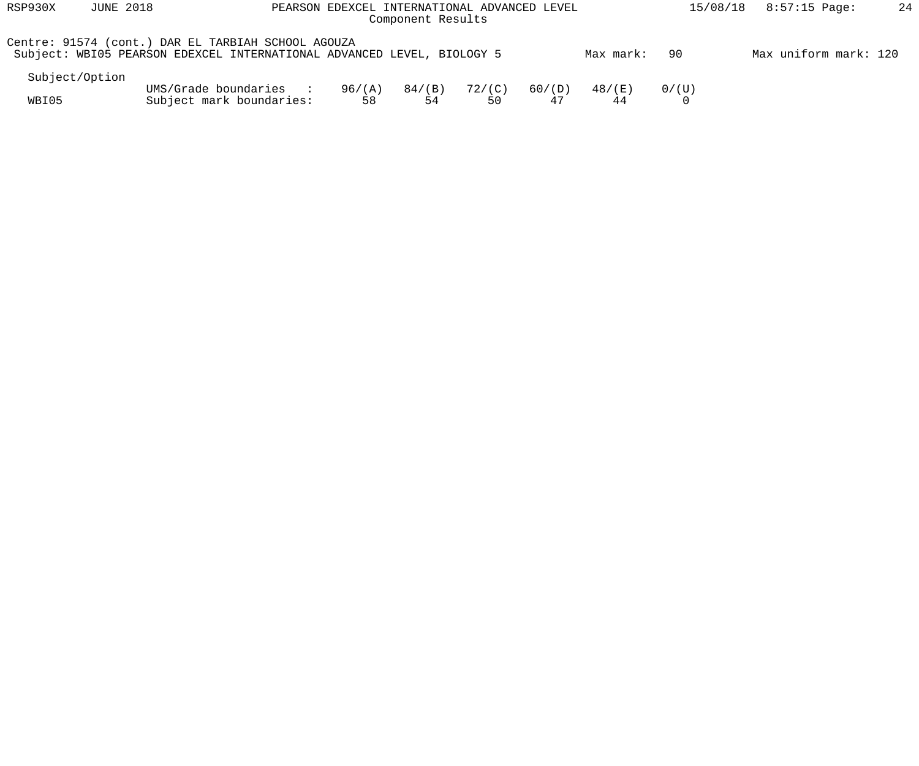Centre: 91574 (cont.) DAR EL TARBIAH SCHOOL AGOUZA

Subject: WBI05 PEARSON EDEXCEL INTERNATIONAL ADVANCED LEVEL, BIOLOGY 5 Max mark: 90 Max uniform mark: 120

| Subject/Option | | | | | | | |
|---|---|---|---|---|---|---|---|
| | UMS/Grade boundaries : | 96/(A) | 84/(B) | 72/(C) | 60/(D) | 48/(E) | 0/(U) |
| WBI05 | Subject mark boundaries: | 58 | 54 | 50 | 47 | 44 | 0 |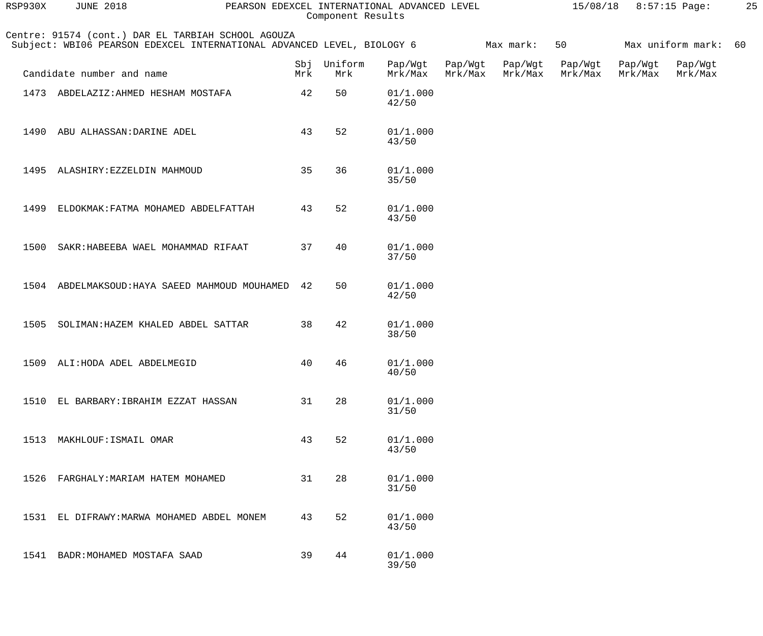Component Results

Centre: 91574 (cont.) DAR EL TARBIAH SCHOOL AGOUZA

Subject: WBI06 PEARSON EDEXCEL INTERNATIONAL ADVANCED LEVEL, BIOLOGY 6 Max mark: 50 Max uniform mark: 60

| Candidate number and name | Sbj Mrk | Uniform Mrk | Pap/Wgt Mrk/Max | Pap/Wgt Mrk/Max | Pap/Wgt Mrk/Max | Pap/Wgt Mrk/Max | Pap/Wgt Mrk/Max | Pap/Wgt Mrk/Max |
|---|---|---|---|---|---|---|---|---|
| 1473 ABDELAZIZ:AHMED HESHAM MOSTAFA | 42 | 50 | 01/1.000 42/50 | | | | | |
| 1490 ABU ALHASSAN:DARINE ADEL | 43 | 52 | 01/1.000 43/50 | | | | | |
| 1495 ALASHIRY:EZZELDIN MAHMOUD | 35 | 36 | 01/1.000 35/50 | | | | | |
| 1499 ELDOKMAK:FATMA MOHAMED ABDELFATTAH | 43 | 52 | 01/1.000 43/50 | | | | | |
| 1500 SAKR:HABEEBA WAEL MOHAMMAD RIFAAT | 37 | 40 | 01/1.000 37/50 | | | | | |
| 1504 ABDELMAKSOUD:HAYA SAEED MAHMOUD MOUHAMED | 42 | 50 | 01/1.000 42/50 | | | | | |
| 1505 SOLIMAN:HAZEM KHALED ABDEL SATTAR | 38 | 42 | 01/1.000 38/50 | | | | | |
| 1509 ALI:HODA ADEL ABDELMEGID | 40 | 46 | 01/1.000 40/50 | | | | | |
| 1510 EL BARBARY:IBRAHIM EZZAT HASSAN | 31 | 28 | 01/1.000 31/50 | | | | | |
| 1513 MAKHLOUF:ISMAIL OMAR | 43 | 52 | 01/1.000 43/50 | | | | | |
| 1526 FARGHALY:MARIAM HATEM MOHAMED | 31 | 28 | 01/1.000 31/50 | | | | | |
| 1531 EL DIFRAWY:MARWA MOHAMED ABDEL MONEM | 43 | 52 | 01/1.000 43/50 | | | | | |
| 1541 BADR:MOHAMED MOSTAFA SAAD | 39 | 44 | 01/1.000 39/50 | | | | | |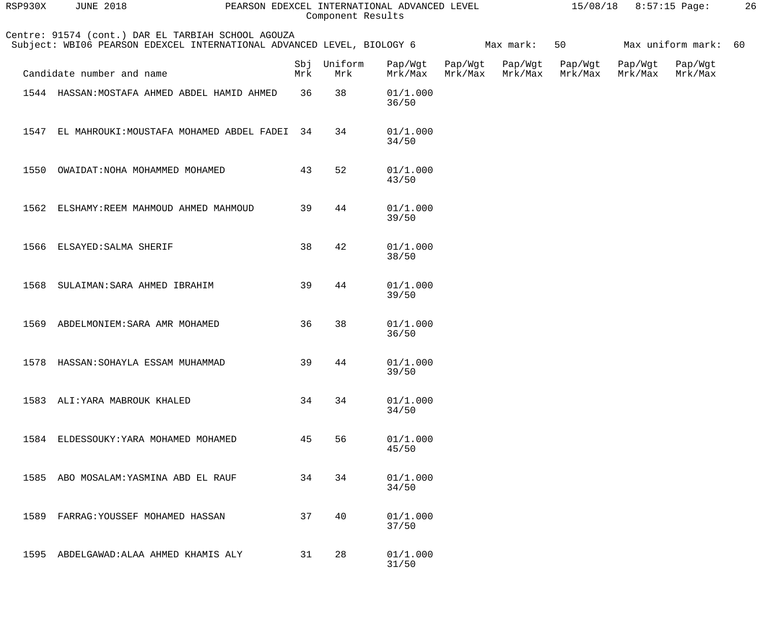Component Results

Centre: 91574 (cont.) DAR EL TARBIAH SCHOOL AGOUZA

Subject: WBI06 PEARSON EDEXCEL INTERNATIONAL ADVANCED LEVEL, BIOLOGY 6 Max mark: 50 Max uniform mark: 60

| Candidate number and name | Sbj Mrk | Uniform Mrk | Pap/Wgt Mrk/Max | Pap/Wgt Mrk/Max | Pap/Wgt Mrk/Max | Pap/Wgt Mrk/Max | Pap/Wgt Mrk/Max | Pap/Wgt Mrk/Max |
|---|---|---|---|---|---|---|---|---|
| 1544 HASSAN:MOSTAFA AHMED ABDEL HAMID AHMED | 36 | 38 | 01/1.000 36/50 | | | | | |
| 1547 EL MAHROUKI:MOUSTAFA MOHAMED ABDEL FADEI | 34 | 34 | 01/1.000 34/50 | | | | | |
| 1550 OWAIDAT:NOHA MOHAMMED MOHAMED | 43 | 52 | 01/1.000 43/50 | | | | | |
| 1562 ELSHAMY:REEM MAHMOUD AHMED MAHMOUD | 39 | 44 | 01/1.000 39/50 | | | | | |
| 1566 ELSAYED:SALMA SHERIF | 38 | 42 | 01/1.000 38/50 | | | | | |
| 1568 SULAIMAN:SARA AHMED IBRAHIM | 39 | 44 | 01/1.000 39/50 | | | | | |
| 1569 ABDELMONIEM:SARA AMR MOHAMED | 36 | 38 | 01/1.000 36/50 | | | | | |
| 1578 HASSAN:SOHAYLA ESSAM MUHAMMAD | 39 | 44 | 01/1.000 39/50 | | | | | |
| 1583 ALI:YARA MABROUK KHALED | 34 | 34 | 01/1.000 34/50 | | | | | |
| 1584 ELDESSOUKY:YARA MOHAMED MOHAMED | 45 | 56 | 01/1.000 45/50 | | | | | |
| 1585 ABO MOSALAM:YASMINA ABD EL RAUF | 34 | 34 | 01/1.000 34/50 | | | | | |
| 1589 FARRAG:YOUSSEF MOHAMED HASSAN | 37 | 40 | 01/1.000 37/50 | | | | | |
| 1595 ABDELGAWAD:ALAA AHMED KHAMIS ALY | 31 | 28 | 01/1.000 31/50 | | | | | |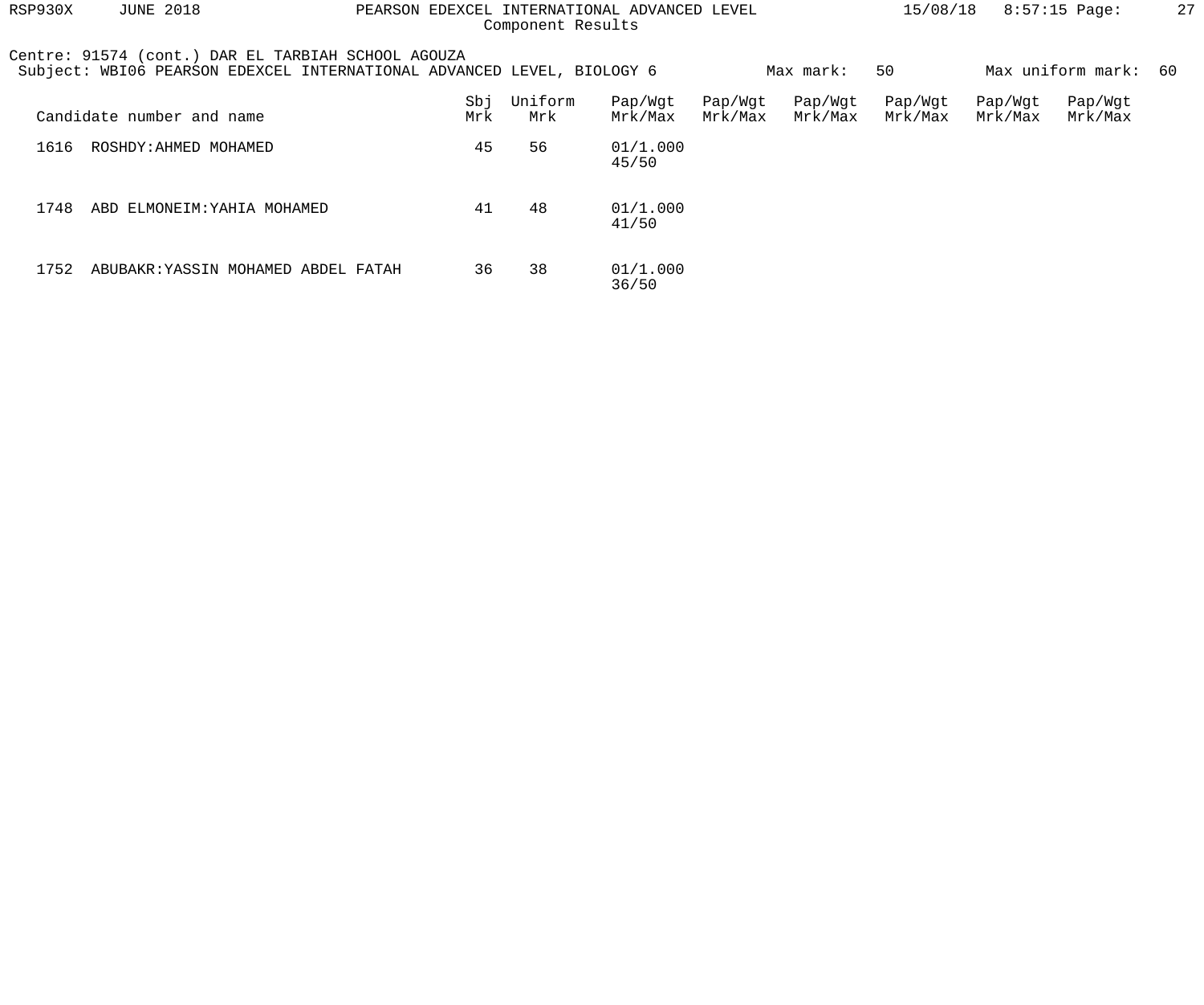Component Results

Centre: 91574 (cont.) DAR EL TARBIAH SCHOOL AGOUZA
Subject: WBI06 PEARSON EDEXCEL INTERNATIONAL ADVANCED LEVEL, BIOLOGY 6 Max mark: 50 Max uniform mark: 60

| Candidate number and name | Sbj Mrk | Uniform Mrk | Pap/Wgt Mrk/Max | Pap/Wgt Mrk/Max | Pap/Wgt Mrk/Max | Pap/Wgt Mrk/Max | Pap/Wgt Mrk/Max | Pap/Wgt Mrk/Max |
|---|---|---|---|---|---|---|---|---|
| 1616 ROSHDY:AHMED MOHAMED | 45 | 56 | 01/1.000 45/50 | | | | | |
| 1748 ABD ELMONEIM:YAHIA MOHAMED | 41 | 48 | 01/1.000 41/50 | | | | | |
| 1752 ABUBAKR:YASSIN MOHAMED ABDEL FATAH | 36 | 38 | 01/1.000 36/50 | | | | | |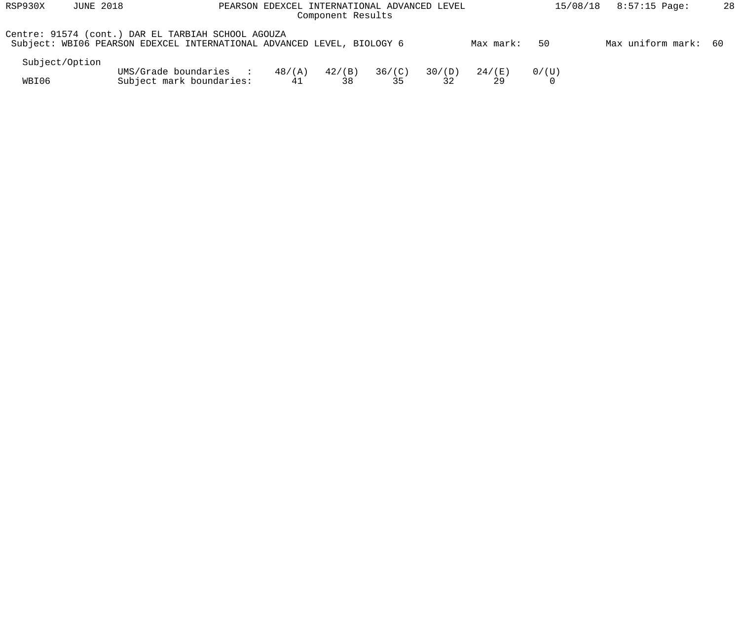Centre: 91574 (cont.) DAR EL TARBIAH SCHOOL AGOUZA

Subject: WBI06 PEARSON EDEXCEL INTERNATIONAL ADVANCED LEVEL, BIOLOGY 6 Max mark: 50 Max uniform mark: 60

| Subject/Option | | | | | | | |
|---|---|---|---|---|---|---|---|
| | UMS/Grade boundaries : | 48/(A) | 42/(B) | 36/(C) | 30/(D) | 24/(E) | 0/(U) |
| WBI06 | Subject mark boundaries: | 41 | 38 | 35 | 32 | 29 | 0 |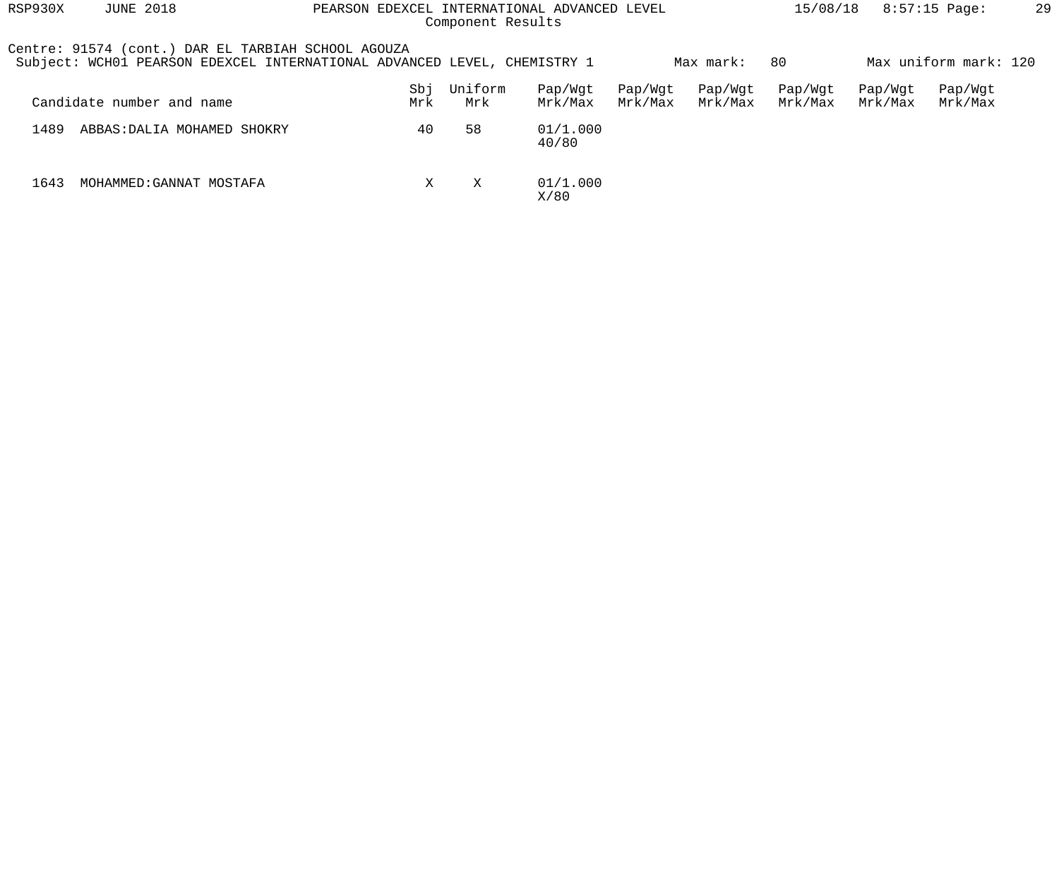PEARSON EDEXCEL INTERNATIONAL ADVANCED LEVEL
Component Results

Centre: 91574 (cont.) DAR EL TARBIAH SCHOOL AGOUZA
Subject: WCH01 PEARSON EDEXCEL INTERNATIONAL ADVANCED LEVEL, CHEMISTRY 1 Max mark: 80 Max uniform mark: 120

| Candidate number and name | Sbj Mrk | Uniform Mrk | Pap/Wgt Mrk/Max | Pap/Wgt Mrk/Max | Pap/Wgt Mrk/Max | Pap/Wgt Mrk/Max | Pap/Wgt Mrk/Max | Pap/Wgt Mrk/Max |
|---|---|---|---|---|---|---|---|---|
| 1489 ABBAS:DALIA MOHAMED SHOKRY | 40 | 58 | 01/1.000 40/80 | | | | | |
| 1643 MOHAMMED:GANNAT MOSTAFA | X | X | 01/1.000 X/80 | | | | | |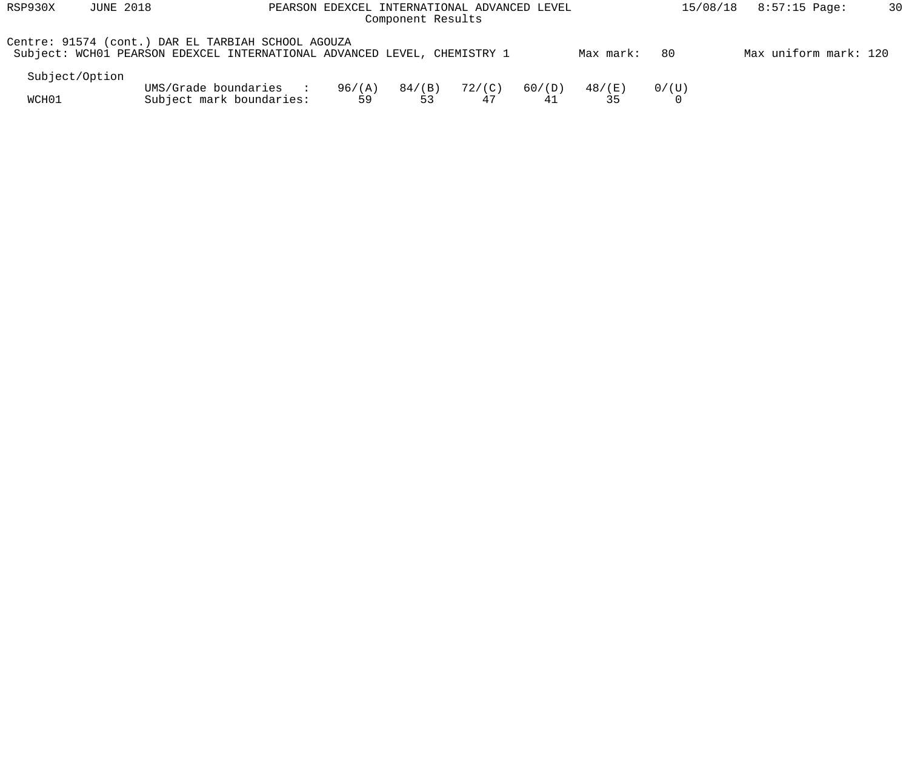Centre: 91574 (cont.) DAR EL TARBIAH SCHOOL AGOUZA

Subject: WCH01 PEARSON EDEXCEL INTERNATIONAL ADVANCED LEVEL, CHEMISTRY 1 Max mark: 80 Max uniform mark: 120

| Subject/Option | | | | | | | |
|---|---|---|---|---|---|---|---|
| | UMS/Grade boundaries : | 96/(A) | 84/(B) | 72/(C) | 60/(D) | 48/(E) | 0/(U) |
| WCH01 | Subject mark boundaries: | 59 | 53 | 47 | 41 | 35 | 0 |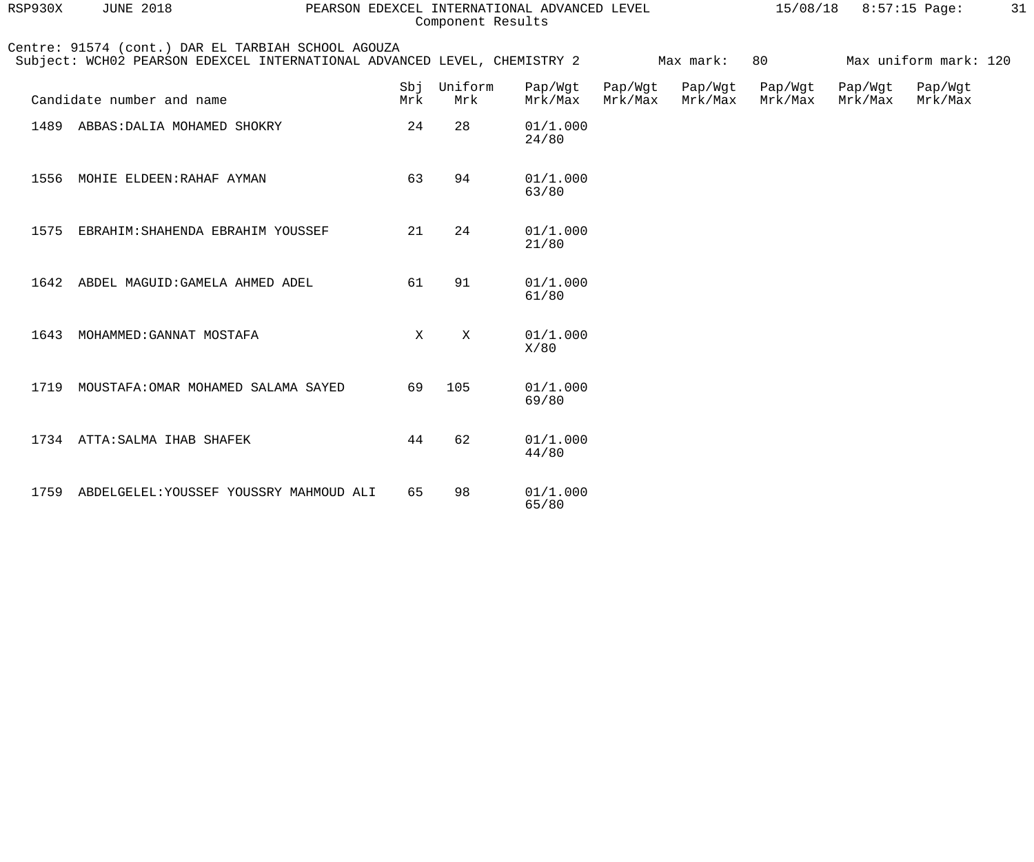Centre: 91574 (cont.) DAR EL TARBIAH SCHOOL AGOUZA

Subject: WCH02 PEARSON EDEXCEL INTERNATIONAL ADVANCED LEVEL, CHEMISTRY 2 Max mark: 80 Max uniform mark: 120

| Candidate number and name | Sbj Mrk | Uniform Mrk | Pap/Wgt Mrk/Max | Pap/Wgt Mrk/Max | Pap/Wgt Mrk/Max | Pap/Wgt Mrk/Max | Pap/Wgt Mrk/Max | Pap/Wgt Mrk/Max |
|---|---|---|---|---|---|---|---|---|
| 1489 ABBAS:DALIA MOHAMED SHOKRY | 24 | 28 | 01/1.000 24/80 | | | | | |
| 1556 MOHIE ELDEEN:RAHAF AYMAN | 63 | 94 | 01/1.000 63/80 | | | | | |
| 1575 EBRAHIM:SHAHENDA EBRAHIM YOUSSEF | 21 | 24 | 01/1.000 21/80 | | | | | |
| 1642 ABDEL MAGUID:GAMELA AHMED ADEL | 61 | 91 | 01/1.000 61/80 | | | | | |
| 1643 MOHAMMED:GANNAT MOSTAFA | X | X | 01/1.000 X/80 | | | | | |
| 1719 MOUSTAFA:OMAR MOHAMED SALAMA SAYED | 69 | 105 | 01/1.000 69/80 | | | | | |
| 1734 ATTA:SALMA IHAB SHAFEK | 44 | 62 | 01/1.000 44/80 | | | | | |
| 1759 ABDELGELEL:YOUSSEF YOUSSRY MAHMOUD ALI | 65 | 98 | 01/1.000 65/80 | | | | | |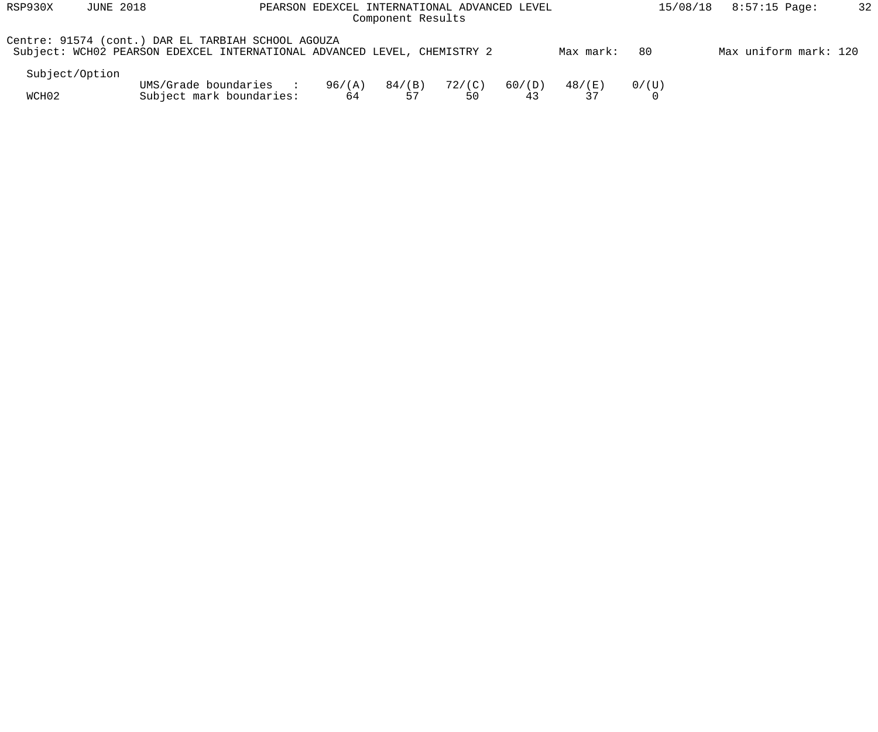Centre: 91574 (cont.) DAR EL TARBIAH SCHOOL AGOUZA

Subject: WCH02 PEARSON EDEXCEL INTERNATIONAL ADVANCED LEVEL, CHEMISTRY 2 Max mark: 80 Max uniform mark: 120

| Subject/Option | | | | | | | |
|---|---|---|---|---|---|---|---|
| | UMS/Grade boundaries : | 96/(A) | 84/(B) | 72/(C) | 60/(D) | 48/(E) | 0/(U) |
| WCH02 | Subject mark boundaries: | 64 | 57 | 50 | 43 | 37 | 0 |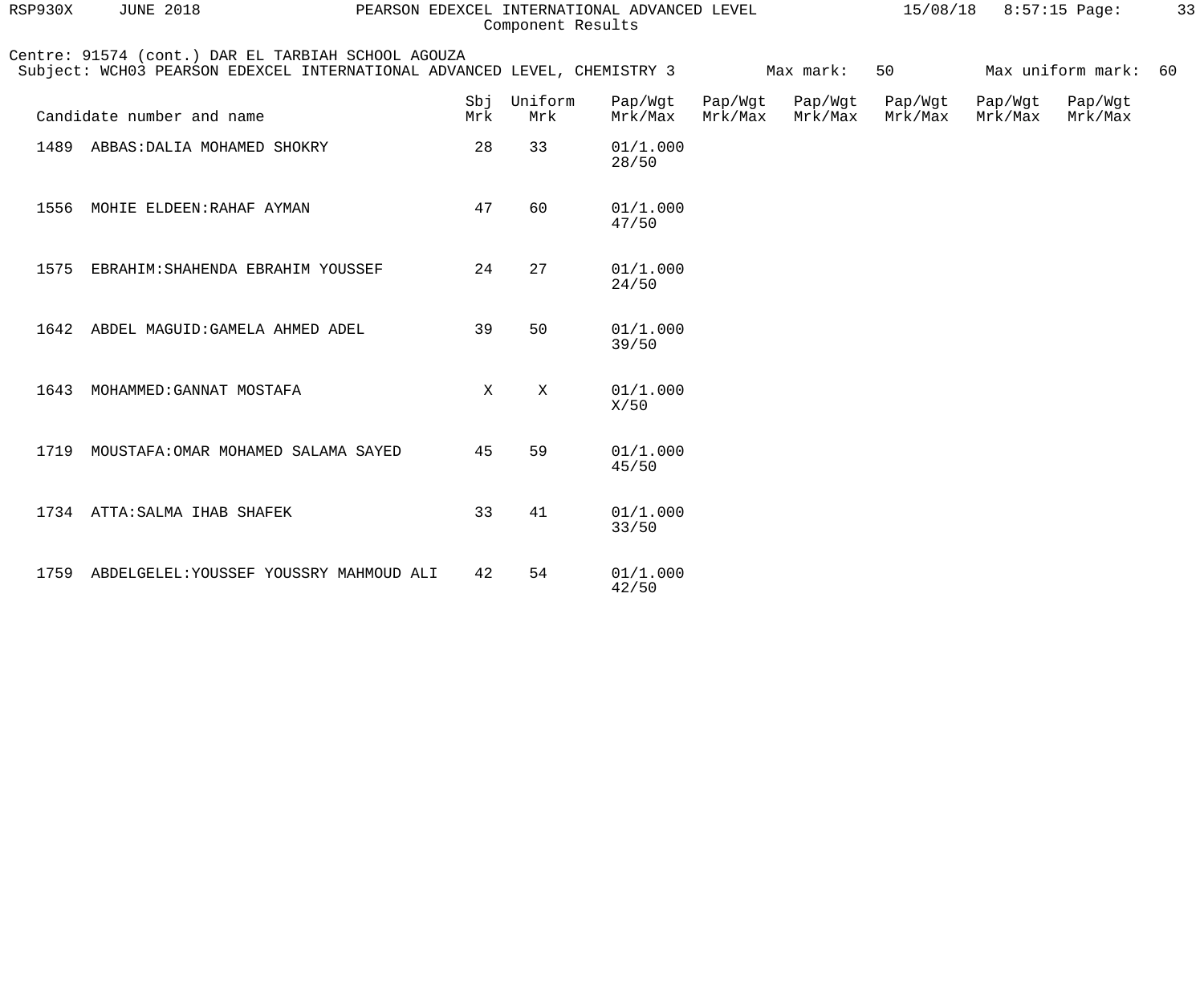Centre: 91574 (cont.) DAR EL TARBIAH SCHOOL AGOUZA
Subject: WCH03 PEARSON EDEXCEL INTERNATIONAL ADVANCED LEVEL, CHEMISTRY 3 Max mark: 50 Max uniform mark: 60

| Candidate number and name | Sbj Mrk | Uniform Mrk | Pap/Wgt Mrk/Max | Pap/Wgt Mrk/Max | Pap/Wgt Mrk/Max | Pap/Wgt Mrk/Max | Pap/Wgt Mrk/Max | Pap/Wgt Mrk/Max |
|---|---|---|---|---|---|---|---|---|
| 1489 ABBAS:DALIA MOHAMED SHOKRY | 28 | 33 | 01/1.000 28/50 | | | | | |
| 1556 MOHIE ELDEEN:RAHAF AYMAN | 47 | 60 | 01/1.000 47/50 | | | | | |
| 1575 EBRAHIM:SHAHENDA EBRAHIM YOUSSEF | 24 | 27 | 01/1.000 24/50 | | | | | |
| 1642 ABDEL MAGUID:GAMELA AHMED ADEL | 39 | 50 | 01/1.000 39/50 | | | | | |
| 1643 MOHAMMED:GANNAT MOSTAFA | X | X | 01/1.000 X/50 | | | | | |
| 1719 MOUSTAFA:OMAR MOHAMED SALAMA SAYED | 45 | 59 | 01/1.000 45/50 | | | | | |
| 1734 ATTA:SALMA IHAB SHAFEK | 33 | 41 | 01/1.000 33/50 | | | | | |
| 1759 ABDELGELEL:YOUSSEF YOUSSRY MAHMOUD ALI | 42 | 54 | 01/1.000 42/50 | | | | | |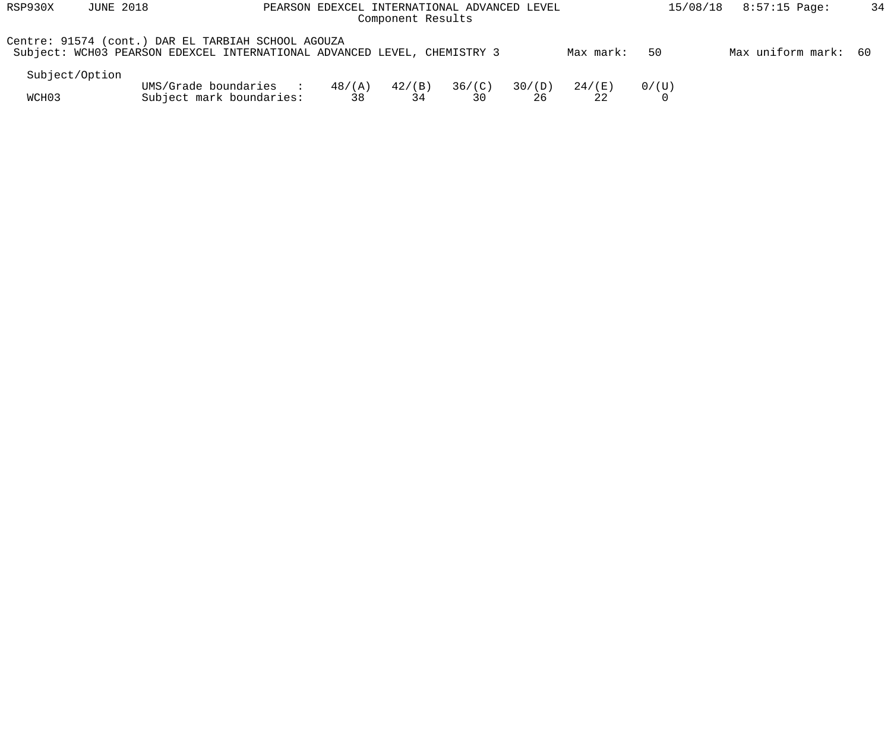Centre: 91574 (cont.) DAR EL TARBIAH SCHOOL AGOUZA

Subject: WCH03 PEARSON EDEXCEL INTERNATIONAL ADVANCED LEVEL, CHEMISTRY 3 Max mark: 50 Max uniform mark: 60

| Subject/Option | | | | | | | |
|---|---|---|---|---|---|---|---|
| | UMS/Grade boundaries : | 48/(A) | 42/(B) | 36/(C) | 30/(D) | 24/(E) | 0/(U) |
| WCH03 | Subject mark boundaries: | 38 | 34 | 30 | 26 | 22 | 0 |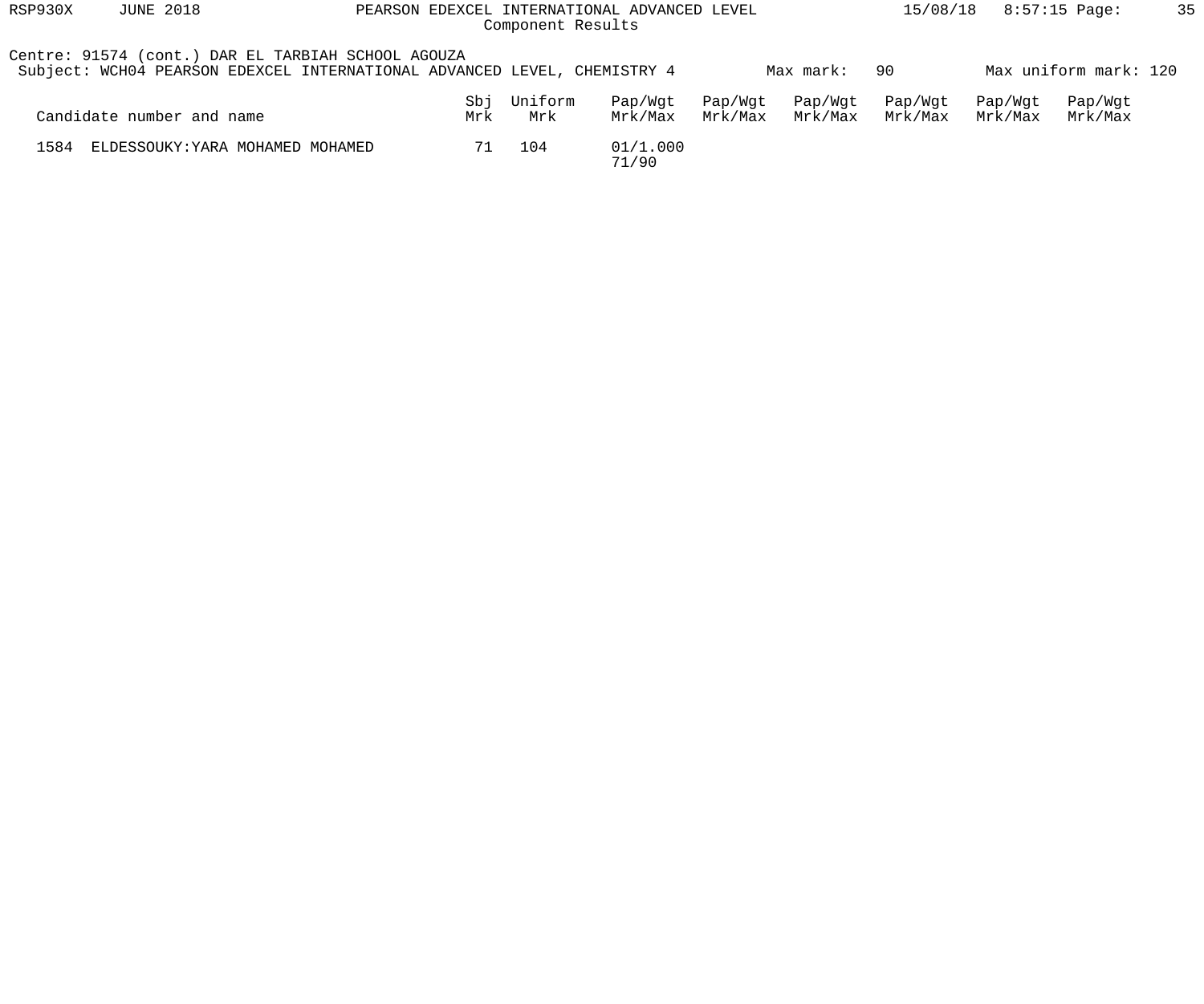Centre: 91574 (cont.) DAR EL TARBIAH SCHOOL AGOUZA

Subject: WCH04 PEARSON EDEXCEL INTERNATIONAL ADVANCED LEVEL, CHEMISTRY 4    Max mark: 90    Max uniform mark: 120

| Candidate number and name | Sbj Mrk | Uniform Mrk | Pap/Wgt Mrk/Max | Pap/Wgt Mrk/Max | Pap/Wgt Mrk/Max | Pap/Wgt Mrk/Max | Pap/Wgt Mrk/Max | Pap/Wgt Mrk/Max |
| --- | --- | --- | --- | --- | --- | --- | --- | --- |
| 1584 ELDESSOUKY:YARA MOHAMED MOHAMED | 71 | 104 | 01/1.000 71/90 | | | | | |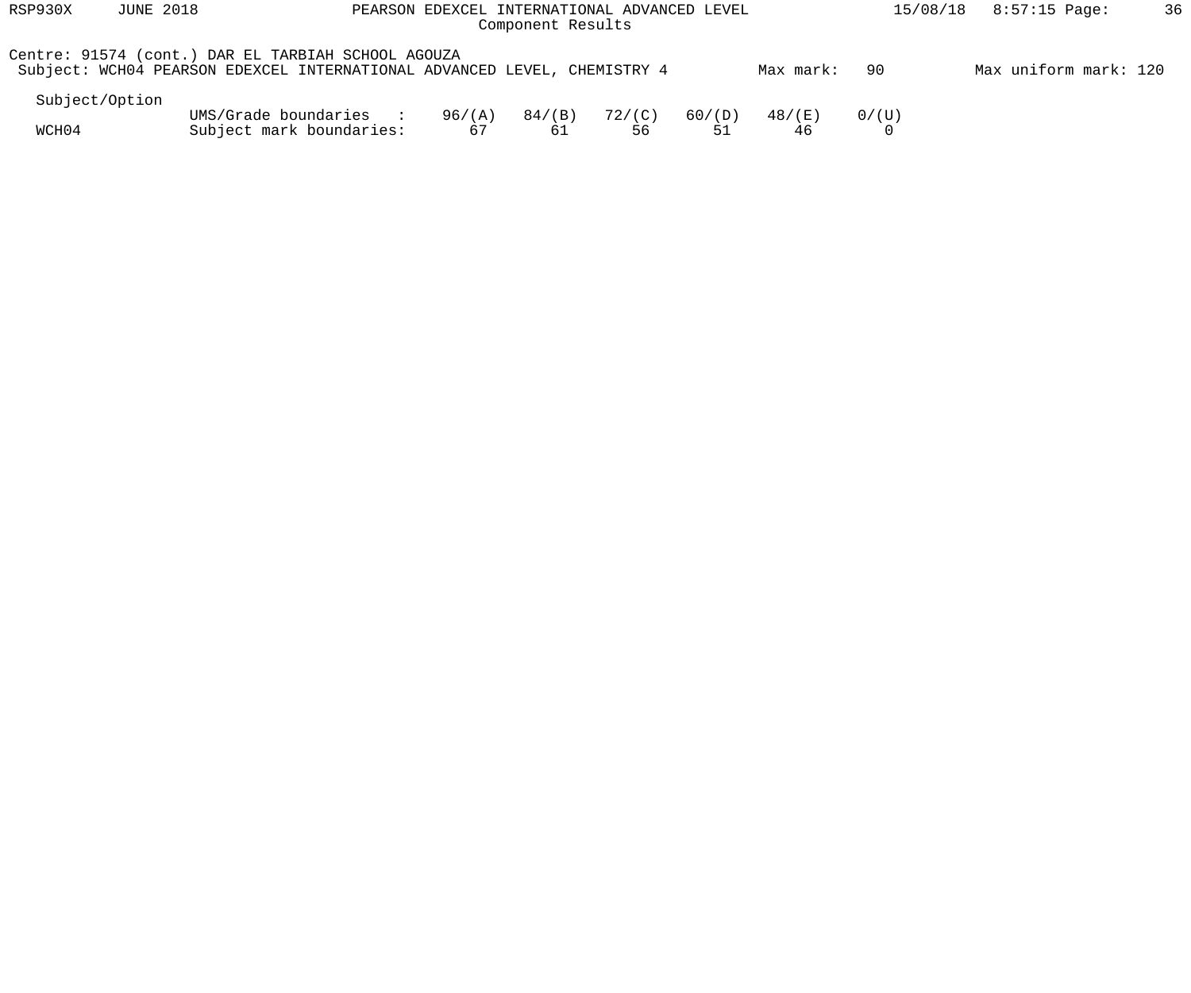Centre: 91574 (cont.) DAR EL TARBIAH SCHOOL AGOUZA

Subject: WCH04 PEARSON EDEXCEL INTERNATIONAL ADVANCED LEVEL, CHEMISTRY 4 Max mark: 90 Max uniform mark: 120

| Subject/Option | | | | | | | |
|---|---|---|---|---|---|---|---|
| | UMS/Grade boundaries : | 96/(A) | 84/(B) | 72/(C) | 60/(D) | 48/(E) | 0/(U) |
| WCH04 | Subject mark boundaries: | 67 | 61 | 56 | 51 | 46 | 0 |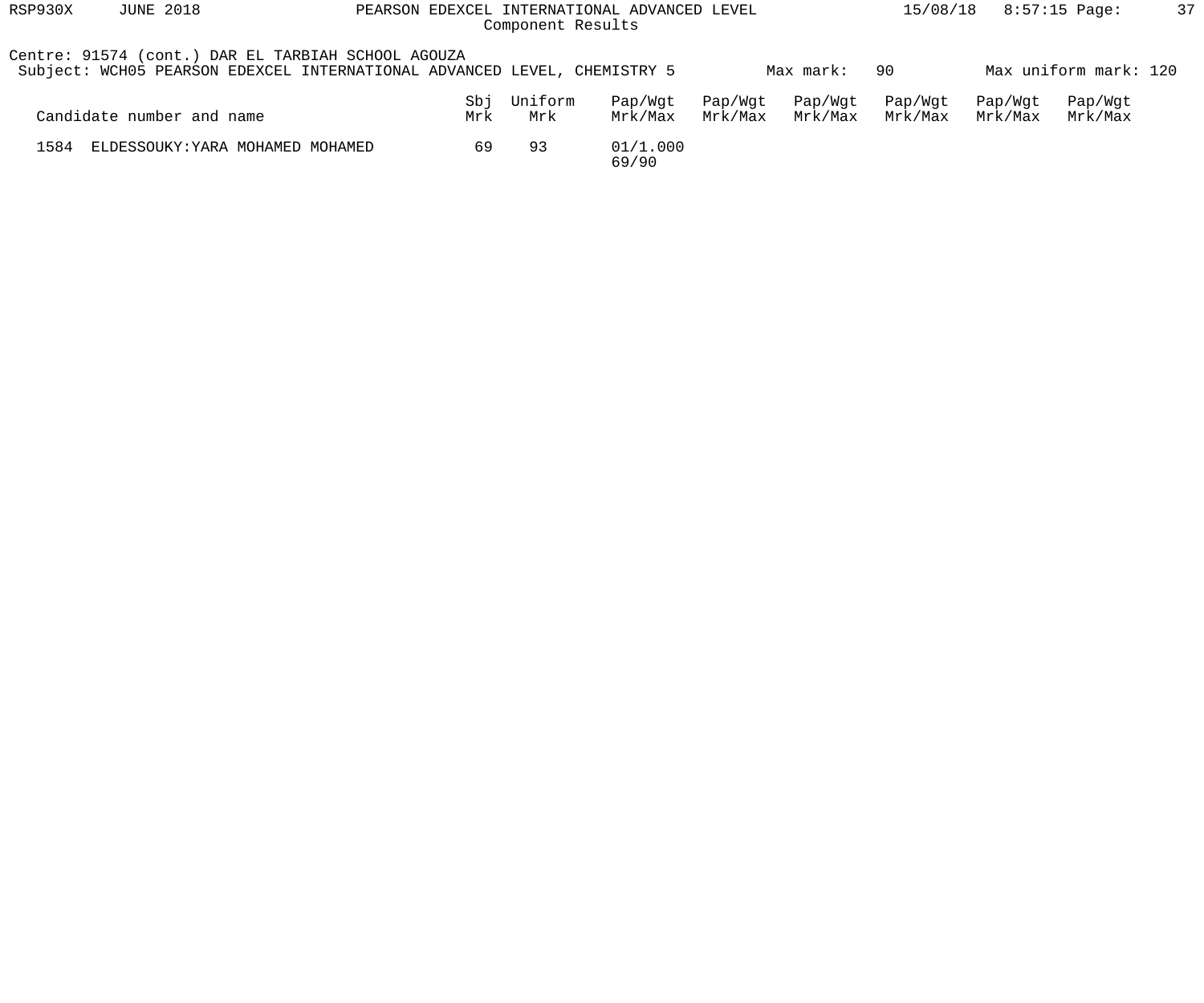Centre: 91574 (cont.) DAR EL TARBIAH SCHOOL AGOUZA

Subject: WCH05 PEARSON EDEXCEL INTERNATIONAL ADVANCED LEVEL, CHEMISTRY 5 Max mark: 90 Max uniform mark: 120

| Candidate number and name | Sbj Mrk | Uniform Mrk | Pap/Wgt Mrk/Max | Pap/Wgt Mrk/Max | Pap/Wgt Mrk/Max | Pap/Wgt Mrk/Max | Pap/Wgt Mrk/Max | Pap/Wgt Mrk/Max |
|---|---|---|---|---|---|---|---|---|
| 1584 ELDESSOUKY:YARA MOHAMED MOHAMED | 69 | 93 | 01/1.000 69/90 | | | | | |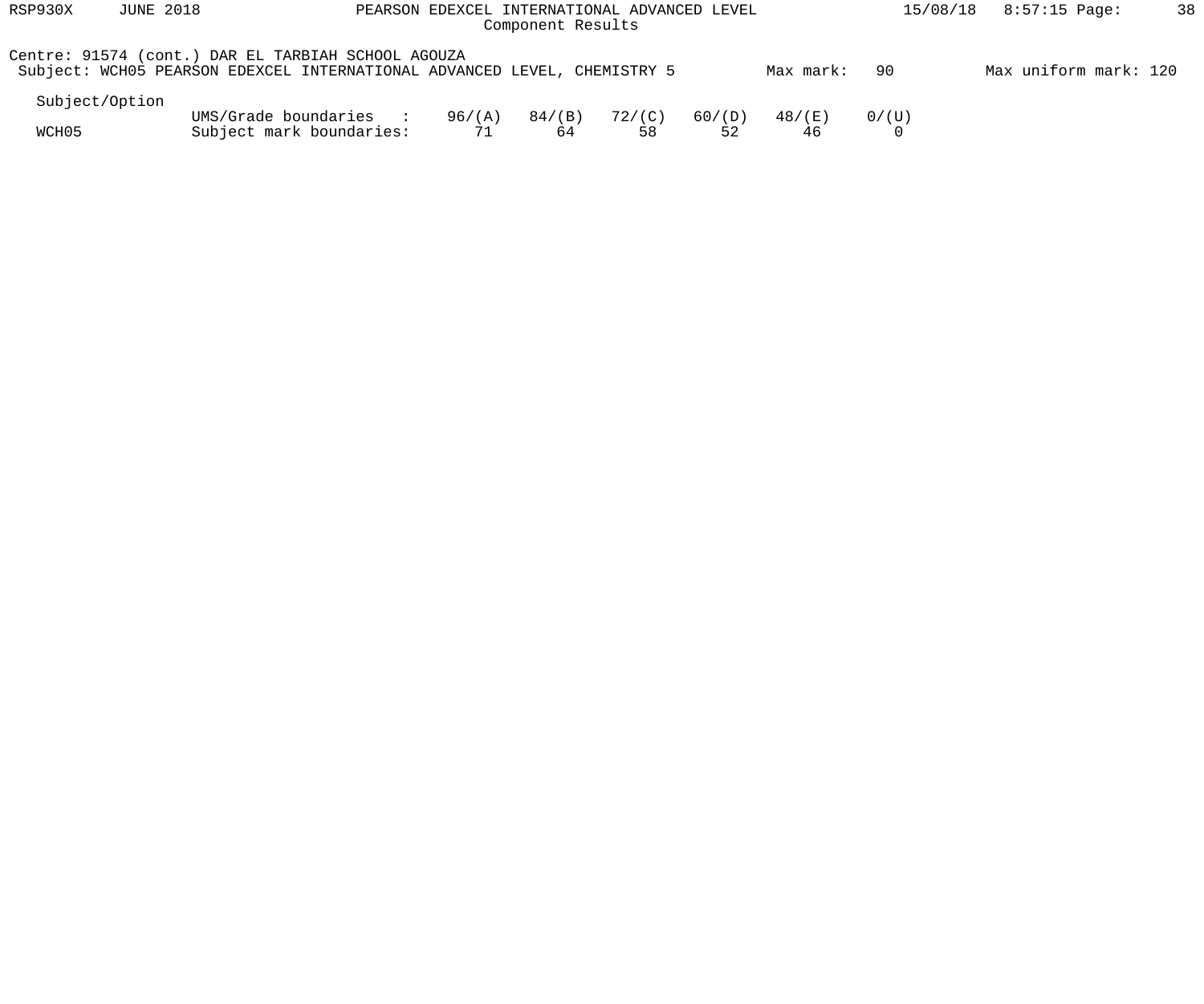Centre: 91574 (cont.) DAR EL TARBIAH SCHOOL AGOUZA

Subject: WCH05 PEARSON EDEXCEL INTERNATIONAL ADVANCED LEVEL, CHEMISTRY 5 Max mark: 90 Max uniform mark: 120

| Subject/Option | | | | | | | |
|---|---|---|---|---|---|---|---|
| | UMS/Grade boundaries : | 96/(A) | 84/(B) | 72/(C) | 60/(D) | 48/(E) | 0/(U) |
| WCH05 | Subject mark boundaries: | 71 | 64 | 58 | 52 | 46 | 0 |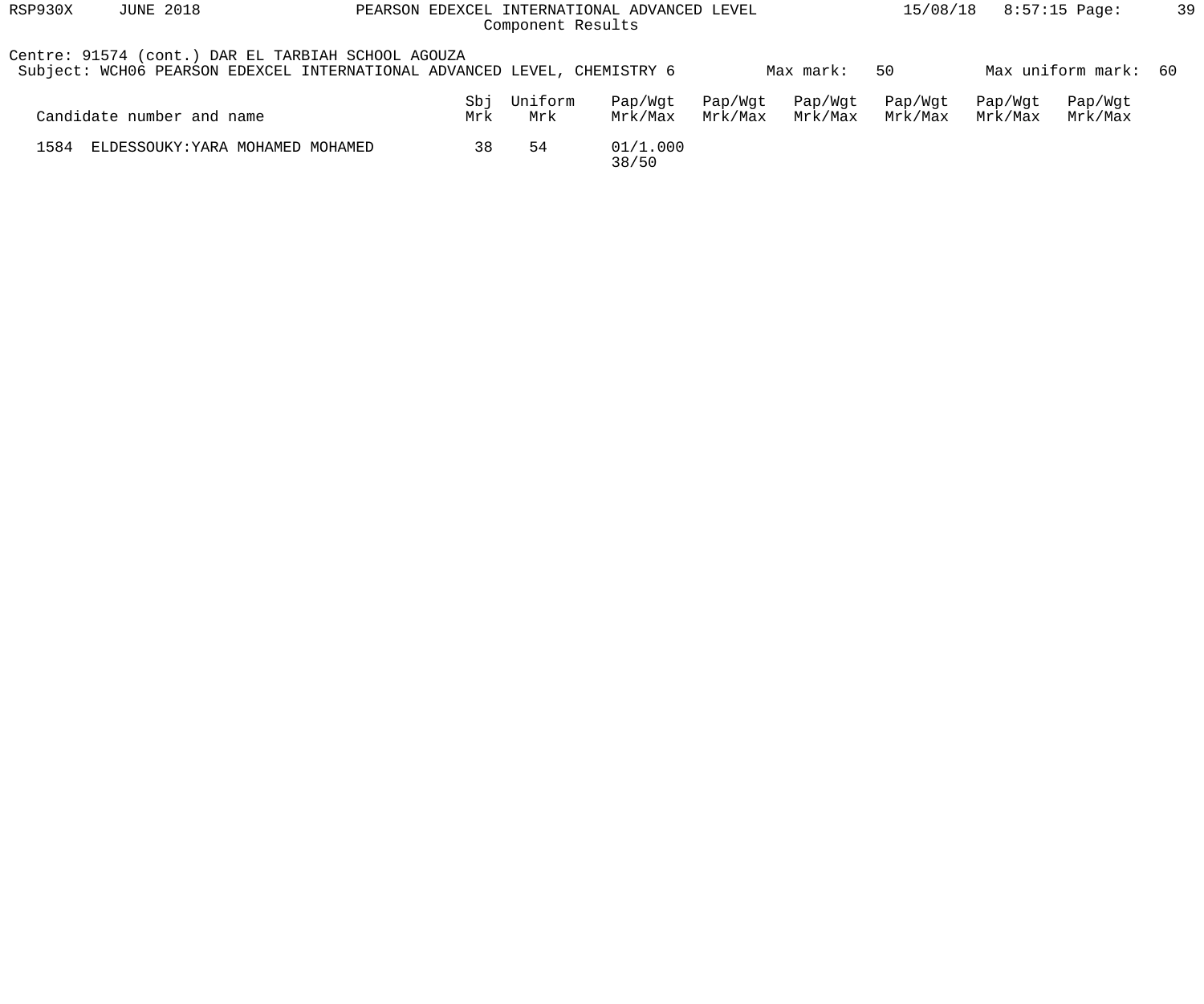Centre: 91574 (cont.) DAR EL TARBIAH SCHOOL AGOUZA

Subject: WCH06 PEARSON EDEXCEL INTERNATIONAL ADVANCED LEVEL, CHEMISTRY 6 Max mark: 50 Max uniform mark: 60

| Candidate number and name | Sbj Mrk | Uniform Mrk | Pap/Wgt Mrk/Max | Pap/Wgt Mrk/Max | Pap/Wgt Mrk/Max | Pap/Wgt Mrk/Max | Pap/Wgt Mrk/Max | Pap/Wgt Mrk/Max |
|---|---|---|---|---|---|---|---|---|
| 1584 ELDESSOUKY:YARA MOHAMED MOHAMED | 38 | 54 | 01/1.000 38/50 | | | | | |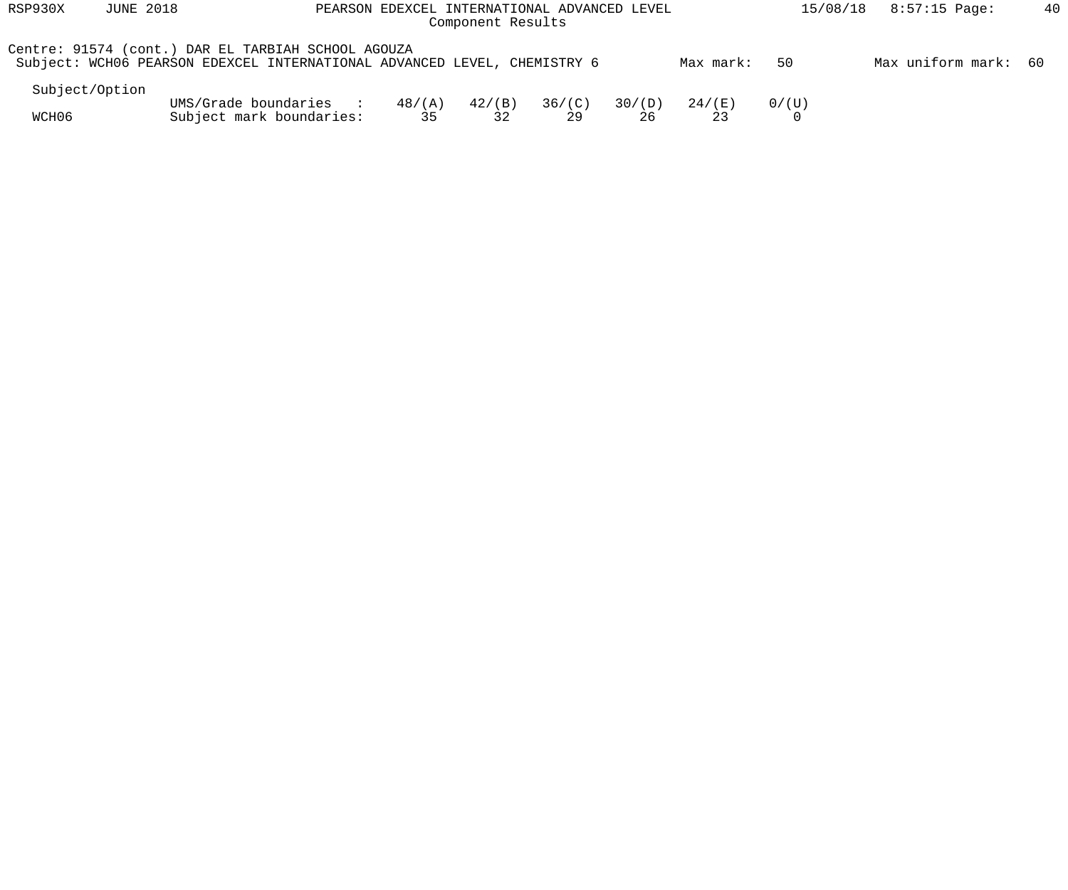Centre: 91574 (cont.) DAR EL TARBIAH SCHOOL AGOUZA
Subject: WCH06 PEARSON EDEXCEL INTERNATIONAL ADVANCED LEVEL, CHEMISTRY 6 Max mark: 50 Max uniform mark: 60

| Subject/Option | | | | | | | |
|---|---|---|---|---|---|---|---|
| | UMS/Grade boundaries : | 48/(A) | 42/(B) | 36/(C) | 30/(D) | 24/(E) | 0/(U) |
| WCH06 | Subject mark boundaries: | 35 | 32 | 29 | 26 | 23 | 0 |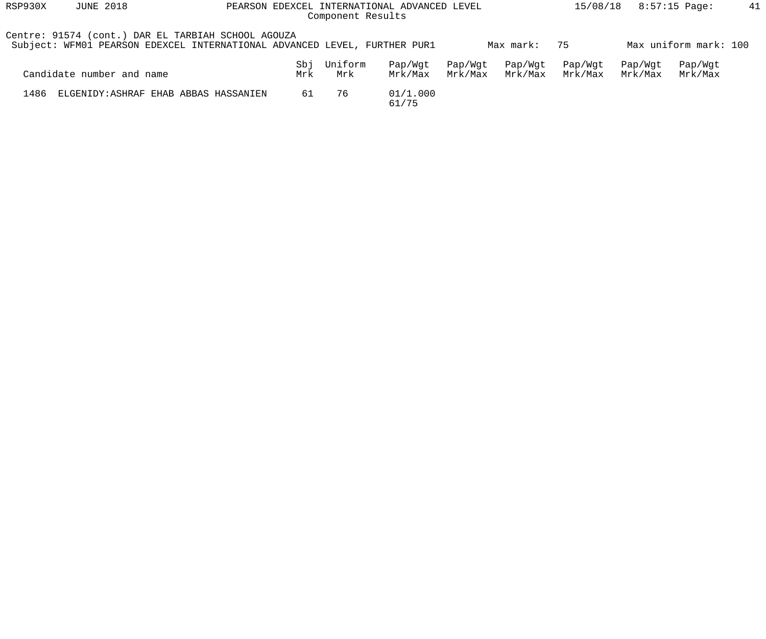Component Results

Centre: 91574 (cont.) DAR EL TARBIAH SCHOOL AGOUZA
Subject: WFM01 PEARSON EDEXCEL INTERNATIONAL ADVANCED LEVEL, FURTHER PUR1 Max mark: 75 Max uniform mark: 100

| Candidate number and name | Sbj Mrk | Uniform Mrk | Pap/Wgt Mrk/Max | Pap/Wgt Mrk/Max | Pap/Wgt Mrk/Max | Pap/Wgt Mrk/Max | Pap/Wgt Mrk/Max | Pap/Wgt Mrk/Max |
|---|---|---|---|---|---|---|---|---|
| 1486 ELGENIDY:ASHRAF EHAB ABBAS HASSANIEN | 61 | 76 | 01/1.000 61/75 | | | | | |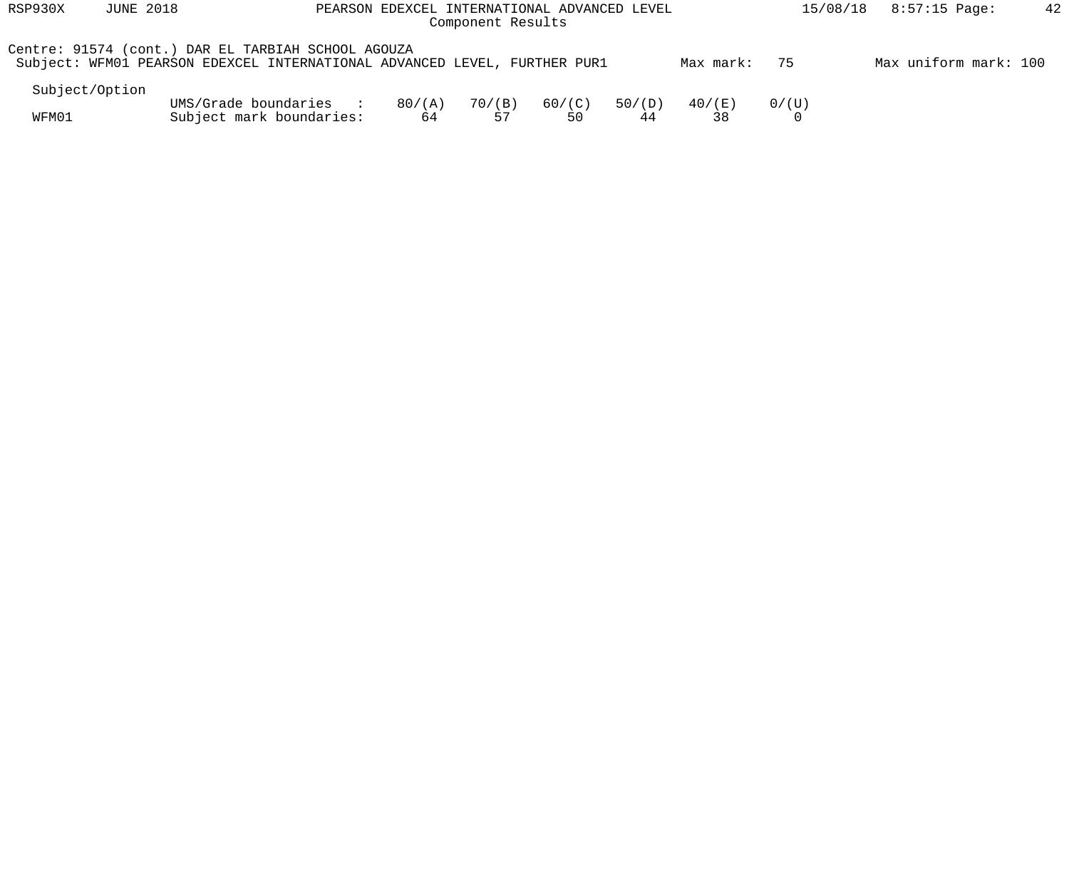Centre: 91574 (cont.) DAR EL TARBIAH SCHOOL AGOUZA

Subject: WFM01 PEARSON EDEXCEL INTERNATIONAL ADVANCED LEVEL, FURTHER PUR1 Max mark: 75 Max uniform mark: 100

| Subject/Option | | | | | | | |
|---|---|---|---|---|---|---|---|
| | UMS/Grade boundaries : | 80/(A) | 70/(B) | 60/(C) | 50/(D) | 40/(E) | 0/(U) |
| WFM01 | Subject mark boundaries: | 64 | 57 | 50 | 44 | 38 | 0 |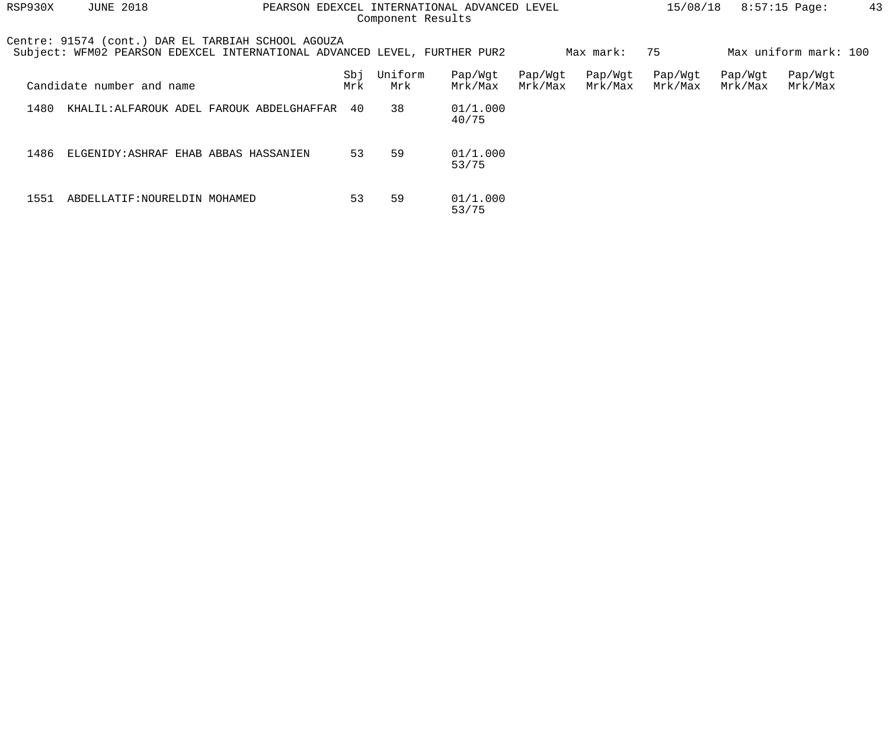Centre: 91574 (cont.) DAR EL TARBIAH SCHOOL AGOUZA

Subject: WFM02 PEARSON EDEXCEL INTERNATIONAL ADVANCED LEVEL, FURTHER PUR2 Max mark: 75 Max uniform mark: 100

| Candidate number and name | Sbj Mrk | Uniform Mrk | Pap/Wgt Mrk/Max | Pap/Wgt Mrk/Max | Pap/Wgt Mrk/Max | Pap/Wgt Mrk/Max | Pap/Wgt Mrk/Max | Pap/Wgt Mrk/Max |
|---|---|---|---|---|---|---|---|---|
| 1480 KHALIL:ALFAROUK ADEL FAROUK ABDELGHAFFAR | 40 | 38 | 01/1.000 40/75 | | | | | |
| 1486 ELGENIDY:ASHRAF EHAB ABBAS HASSANIEN | 53 | 59 | 01/1.000 53/75 | | | | | |
| 1551 ABDELLATIF:NOURELDIN MOHAMED | 53 | 59 | 01/1.000 53/75 | | | | | |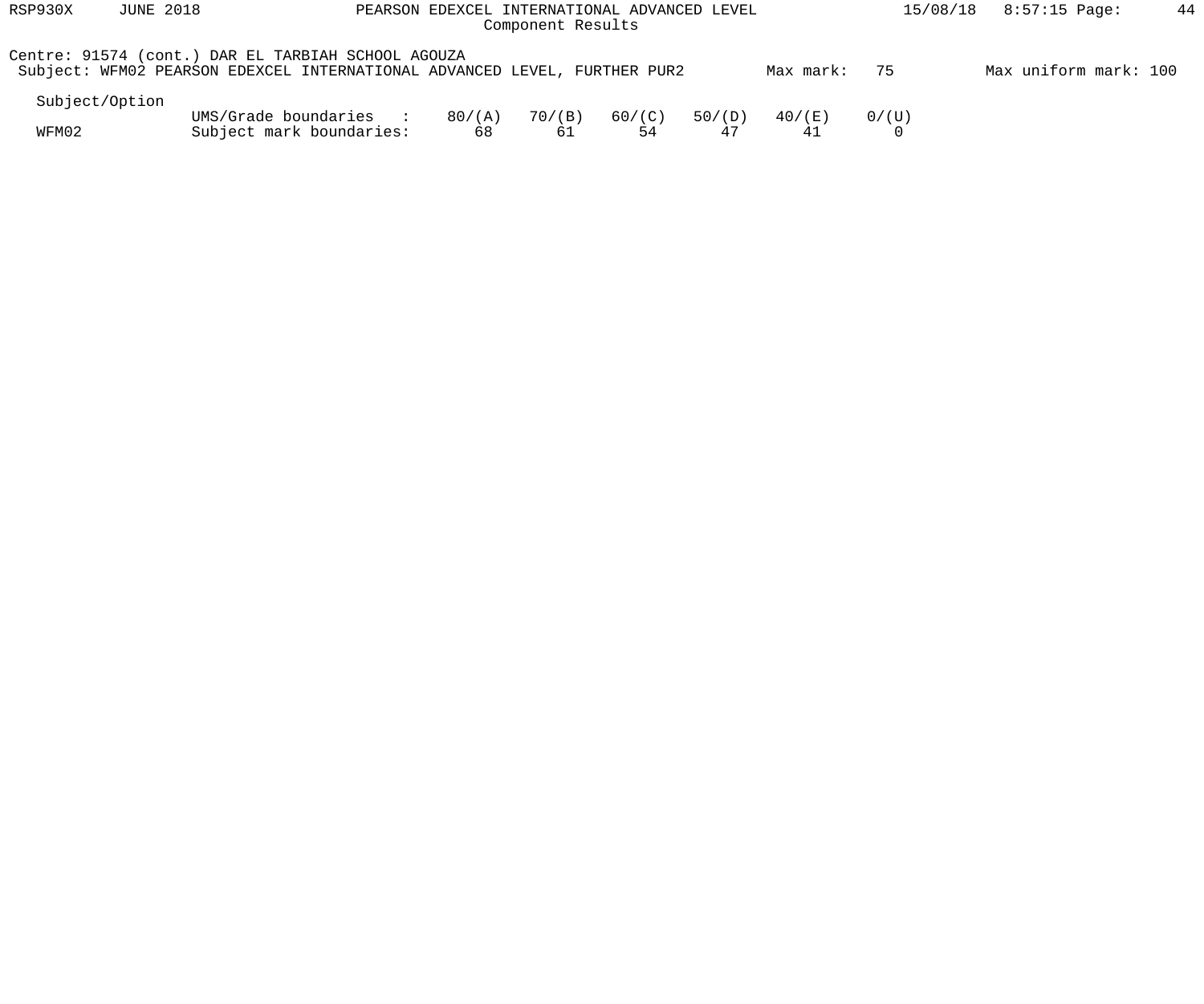# PEARSON EDEXCEL INTERNATIONAL ADVANCED LEVEL

## Component Results

RSP930X JUNE 2018 — 15/08/18 8:57:15

Centre: 91574 (cont.) DAR EL TARBIAH SCHOOL AGOUZA

Subject: WFM02 PEARSON EDEXCEL INTERNATIONAL ADVANCED LEVEL, FURTHER PUR2 — Max mark: 75 — Max uniform mark: 100

| Subject/Option | | | | | | | |
|---|---|---|---|---|---|---|---|
| | UMS/Grade boundaries : | 80/(A) | 70/(B) | 60/(C) | 50/(D) | 40/(E) | 0/(U) |
| WFM02 | Subject mark boundaries: | 68 | 61 | 54 | 47 | 41 | 0 |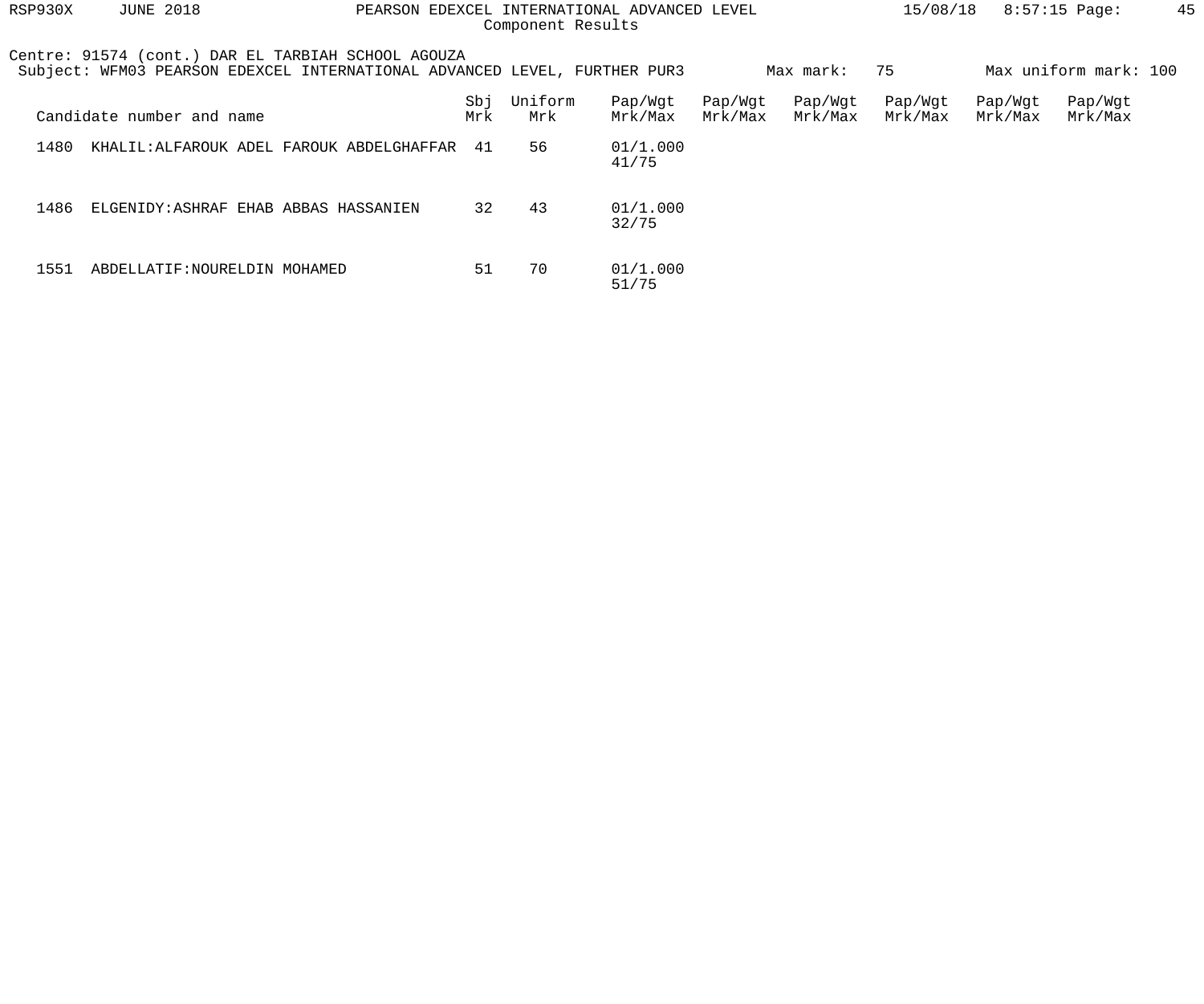Centre: 91574 (cont.) DAR EL TARBIAH SCHOOL AGOUZA
Subject: WFM03 PEARSON EDEXCEL INTERNATIONAL ADVANCED LEVEL, FURTHER PUR3 Max mark: 75 Max uniform mark: 100

| Candidate number and name | Sbj Mrk | Uniform Mrk | Pap/Wgt Mrk/Max | Pap/Wgt Mrk/Max | Pap/Wgt Mrk/Max | Pap/Wgt Mrk/Max | Pap/Wgt Mrk/Max | Pap/Wgt Mrk/Max |
|---|---|---|---|---|---|---|---|---|
| 1480 KHALIL:ALFAROUK ADEL FAROUK ABDELGHAFFAR | 41 | 56 | 01/1.000 41/75 | | | | | |
| 1486 ELGENIDY:ASHRAF EHAB ABBAS HASSANIEN | 32 | 43 | 01/1.000 32/75 | | | | | |
| 1551 ABDELLATIF:NOURELDIN MOHAMED | 51 | 70 | 01/1.000 51/75 | | | | | |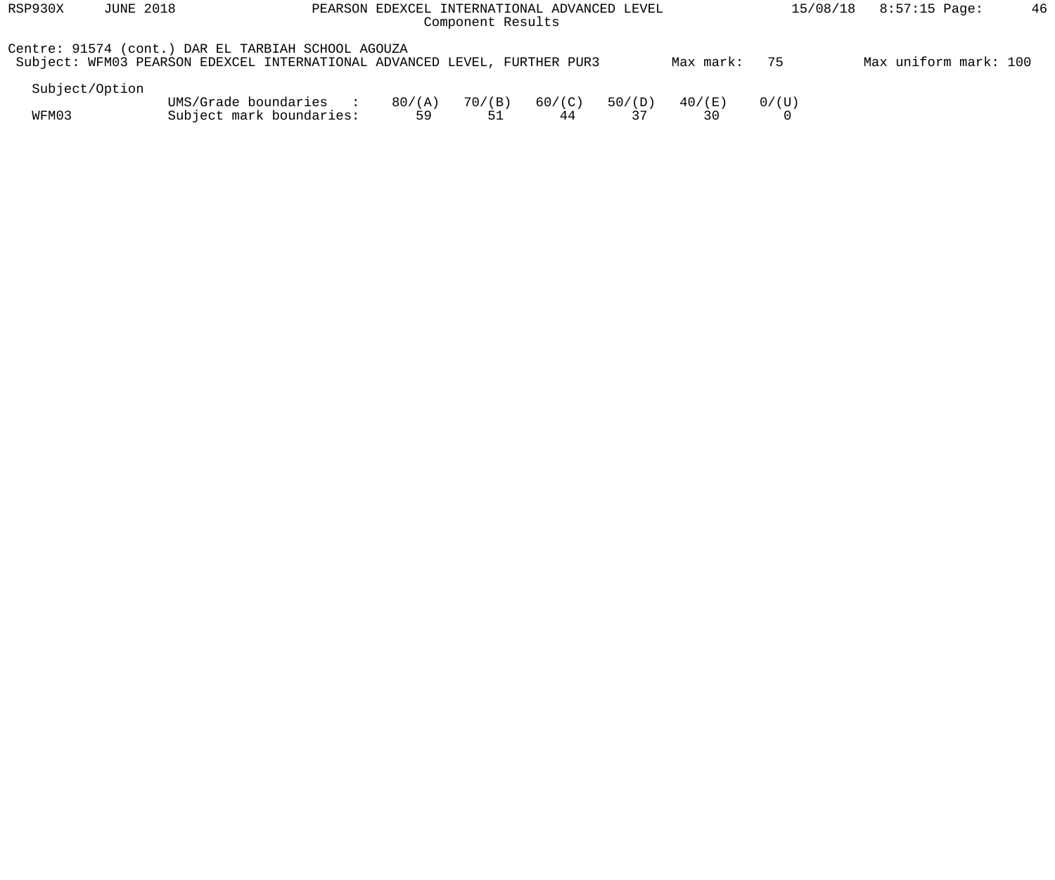Centre: 91574 (cont.) DAR EL TARBIAH SCHOOL AGOUZA

Subject: WFM03 PEARSON EDEXCEL INTERNATIONAL ADVANCED LEVEL, FURTHER PUR3 Max mark: 75 Max uniform mark: 100

| Subject/Option | | | | | | | |
|---|---|---|---|---|---|---|---|
| | UMS/Grade boundaries : | 80/(A) | 70/(B) | 60/(C) | 50/(D) | 40/(E) | 0/(U) |
| WFM03 | Subject mark boundaries: | 59 | 51 | 44 | 37 | 30 | 0 |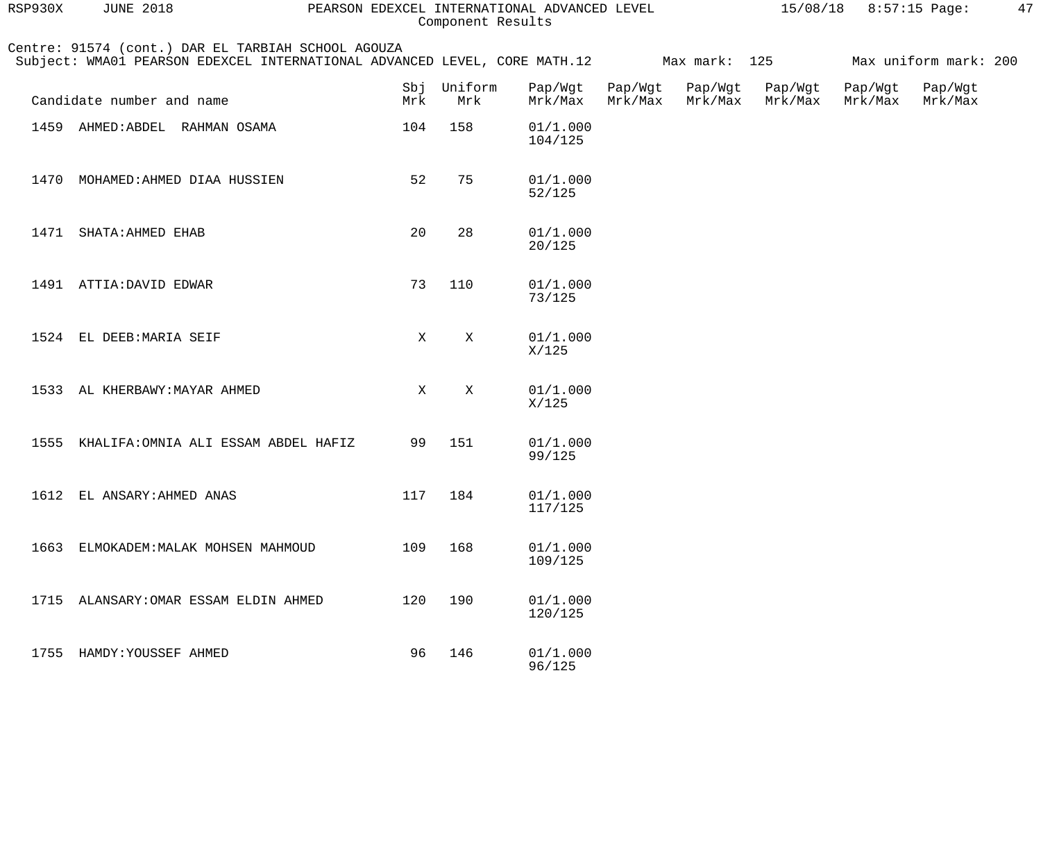Component Results

Centre: 91574 (cont.) DAR EL TARBIAH SCHOOL AGOUZA
Subject: WMA01 PEARSON EDEXCEL INTERNATIONAL ADVANCED LEVEL, CORE MATH.12 Max mark: 125 Max uniform mark: 200

| Candidate number and name | Sbj Mrk | Uniform Mrk | Pap/Wgt Mrk/Max | Pap/Wgt Mrk/Max | Pap/Wgt Mrk/Max | Pap/Wgt Mrk/Max | Pap/Wgt Mrk/Max | Pap/Wgt Mrk/Max |
|---|---|---|---|---|---|---|---|---|
| 1459 AHMED:ABDEL RAHMAN OSAMA | 104 | 158 | 01/1.000 104/125 | | | | | |
| 1470 MOHAMED:AHMED DIAA HUSSIEN | 52 | 75 | 01/1.000 52/125 | | | | | |
| 1471 SHATA:AHMED EHAB | 20 | 28 | 01/1.000 20/125 | | | | | |
| 1491 ATTIA:DAVID EDWAR | 73 | 110 | 01/1.000 73/125 | | | | | |
| 1524 EL DEEB:MARIA SEIF | X | X | 01/1.000 X/125 | | | | | |
| 1533 AL KHERBAWY:MAYAR AHMED | X | X | 01/1.000 X/125 | | | | | |
| 1555 KHALIFA:OMNIA ALI ESSAM ABDEL HAFIZ | 99 | 151 | 01/1.000 99/125 | | | | | |
| 1612 EL ANSARY:AHMED ANAS | 117 | 184 | 01/1.000 117/125 | | | | | |
| 1663 ELMOKADEM:MALAK MOHSEN MAHMOUD | 109 | 168 | 01/1.000 109/125 | | | | | |
| 1715 ALANSARY:OMAR ESSAM ELDIN AHMED | 120 | 190 | 01/1.000 120/125 | | | | | |
| 1755 HAMDY:YOUSSEF AHMED | 96 | 146 | 01/1.000 96/125 | | | | | |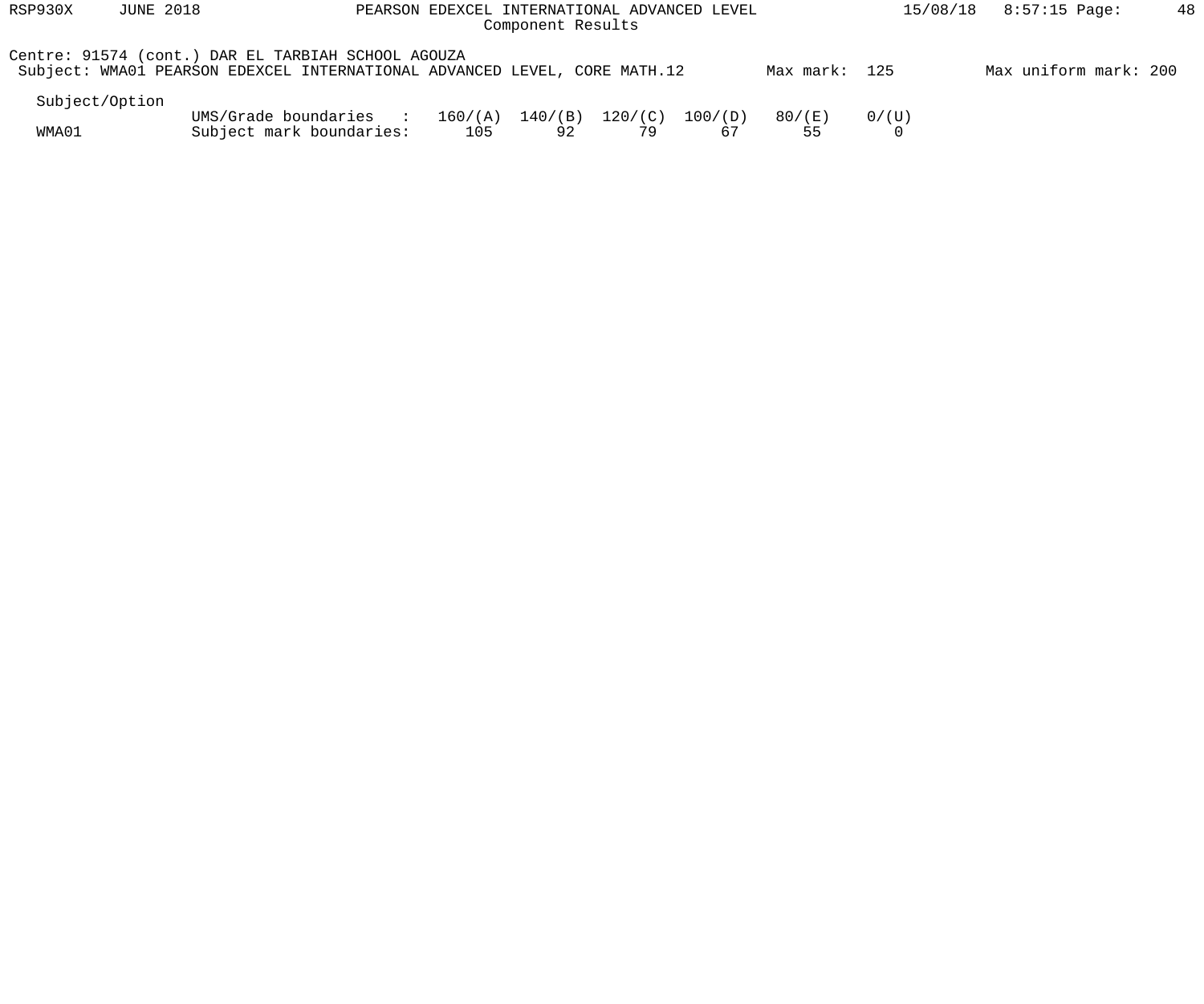Centre: 91574 (cont.) DAR EL TARBIAH SCHOOL AGOUZA

Subject: WMA01 PEARSON EDEXCEL INTERNATIONAL ADVANCED LEVEL, CORE MATH.12 Max mark: 125 Max uniform mark: 200

| Subject/Option | | | | | | | |
|---|---|---|---|---|---|---|---|
| | UMS/Grade boundaries : | 160/(A) | 140/(B) | 120/(C) | 100/(D) | 80/(E) | 0/(U) |
| WMA01 | Subject mark boundaries: | 105 | 92 | 79 | 67 | 55 | 0 |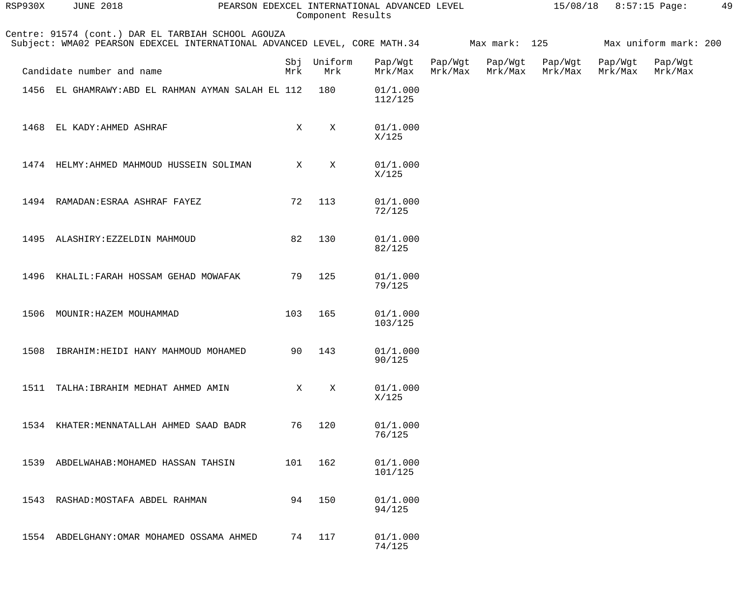Component Results

Centre: 91574 (cont.) DAR EL TARBIAH SCHOOL AGOUZA
Subject: WMA02 PEARSON EDEXCEL INTERNATIONAL ADVANCED LEVEL, CORE MATH.34 Max mark: 125 Max uniform mark: 200

| Candidate number and name | Sbj Mrk | Uniform Mrk | Pap/Wgt Mrk/Max | Pap/Wgt Mrk/Max | Pap/Wgt Mrk/Max | Pap/Wgt Mrk/Max | Pap/Wgt Mrk/Max | Pap/Wgt Mrk/Max |
|---|---|---|---|---|---|---|---|---|
| 1456 EL GHAMRAWY:ABD EL RAHMAN AYMAN SALAH EL | 112 | 180 | 01/1.000 112/125 | | | | | |
| 1468 EL KADY:AHMED ASHRAF | X | X | 01/1.000 X/125 | | | | | |
| 1474 HELMY:AHMED MAHMOUD HUSSEIN SOLIMAN | X | X | 01/1.000 X/125 | | | | | |
| 1494 RAMADAN:ESRAA ASHRAF FAYEZ | 72 | 113 | 01/1.000 72/125 | | | | | |
| 1495 ALASHIRY:EZZELDIN MAHMOUD | 82 | 130 | 01/1.000 82/125 | | | | | |
| 1496 KHALIL:FARAH HOSSAM GEHAD MOWAFAK | 79 | 125 | 01/1.000 79/125 | | | | | |
| 1506 MOUNIR:HAZEM MOUHAMMAD | 103 | 165 | 01/1.000 103/125 | | | | | |
| 1508 IBRAHIM:HEIDI HANY MAHMOUD MOHAMED | 90 | 143 | 01/1.000 90/125 | | | | | |
| 1511 TALHA:IBRAHIM MEDHAT AHMED AMIN | X | X | 01/1.000 X/125 | | | | | |
| 1534 KHATER:MENNATALLAH AHMED SAAD BADR | 76 | 120 | 01/1.000 76/125 | | | | | |
| 1539 ABDELWAHAB:MOHAMED HASSAN TAHSIN | 101 | 162 | 01/1.000 101/125 | | | | | |
| 1543 RASHAD:MOSTAFA ABDEL RAHMAN | 94 | 150 | 01/1.000 94/125 | | | | | |
| 1554 ABDELGHANY:OMAR MOHAMED OSSAMA AHMED | 74 | 117 | 01/1.000 74/125 | | | | | |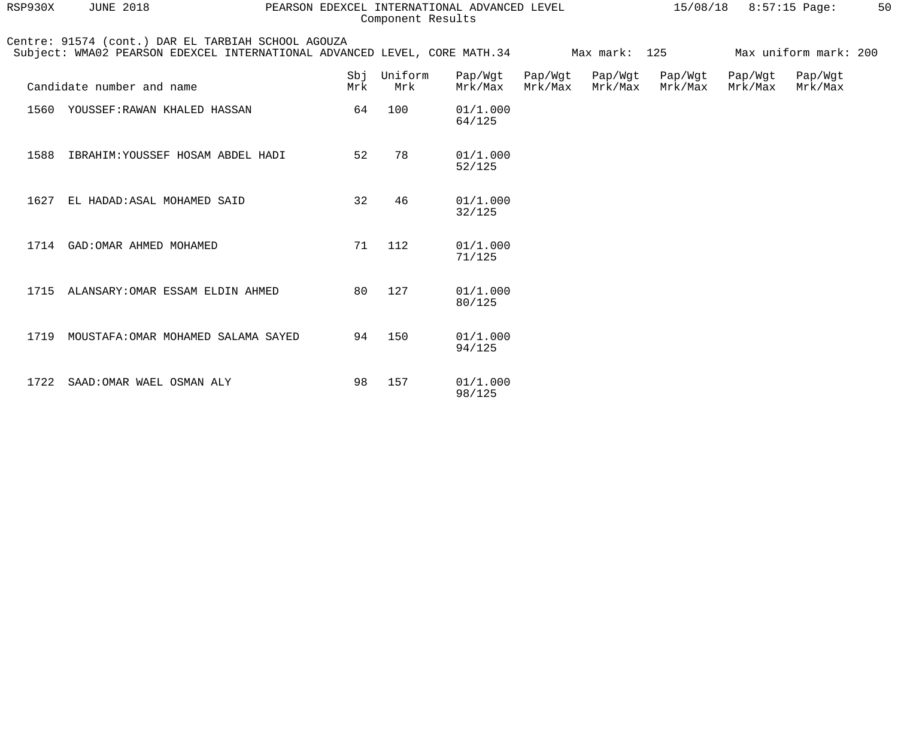Centre: 91574 (cont.) DAR EL TARBIAH SCHOOL AGOUZA
Subject: WMA02 PEARSON EDEXCEL INTERNATIONAL ADVANCED LEVEL, CORE MATH.34 Max mark: 125 Max uniform mark: 200

| Candidate number and name | Sbj Mrk | Uniform Mrk | Pap/Wgt Mrk/Max | Pap/Wgt Mrk/Max | Pap/Wgt Mrk/Max | Pap/Wgt Mrk/Max | Pap/Wgt Mrk/Max | Pap/Wgt Mrk/Max |
|---|---|---|---|---|---|---|---|---|
| 1560 YOUSSEF:RAWAN KHALED HASSAN | 64 | 100 | 01/1.000 64/125 | | | | | |
| 1588 IBRAHIM:YOUSSEF HOSAM ABDEL HADI | 52 | 78 | 01/1.000 52/125 | | | | | |
| 1627 EL HADAD:ASAL MOHAMED SAID | 32 | 46 | 01/1.000 32/125 | | | | | |
| 1714 GAD:OMAR AHMED MOHAMED | 71 | 112 | 01/1.000 71/125 | | | | | |
| 1715 ALANSARY:OMAR ESSAM ELDIN AHMED | 80 | 127 | 01/1.000 80/125 | | | | | |
| 1719 MOUSTAFA:OMAR MOHAMED SALAMA SAYED | 94 | 150 | 01/1.000 94/125 | | | | | |
| 1722 SAAD:OMAR WAEL OSMAN ALY | 98 | 157 | 01/1.000 98/125 | | | | | |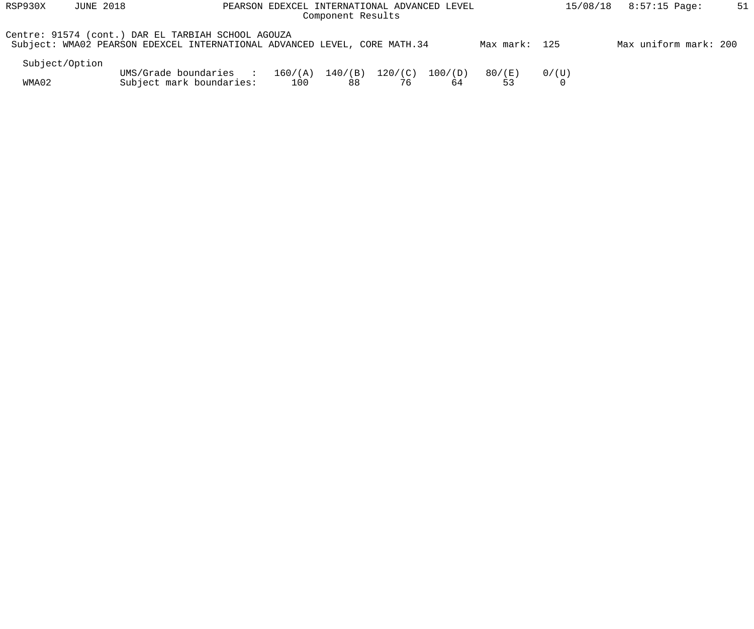Centre: 91574 (cont.) DAR EL TARBIAH SCHOOL AGOUZA

Subject: WMA02 PEARSON EDEXCEL INTERNATIONAL ADVANCED LEVEL, CORE MATH.34 Max mark: 125 Max uniform mark: 200

| Subject/Option | | | | | | | |
|---|---|---|---|---|---|---|---|
| | UMS/Grade boundaries : | 160/(A) | 140/(B) | 120/(C) | 100/(D) | 80/(E) | 0/(U) |
| WMA02 | Subject mark boundaries: | 100 | 88 | 76 | 64 | 53 | 0 |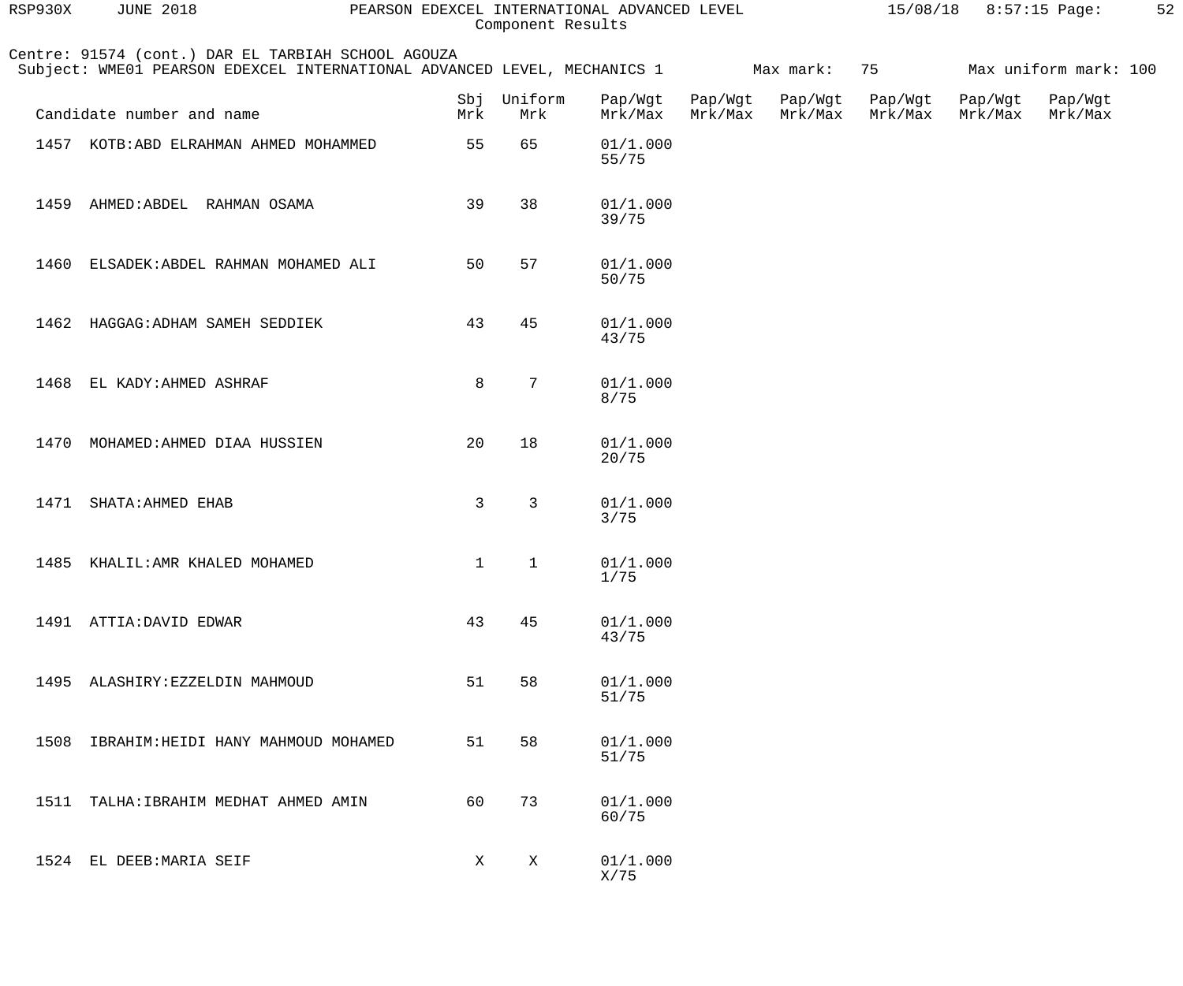Component Results

Centre: 91574 (cont.) DAR EL TARBIAH SCHOOL AGOUZA
Subject: WME01 PEARSON EDEXCEL INTERNATIONAL ADVANCED LEVEL, MECHANICS 1 Max mark: 75 Max uniform mark: 100

| Candidate number and name | Sbj Mrk | Uniform Mrk | Pap/Wgt Mrk/Max | Pap/Wgt Mrk/Max | Pap/Wgt Mrk/Max | Pap/Wgt Mrk/Max | Pap/Wgt Mrk/Max | Pap/Wgt Mrk/Max |
|---|---|---|---|---|---|---|---|---|
| 1457 KOTB:ABD ELRAHMAN AHMED MOHAMMED | 55 | 65 | 01/1.000 55/75 | | | | | |
| 1459 AHMED:ABDEL RAHMAN OSAMA | 39 | 38 | 01/1.000 39/75 | | | | | |
| 1460 ELSADEK:ABDEL RAHMAN MOHAMED ALI | 50 | 57 | 01/1.000 50/75 | | | | | |
| 1462 HAGGAG:ADHAM SAMEH SEDDIEK | 43 | 45 | 01/1.000 43/75 | | | | | |
| 1468 EL KADY:AHMED ASHRAF | 8 | 7 | 01/1.000 8/75 | | | | | |
| 1470 MOHAMED:AHMED DIAA HUSSIEN | 20 | 18 | 01/1.000 20/75 | | | | | |
| 1471 SHATA:AHMED EHAB | 3 | 3 | 01/1.000 3/75 | | | | | |
| 1485 KHALIL:AMR KHALED MOHAMED | 1 | 1 | 01/1.000 1/75 | | | | | |
| 1491 ATTIA:DAVID EDWAR | 43 | 45 | 01/1.000 43/75 | | | | | |
| 1495 ALASHIRY:EZZELDIN MAHMOUD | 51 | 58 | 01/1.000 51/75 | | | | | |
| 1508 IBRAHIM:HEIDI HANY MAHMOUD MOHAMED | 51 | 58 | 01/1.000 51/75 | | | | | |
| 1511 TALHA:IBRAHIM MEDHAT AHMED AMIN | 60 | 73 | 01/1.000 60/75 | | | | | |
| 1524 EL DEEB:MARIA SEIF | X | X | 01/1.000 X/75 | | | | | |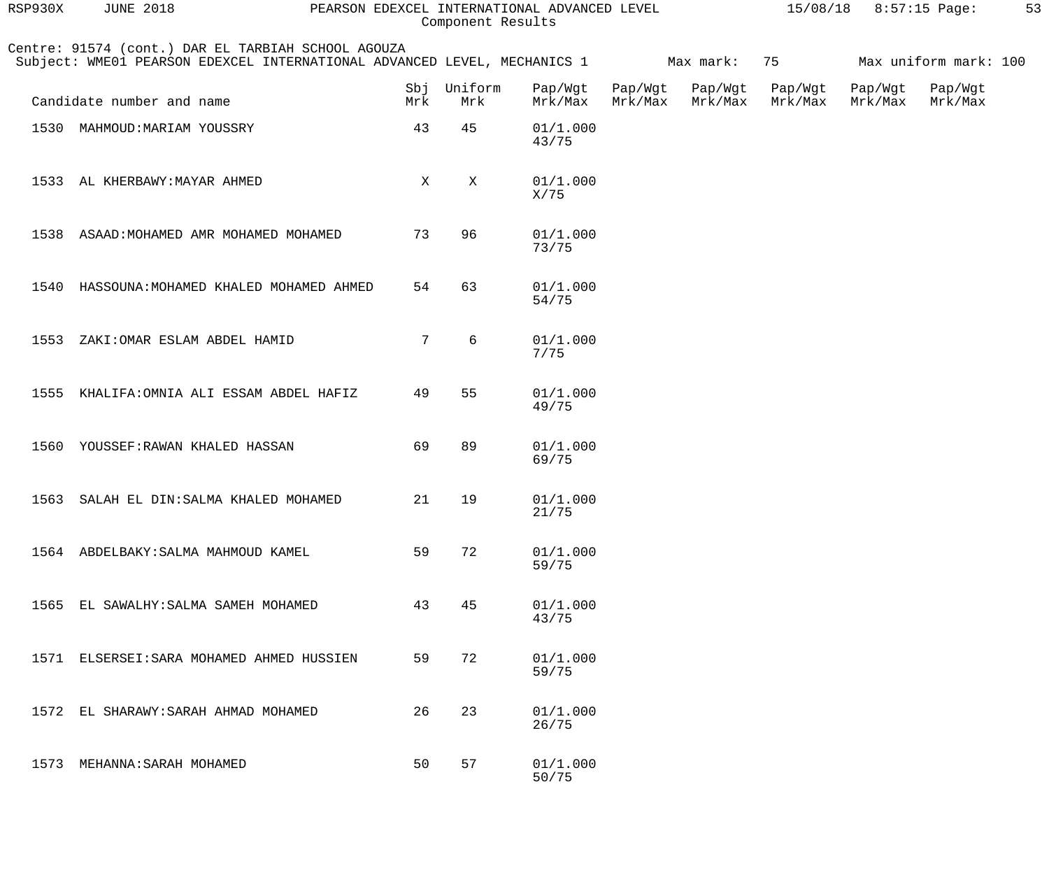Centre: 91574 (cont.) DAR EL TARBIAH SCHOOL AGOUZA
Subject: WME01 PEARSON EDEXCEL INTERNATIONAL ADVANCED LEVEL, MECHANICS 1    Max mark: 75    Max uniform mark: 100

| Candidate number and name | Sbj Mrk | Uniform Mrk | Pap/Wgt Mrk/Max | Pap/Wgt Mrk/Max | Pap/Wgt Mrk/Max | Pap/Wgt Mrk/Max | Pap/Wgt Mrk/Max | Pap/Wgt Mrk/Max |
|---|---|---|---|---|---|---|---|---|
| 1530 MAHMOUD:MARIAM YOUSSRY | 43 | 45 | 01/1.000 43/75 | | | | | |
| 1533 AL KHERBAWY:MAYAR AHMED | X | X | 01/1.000 X/75 | | | | | |
| 1538 ASAAD:MOHAMED AMR MOHAMED MOHAMED | 73 | 96 | 01/1.000 73/75 | | | | | |
| 1540 HASSOUNA:MOHAMED KHALED MOHAMED AHMED | 54 | 63 | 01/1.000 54/75 | | | | | |
| 1553 ZAKI:OMAR ESLAM ABDEL HAMID | 7 | 6 | 01/1.000 7/75 | | | | | |
| 1555 KHALIFA:OMNIA ALI ESSAM ABDEL HAFIZ | 49 | 55 | 01/1.000 49/75 | | | | | |
| 1560 YOUSSEF:RAWAN KHALED HASSAN | 69 | 89 | 01/1.000 69/75 | | | | | |
| 1563 SALAH EL DIN:SALMA KHALED MOHAMED | 21 | 19 | 01/1.000 21/75 | | | | | |
| 1564 ABDELBAKY:SALMA MAHMOUD KAMEL | 59 | 72 | 01/1.000 59/75 | | | | | |
| 1565 EL SAWALHY:SALMA SAMEH MOHAMED | 43 | 45 | 01/1.000 43/75 | | | | | |
| 1571 ELSERSEI:SARA MOHAMED AHMED HUSSIEN | 59 | 72 | 01/1.000 59/75 | | | | | |
| 1572 EL SHARAWY:SARAH AHMAD MOHAMED | 26 | 23 | 01/1.000 26/75 | | | | | |
| 1573 MEHANNA:SARAH MOHAMED | 50 | 57 | 01/1.000 50/75 | | | | | |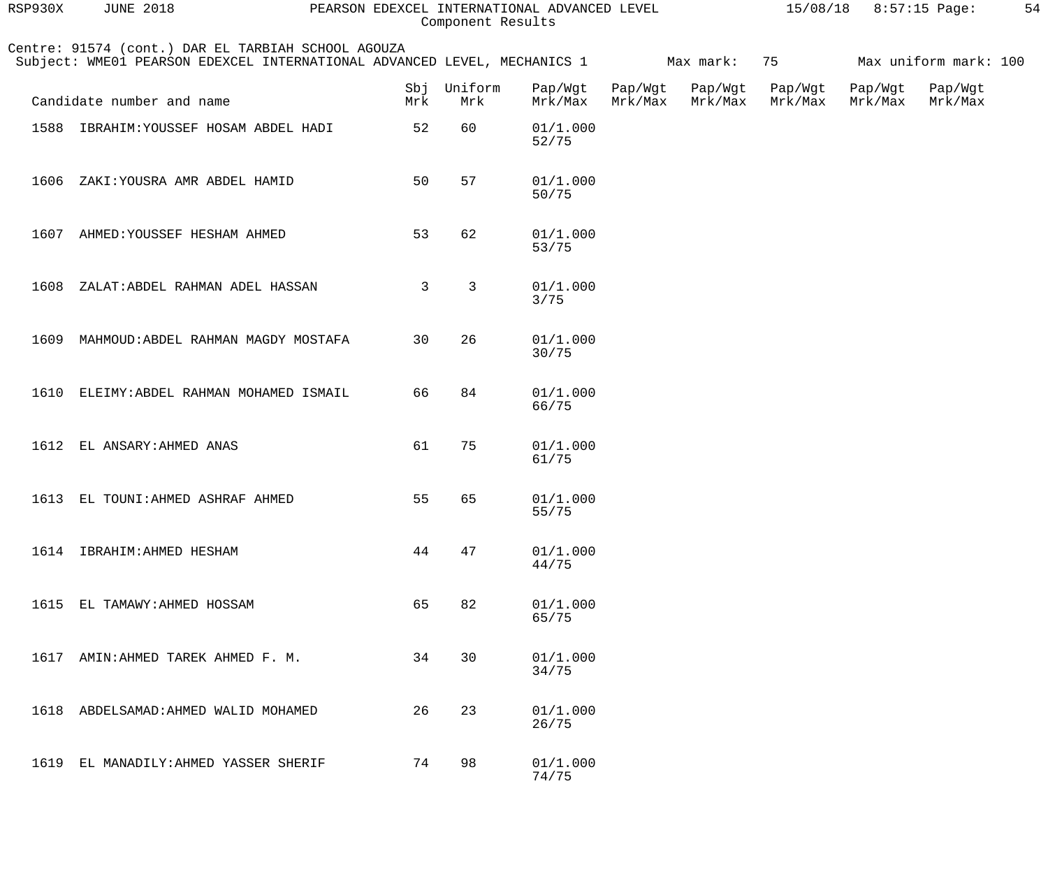Component Results

Centre: 91574 (cont.) DAR EL TARBIAH SCHOOL AGOUZA
Subject: WME01 PEARSON EDEXCEL INTERNATIONAL ADVANCED LEVEL, MECHANICS 1 Max mark: 75 Max uniform mark: 100

| Candidate number and name | Sbj Mrk | Uniform Mrk | Pap/Wgt Mrk/Max | Pap/Wgt Mrk/Max | Pap/Wgt Mrk/Max | Pap/Wgt Mrk/Max | Pap/Wgt Mrk/Max | Pap/Wgt Mrk/Max |
|---|---|---|---|---|---|---|---|---|
| 1588 IBRAHIM:YOUSSEF HOSAM ABDEL HADI | 52 | 60 | 01/1.000 52/75 | | | | | |
| 1606 ZAKI:YOUSRA AMR ABDEL HAMID | 50 | 57 | 01/1.000 50/75 | | | | | |
| 1607 AHMED:YOUSSEF HESHAM AHMED | 53 | 62 | 01/1.000 53/75 | | | | | |
| 1608 ZALAT:ABDEL RAHMAN ADEL HASSAN | 3 | 3 | 01/1.000 3/75 | | | | | |
| 1609 MAHMOUD:ABDEL RAHMAN MAGDY MOSTAFA | 30 | 26 | 01/1.000 30/75 | | | | | |
| 1610 ELEIMY:ABDEL RAHMAN MOHAMED ISMAIL | 66 | 84 | 01/1.000 66/75 | | | | | |
| 1612 EL ANSARY:AHMED ANAS | 61 | 75 | 01/1.000 61/75 | | | | | |
| 1613 EL TOUNI:AHMED ASHRAF AHMED | 55 | 65 | 01/1.000 55/75 | | | | | |
| 1614 IBRAHIM:AHMED HESHAM | 44 | 47 | 01/1.000 44/75 | | | | | |
| 1615 EL TAMAWY:AHMED HOSSAM | 65 | 82 | 01/1.000 65/75 | | | | | |
| 1617 AMIN:AHMED TAREK AHMED F. M. | 34 | 30 | 01/1.000 34/75 | | | | | |
| 1618 ABDELSAMAD:AHMED WALID MOHAMED | 26 | 23 | 01/1.000 26/75 | | | | | |
| 1619 EL MANADILY:AHMED YASSER SHERIF | 74 | 98 | 01/1.000 74/75 | | | | | |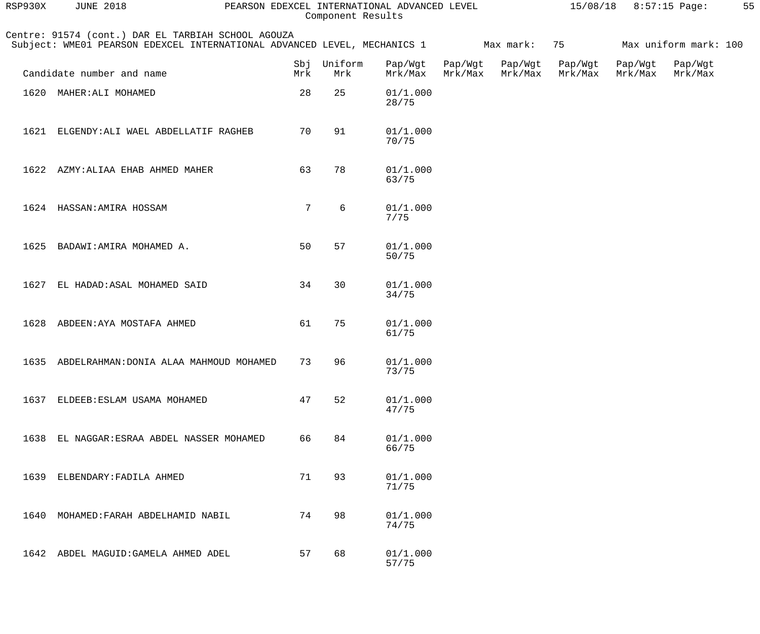Component Results

Centre: 91574 (cont.) DAR EL TARBIAH SCHOOL AGOUZA
Subject: WME01 PEARSON EDEXCEL INTERNATIONAL ADVANCED LEVEL, MECHANICS 1 Max mark: 75 Max uniform mark: 100

| Candidate number and name | Sbj Mrk | Uniform Mrk | Pap/Wgt Mrk/Max | Pap/Wgt Mrk/Max | Pap/Wgt Mrk/Max | Pap/Wgt Mrk/Max | Pap/Wgt Mrk/Max | Pap/Wgt Mrk/Max |
|---|---|---|---|---|---|---|---|---|
| 1620 MAHER:ALI MOHAMED | 28 | 25 | 01/1.000 28/75 | | | | | |
| 1621 ELGENDY:ALI WAEL ABDELLATIF RAGHEB | 70 | 91 | 01/1.000 70/75 | | | | | |
| 1622 AZMY:ALIAA EHAB AHMED MAHER | 63 | 78 | 01/1.000 63/75 | | | | | |
| 1624 HASSAN:AMIRA HOSSAM | 7 | 6 | 01/1.000 7/75 | | | | | |
| 1625 BADAWI:AMIRA MOHAMED A. | 50 | 57 | 01/1.000 50/75 | | | | | |
| 1627 EL HADAD:ASAL MOHAMED SAID | 34 | 30 | 01/1.000 34/75 | | | | | |
| 1628 ABDEEN:AYA MOSTAFA AHMED | 61 | 75 | 01/1.000 61/75 | | | | | |
| 1635 ABDELRAHMAN:DONIA ALAA MAHMOUD MOHAMED | 73 | 96 | 01/1.000 73/75 | | | | | |
| 1637 ELDEEB:ESLAM USAMA MOHAMED | 47 | 52 | 01/1.000 47/75 | | | | | |
| 1638 EL NAGGAR:ESRAA ABDEL NASSER MOHAMED | 66 | 84 | 01/1.000 66/75 | | | | | |
| 1639 ELBENDARY:FADILA AHMED | 71 | 93 | 01/1.000 71/75 | | | | | |
| 1640 MOHAMED:FARAH ABDELHAMID NABIL | 74 | 98 | 01/1.000 74/75 | | | | | |
| 1642 ABDEL MAGUID:GAMELA AHMED ADEL | 57 | 68 | 01/1.000 57/75 | | | | | |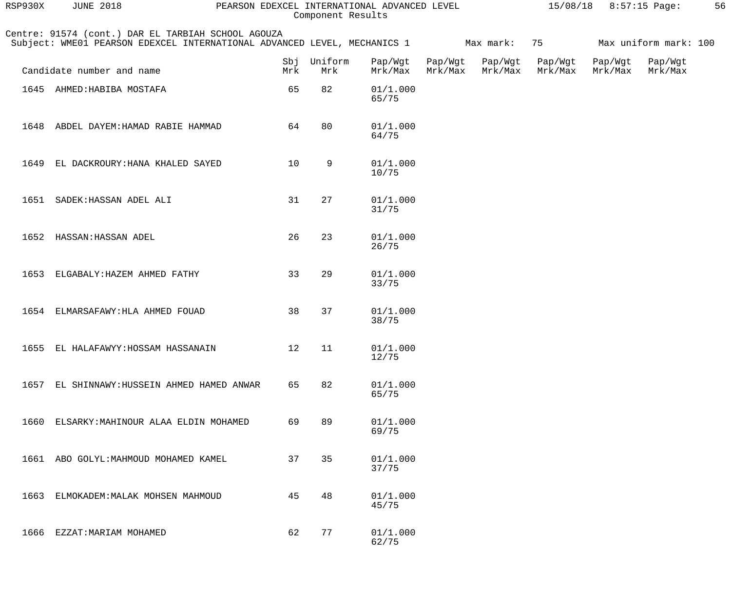# PEARSON EDEXCEL INTERNATIONAL ADVANCED LEVEL
## Component Results

Centre: 91574 (cont.) DAR EL TARBIAH SCHOOL AGOUZA
Subject: WME01 PEARSON EDEXCEL INTERNATIONAL ADVANCED LEVEL, MECHANICS 1 Max mark: 75 Max uniform mark: 100

| Candidate number and name | Sbj Mrk | Uniform Mrk | Pap/Wgt Mrk/Max | Pap/Wgt Mrk/Max | Pap/Wgt Mrk/Max | Pap/Wgt Mrk/Max | Pap/Wgt Mrk/Max | Pap/Wgt Mrk/Max |
|---|---|---|---|---|---|---|---|---|
| 1645 AHMED:HABIBA MOSTAFA | 65 | 82 | 01/1.000 65/75 | | | | | |
| 1648 ABDEL DAYEM:HAMAD RABIE HAMMAD | 64 | 80 | 01/1.000 64/75 | | | | | |
| 1649 EL DACKROURY:HANA KHALED SAYED | 10 | 9 | 01/1.000 10/75 | | | | | |
| 1651 SADEK:HASSAN ADEL ALI | 31 | 27 | 01/1.000 31/75 | | | | | |
| 1652 HASSAN:HASSAN ADEL | 26 | 23 | 01/1.000 26/75 | | | | | |
| 1653 ELGABALY:HAZEM AHMED FATHY | 33 | 29 | 01/1.000 33/75 | | | | | |
| 1654 ELMARSAFAWY:HLA AHMED FOUAD | 38 | 37 | 01/1.000 38/75 | | | | | |
| 1655 EL HALAFAWYY:HOSSAM HASSANAIN | 12 | 11 | 01/1.000 12/75 | | | | | |
| 1657 EL SHINNAWY:HUSSEIN AHMED HAMED ANWAR | 65 | 82 | 01/1.000 65/75 | | | | | |
| 1660 ELSARKY:MAHINOUR ALAA ELDIN MOHAMED | 69 | 89 | 01/1.000 69/75 | | | | | |
| 1661 ABO GOLYL:MAHMOUD MOHAMED KAMEL | 37 | 35 | 01/1.000 37/75 | | | | | |
| 1663 ELMOKADEM:MALAK MOHSEN MAHMOUD | 45 | 48 | 01/1.000 45/75 | | | | | |
| 1666 EZZAT:MARIAM MOHAMED | 62 | 77 | 01/1.000 62/75 | | | | | |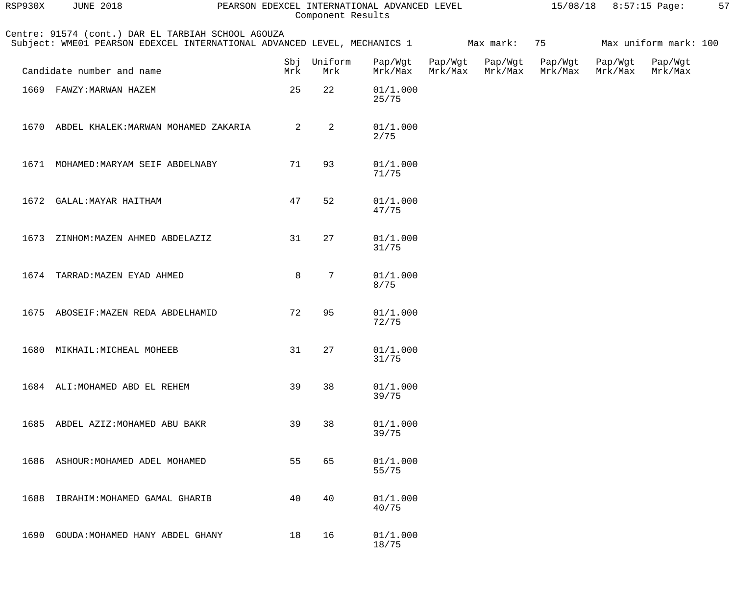Centre: 91574 (cont.) DAR EL TARBIAH SCHOOL AGOUZA
Subject: WME01 PEARSON EDEXCEL INTERNATIONAL ADVANCED LEVEL, MECHANICS 1 Max mark: 75 Max uniform mark: 100

| Candidate number and name | Sbj Mrk | Uniform Mrk | Pap/Wgt Mrk/Max | Pap/Wgt Mrk/Max | Pap/Wgt Mrk/Max | Pap/Wgt Mrk/Max | Pap/Wgt Mrk/Max | Pap/Wgt Mrk/Max |
|---|---|---|---|---|---|---|---|---|
| 1669 FAWZY:MARWAN HAZEM | 25 | 22 | 01/1.000 25/75 | | | | | |
| 1670 ABDEL KHALEK:MARWAN MOHAMED ZAKARIA | 2 | 2 | 01/1.000 2/75 | | | | | |
| 1671 MOHAMED:MARYAM SEIF ABDELNABY | 71 | 93 | 01/1.000 71/75 | | | | | |
| 1672 GALAL:MAYAR HAITHAM | 47 | 52 | 01/1.000 47/75 | | | | | |
| 1673 ZINHOM:MAZEN AHMED ABDELAZIZ | 31 | 27 | 01/1.000 31/75 | | | | | |
| 1674 TARRAD:MAZEN EYAD AHMED | 8 | 7 | 01/1.000 8/75 | | | | | |
| 1675 ABOSEIF:MAZEN REDA ABDELHAMID | 72 | 95 | 01/1.000 72/75 | | | | | |
| 1680 MIKHAIL:MICHEAL MOHEEB | 31 | 27 | 01/1.000 31/75 | | | | | |
| 1684 ALI:MOHAMED ABD EL REHEM | 39 | 38 | 01/1.000 39/75 | | | | | |
| 1685 ABDEL AZIZ:MOHAMED ABU BAKR | 39 | 38 | 01/1.000 39/75 | | | | | |
| 1686 ASHOUR:MOHAMED ADEL MOHAMED | 55 | 65 | 01/1.000 55/75 | | | | | |
| 1688 IBRAHIM:MOHAMED GAMAL GHARIB | 40 | 40 | 01/1.000 40/75 | | | | | |
| 1690 GOUDA:MOHAMED HANY ABDEL GHANY | 18 | 16 | 01/1.000 18/75 | | | | | |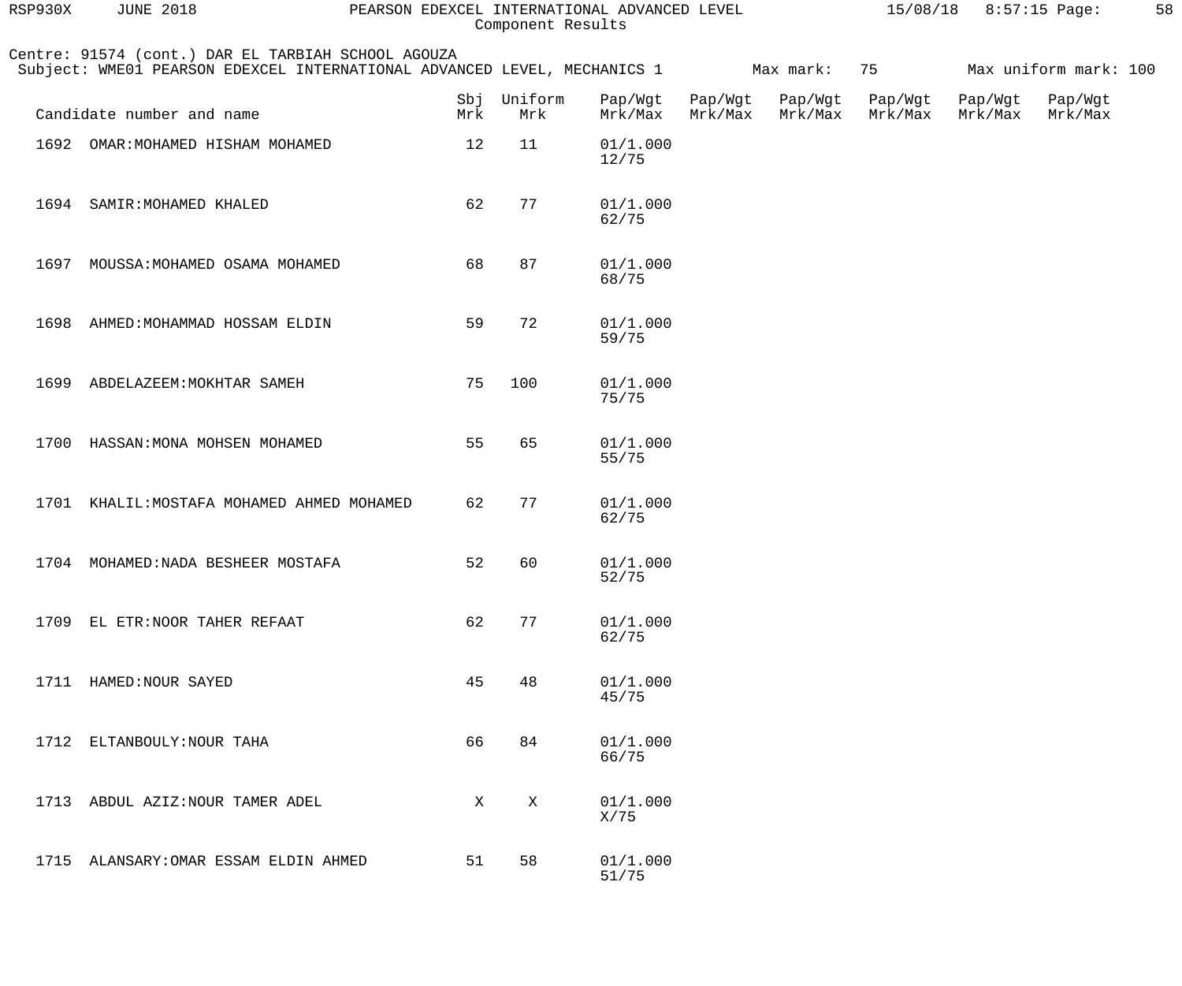Component Results

Centre: 91574 (cont.) DAR EL TARBIAH SCHOOL AGOUZA
Subject: WME01 PEARSON EDEXCEL INTERNATIONAL ADVANCED LEVEL, MECHANICS 1    Max mark: 75    Max uniform mark: 100

| Candidate number and name | Sbj Mrk | Uniform Mrk | Pap/Wgt Mrk/Max | Pap/Wgt Mrk/Max | Pap/Wgt Mrk/Max | Pap/Wgt Mrk/Max | Pap/Wgt Mrk/Max | Pap/Wgt Mrk/Max |
|---|---|---|---|---|---|---|---|---|
| 1692 OMAR:MOHAMED HISHAM MOHAMED | 12 | 11 | 01/1.000 12/75 | | | | | |
| 1694 SAMIR:MOHAMED KHALED | 62 | 77 | 01/1.000 62/75 | | | | | |
| 1697 MOUSSA:MOHAMED OSAMA MOHAMED | 68 | 87 | 01/1.000 68/75 | | | | | |
| 1698 AHMED:MOHAMMAD HOSSAM ELDIN | 59 | 72 | 01/1.000 59/75 | | | | | |
| 1699 ABDELAZEEM:MOKHTAR SAMEH | 75 | 100 | 01/1.000 75/75 | | | | | |
| 1700 HASSAN:MONA MOHSEN MOHAMED | 55 | 65 | 01/1.000 55/75 | | | | | |
| 1701 KHALIL:MOSTAFA MOHAMED AHMED MOHAMED | 62 | 77 | 01/1.000 62/75 | | | | | |
| 1704 MOHAMED:NADA BESHEER MOSTAFA | 52 | 60 | 01/1.000 52/75 | | | | | |
| 1709 EL ETR:NOOR TAHER REFAAT | 62 | 77 | 01/1.000 62/75 | | | | | |
| 1711 HAMED:NOUR SAYED | 45 | 48 | 01/1.000 45/75 | | | | | |
| 1712 ELTANBOULY:NOUR TAHA | 66 | 84 | 01/1.000 66/75 | | | | | |
| 1713 ABDUL AZIZ:NOUR TAMER ADEL | X | X | 01/1.000 X/75 | | | | | |
| 1715 ALANSARY:OMAR ESSAM ELDIN AHMED | 51 | 58 | 01/1.000 51/75 | | | | | |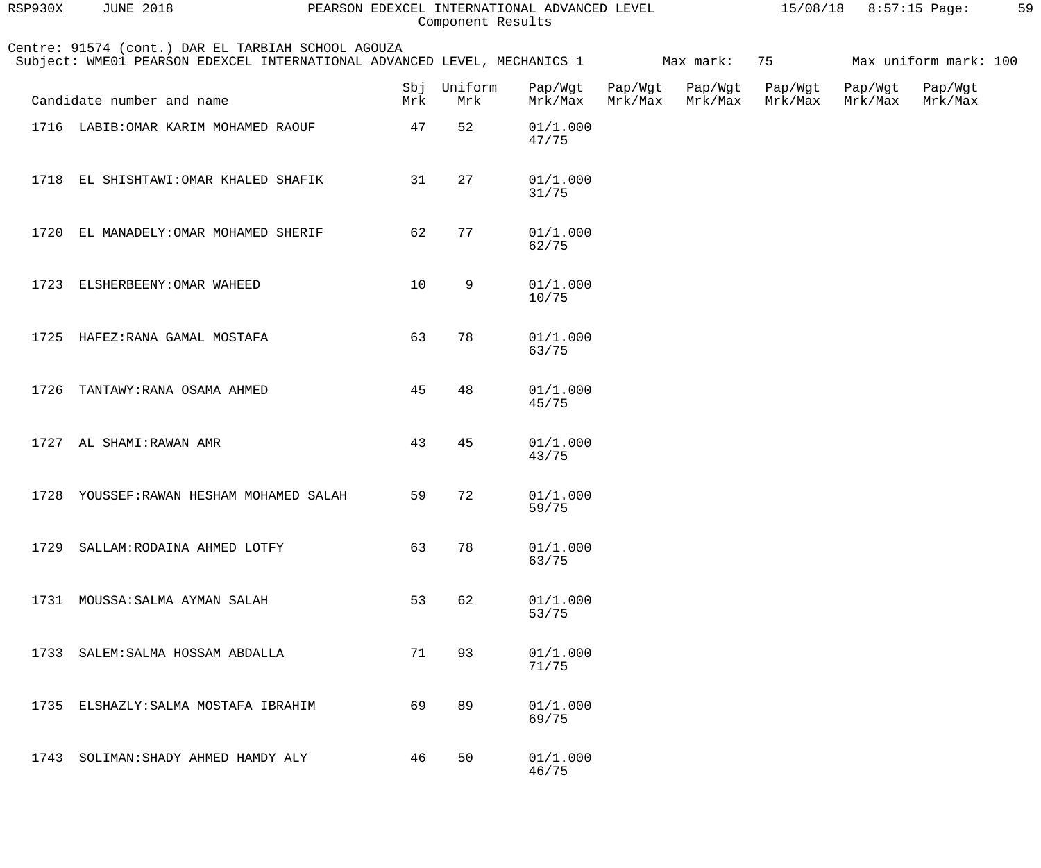Centre: 91574 (cont.) DAR EL TARBIAH SCHOOL AGOUZA
Subject: WME01 PEARSON EDEXCEL INTERNATIONAL ADVANCED LEVEL, MECHANICS 1 Max mark: 75 Max uniform mark: 100

| Candidate number and name | Sbj Mrk | Uniform Mrk | Pap/Wgt Mrk/Max | Pap/Wgt Mrk/Max | Pap/Wgt Mrk/Max | Pap/Wgt Mrk/Max | Pap/Wgt Mrk/Max | Pap/Wgt Mrk/Max |
|---|---|---|---|---|---|---|---|---|
| 1716 LABIB:OMAR KARIM MOHAMED RAOUF | 47 | 52 | 01/1.000 47/75 | | | | | |
| 1718 EL SHISHTAWI:OMAR KHALED SHAFIK | 31 | 27 | 01/1.000 31/75 | | | | | |
| 1720 EL MANADELY:OMAR MOHAMED SHERIF | 62 | 77 | 01/1.000 62/75 | | | | | |
| 1723 ELSHERBEENY:OMAR WAHEED | 10 | 9 | 01/1.000 10/75 | | | | | |
| 1725 HAFEZ:RANA GAMAL MOSTAFA | 63 | 78 | 01/1.000 63/75 | | | | | |
| 1726 TANTAWY:RANA OSAMA AHMED | 45 | 48 | 01/1.000 45/75 | | | | | |
| 1727 AL SHAMI:RAWAN AMR | 43 | 45 | 01/1.000 43/75 | | | | | |
| 1728 YOUSSEF:RAWAN HESHAM MOHAMED SALAH | 59 | 72 | 01/1.000 59/75 | | | | | |
| 1729 SALLAM:RODAINA AHMED LOTFY | 63 | 78 | 01/1.000 63/75 | | | | | |
| 1731 MOUSSA:SALMA AYMAN SALAH | 53 | 62 | 01/1.000 53/75 | | | | | |
| 1733 SALEM:SALMA HOSSAM ABDALLA | 71 | 93 | 01/1.000 71/75 | | | | | |
| 1735 ELSHAZLY:SALMA MOSTAFA IBRAHIM | 69 | 89 | 01/1.000 69/75 | | | | | |
| 1743 SOLIMAN:SHADY AHMED HAMDY ALY | 46 | 50 | 01/1.000 46/75 | | | | | |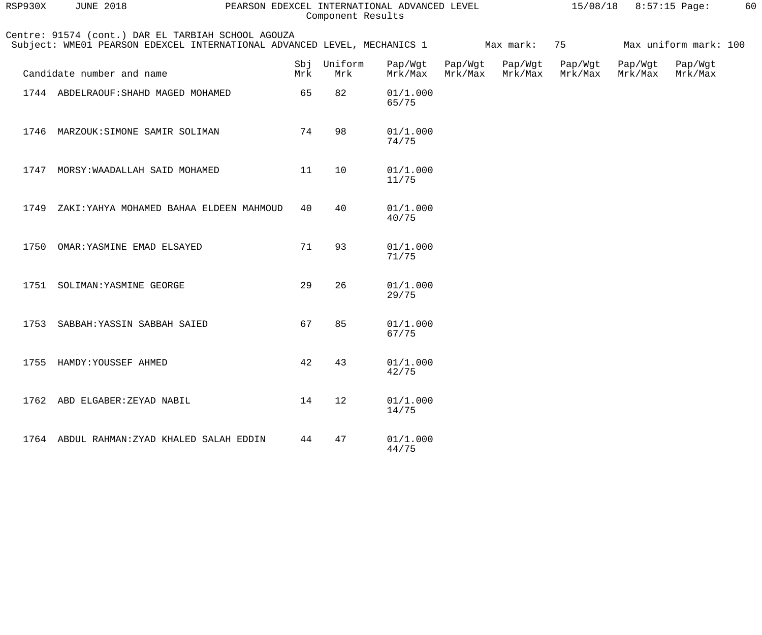Component Results

Centre: 91574 (cont.) DAR EL TARBIAH SCHOOL AGOUZA
Subject: WME01 PEARSON EDEXCEL INTERNATIONAL ADVANCED LEVEL, MECHANICS 1 Max mark: 75 Max uniform mark: 100

| Candidate number and name | Sbj Mrk | Uniform Mrk | Pap/Wgt Mrk/Max | Pap/Wgt Mrk/Max | Pap/Wgt Mrk/Max | Pap/Wgt Mrk/Max | Pap/Wgt Mrk/Max | Pap/Wgt Mrk/Max |
|---|---|---|---|---|---|---|---|---|
| 1744 ABDELRAOUF:SHAHD MAGED MOHAMED | 65 | 82 | 01/1.000 65/75 | | | | | |
| 1746 MARZOUK:SIMONE SAMIR SOLIMAN | 74 | 98 | 01/1.000 74/75 | | | | | |
| 1747 MORSY:WAADALLAH SAID MOHAMED | 11 | 10 | 01/1.000 11/75 | | | | | |
| 1749 ZAKI:YAHYA MOHAMED BAHAA ELDEEN MAHMOUD | 40 | 40 | 01/1.000 40/75 | | | | | |
| 1750 OMAR:YASMINE EMAD ELSAYED | 71 | 93 | 01/1.000 71/75 | | | | | |
| 1751 SOLIMAN:YASMINE GEORGE | 29 | 26 | 01/1.000 29/75 | | | | | |
| 1753 SABBAH:YASSIN SABBAH SAIED | 67 | 85 | 01/1.000 67/75 | | | | | |
| 1755 HAMDY:YOUSSEF AHMED | 42 | 43 | 01/1.000 42/75 | | | | | |
| 1762 ABD ELGABER:ZEYAD NABIL | 14 | 12 | 01/1.000 14/75 | | | | | |
| 1764 ABDUL RAHMAN:ZYAD KHALED SALAH EDDIN | 44 | 47 | 01/1.000 44/75 | | | | | |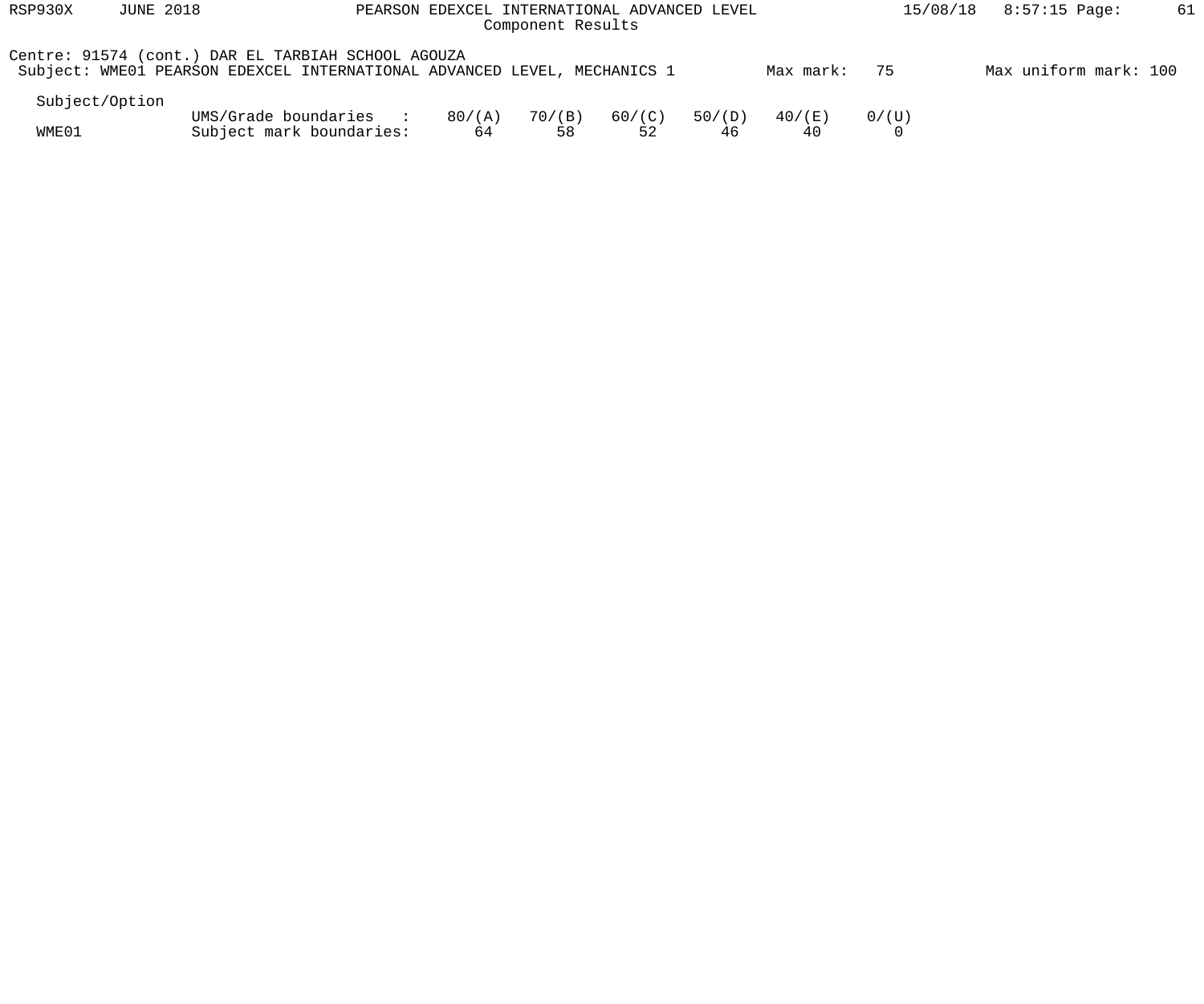Centre: 91574 (cont.) DAR EL TARBIAH SCHOOL AGOUZA

Subject: WME01 PEARSON EDEXCEL INTERNATIONAL ADVANCED LEVEL, MECHANICS 1 Max mark: 75 Max uniform mark: 100

| Subject/Option | | | | | | | |
|---|---|---|---|---|---|---|---|
| | UMS/Grade boundaries : | 80/(A) | 70/(B) | 60/(C) | 50/(D) | 40/(E) | 0/(U) |
| WME01 | Subject mark boundaries: | 64 | 58 | 52 | 46 | 40 | 0 |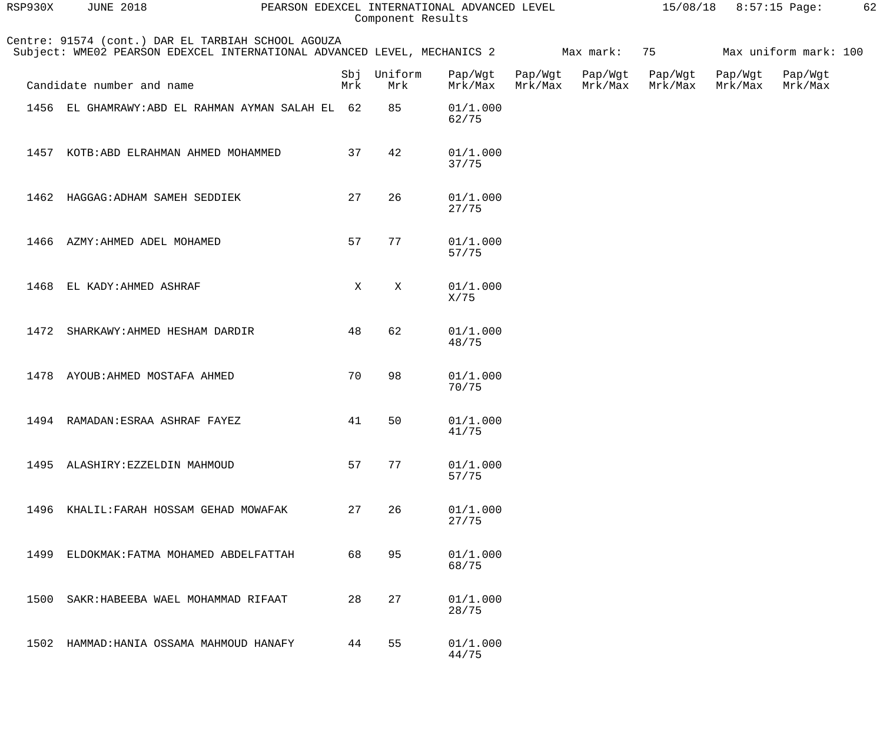Centre: 91574 (cont.) DAR EL TARBIAH SCHOOL AGOUZA
Subject: WME02 PEARSON EDEXCEL INTERNATIONAL ADVANCED LEVEL, MECHANICS 2 Max mark: 75 Max uniform mark: 100

| Candidate number and name | Sbj Mrk | Uniform Mrk | Pap/Wgt Mrk/Max | Pap/Wgt Mrk/Max | Pap/Wgt Mrk/Max | Pap/Wgt Mrk/Max | Pap/Wgt Mrk/Max | Pap/Wgt Mrk/Max |
|---|---|---|---|---|---|---|---|---|
| 1456 EL GHAMRAWY:ABD EL RAHMAN AYMAN SALAH EL | 62 | 85 | 01/1.000 62/75 | | | | | |
| 1457 KOTB:ABD ELRAHMAN AHMED MOHAMMED | 37 | 42 | 01/1.000 37/75 | | | | | |
| 1462 HAGGAG:ADHAM SAMEH SEDDIEK | 27 | 26 | 01/1.000 27/75 | | | | | |
| 1466 AZMY:AHMED ADEL MOHAMED | 57 | 77 | 01/1.000 57/75 | | | | | |
| 1468 EL KADY:AHMED ASHRAF | X | X | 01/1.000 X/75 | | | | | |
| 1472 SHARKAWY:AHMED HESHAM DARDIR | 48 | 62 | 01/1.000 48/75 | | | | | |
| 1478 AYOUB:AHMED MOSTAFA AHMED | 70 | 98 | 01/1.000 70/75 | | | | | |
| 1494 RAMADAN:ESRAA ASHRAF FAYEZ | 41 | 50 | 01/1.000 41/75 | | | | | |
| 1495 ALASHIRY:EZZELDIN MAHMOUD | 57 | 77 | 01/1.000 57/75 | | | | | |
| 1496 KHALIL:FARAH HOSSAM GEHAD MOWAFAK | 27 | 26 | 01/1.000 27/75 | | | | | |
| 1499 ELDOKMAK:FATMA MOHAMED ABDELFATTAH | 68 | 95 | 01/1.000 68/75 | | | | | |
| 1500 SAKR:HABEEBA WAEL MOHAMMAD RIFAAT | 28 | 27 | 01/1.000 28/75 | | | | | |
| 1502 HAMMAD:HANIA OSSAMA MAHMOUD HANAFY | 44 | 55 | 01/1.000 44/75 | | | | | |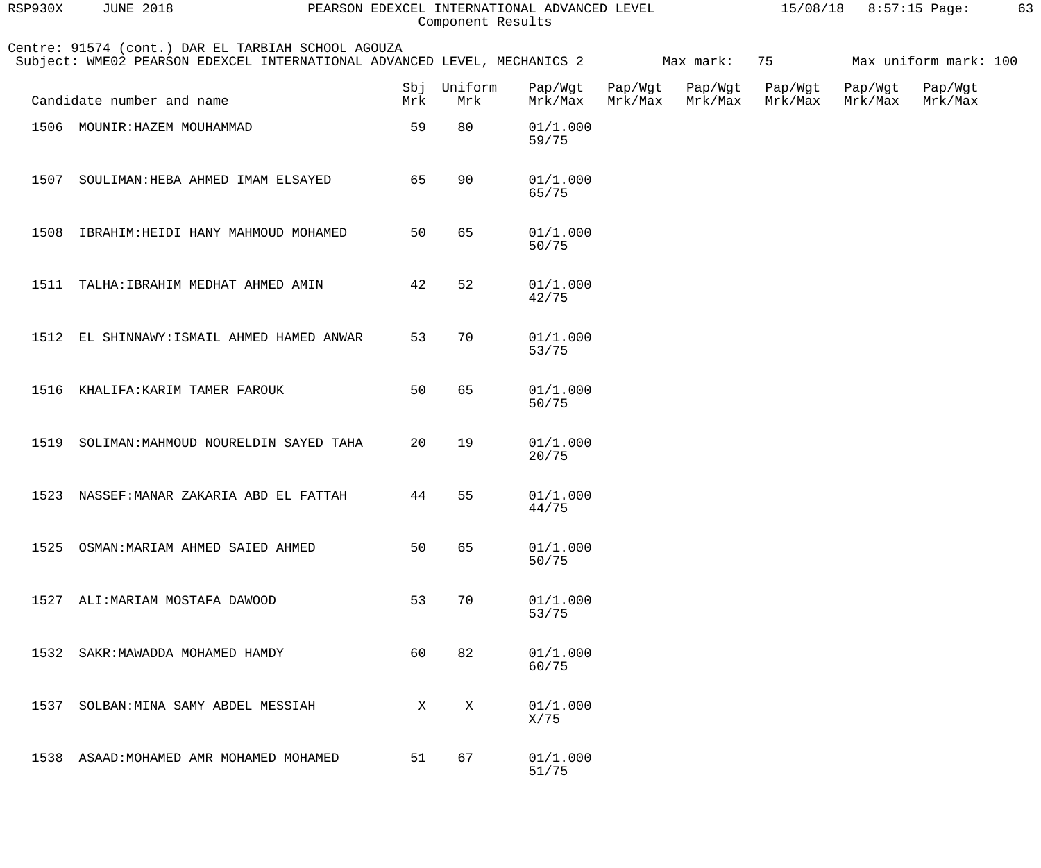Centre: 91574 (cont.) DAR EL TARBIAH SCHOOL AGOUZA
Subject: WME02 PEARSON EDEXCEL INTERNATIONAL ADVANCED LEVEL, MECHANICS 2 Max mark: 75 Max uniform mark: 100

| Candidate number and name | Sbj Mrk | Uniform Mrk | Pap/Wgt Mrk/Max | Pap/Wgt Mrk/Max | Pap/Wgt Mrk/Max | Pap/Wgt Mrk/Max | Pap/Wgt Mrk/Max | Pap/Wgt Mrk/Max |
|---|---|---|---|---|---|---|---|---|
| 1506 MOUNIR:HAZEM MOUHAMMAD | 59 | 80 | 01/1.000 59/75 | | | | | |
| 1507 SOULIMAN:HEBA AHMED IMAM ELSAYED | 65 | 90 | 01/1.000 65/75 | | | | | |
| 1508 IBRAHIM:HEIDI HANY MAHMOUD MOHAMED | 50 | 65 | 01/1.000 50/75 | | | | | |
| 1511 TALHA:IBRAHIM MEDHAT AHMED AMIN | 42 | 52 | 01/1.000 42/75 | | | | | |
| 1512 EL SHINNAWY:ISMAIL AHMED HAMED ANWAR | 53 | 70 | 01/1.000 53/75 | | | | | |
| 1516 KHALIFA:KARIM TAMER FAROUK | 50 | 65 | 01/1.000 50/75 | | | | | |
| 1519 SOLIMAN:MAHMOUD NOURELDIN SAYED TAHA | 20 | 19 | 01/1.000 20/75 | | | | | |
| 1523 NASSEF:MANAR ZAKARIA ABD EL FATTAH | 44 | 55 | 01/1.000 44/75 | | | | | |
| 1525 OSMAN:MARIAM AHMED SAIED AHMED | 50 | 65 | 01/1.000 50/75 | | | | | |
| 1527 ALI:MARIAM MOSTAFA DAWOOD | 53 | 70 | 01/1.000 53/75 | | | | | |
| 1532 SAKR:MAWADDA MOHAMED HAMDY | 60 | 82 | 01/1.000 60/75 | | | | | |
| 1537 SOLBAN:MINA SAMY ABDEL MESSIAH | X | X | 01/1.000 X/75 | | | | | |
| 1538 ASAAD:MOHAMED AMR MOHAMED MOHAMED | 51 | 67 | 01/1.000 51/75 | | | | | |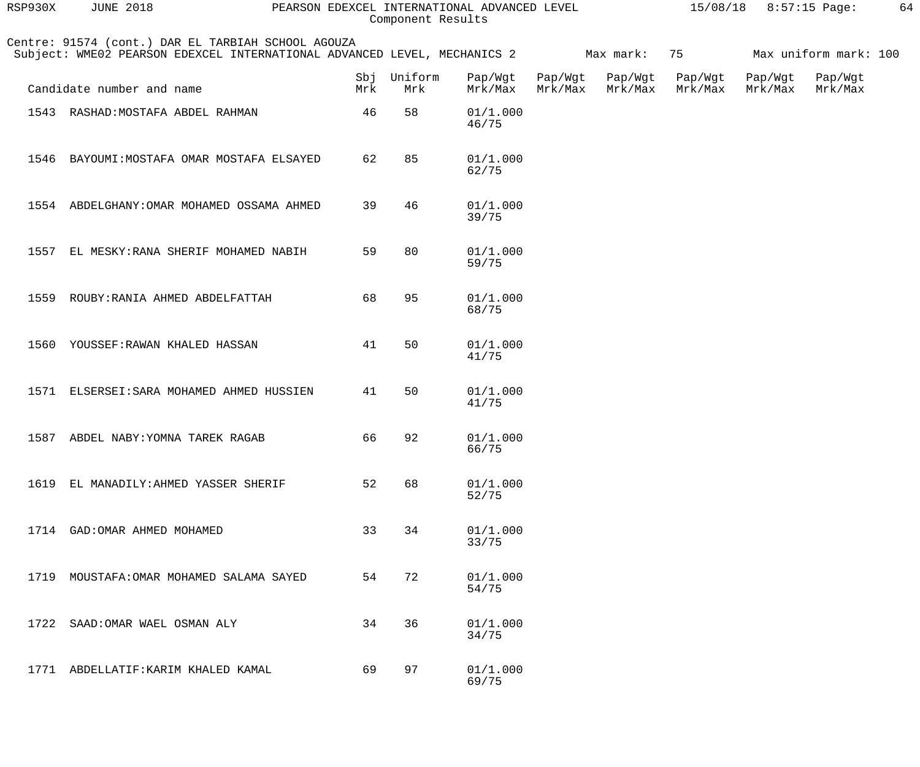Centre: 91574 (cont.) DAR EL TARBIAH SCHOOL AGOUZA
Subject: WME02 PEARSON EDEXCEL INTERNATIONAL ADVANCED LEVEL, MECHANICS 2 Max mark: 75 Max uniform mark: 100

| Candidate number and name | Sbj Mrk | Uniform Mrk | Pap/Wgt Mrk/Max | Pap/Wgt Mrk/Max | Pap/Wgt Mrk/Max | Pap/Wgt Mrk/Max | Pap/Wgt Mrk/Max | Pap/Wgt Mrk/Max |
|---|---|---|---|---|---|---|---|---|
| 1543 RASHAD:MOSTAFA ABDEL RAHMAN | 46 | 58 | 01/1.000 46/75 | | | | | |
| 1546 BAYOUMI:MOSTAFA OMAR MOSTAFA ELSAYED | 62 | 85 | 01/1.000 62/75 | | | | | |
| 1554 ABDELGHANY:OMAR MOHAMED OSSAMA AHMED | 39 | 46 | 01/1.000 39/75 | | | | | |
| 1557 EL MESKY:RANA SHERIF MOHAMED NABIH | 59 | 80 | 01/1.000 59/75 | | | | | |
| 1559 ROUBY:RANIA AHMED ABDELFATTAH | 68 | 95 | 01/1.000 68/75 | | | | | |
| 1560 YOUSSEF:RAWAN KHALED HASSAN | 41 | 50 | 01/1.000 41/75 | | | | | |
| 1571 ELSERSEI:SARA MOHAMED AHMED HUSSIEN | 41 | 50 | 01/1.000 41/75 | | | | | |
| 1587 ABDEL NABY:YOMNA TAREK RAGAB | 66 | 92 | 01/1.000 66/75 | | | | | |
| 1619 EL MANADILY:AHMED YASSER SHERIF | 52 | 68 | 01/1.000 52/75 | | | | | |
| 1714 GAD:OMAR AHMED MOHAMED | 33 | 34 | 01/1.000 33/75 | | | | | |
| 1719 MOUSTAFA:OMAR MOHAMED SALAMA SAYED | 54 | 72 | 01/1.000 54/75 | | | | | |
| 1722 SAAD:OMAR WAEL OSMAN ALY | 34 | 36 | 01/1.000 34/75 | | | | | |
| 1771 ABDELLATIF:KARIM KHALED KAMAL | 69 | 97 | 01/1.000 69/75 | | | | | |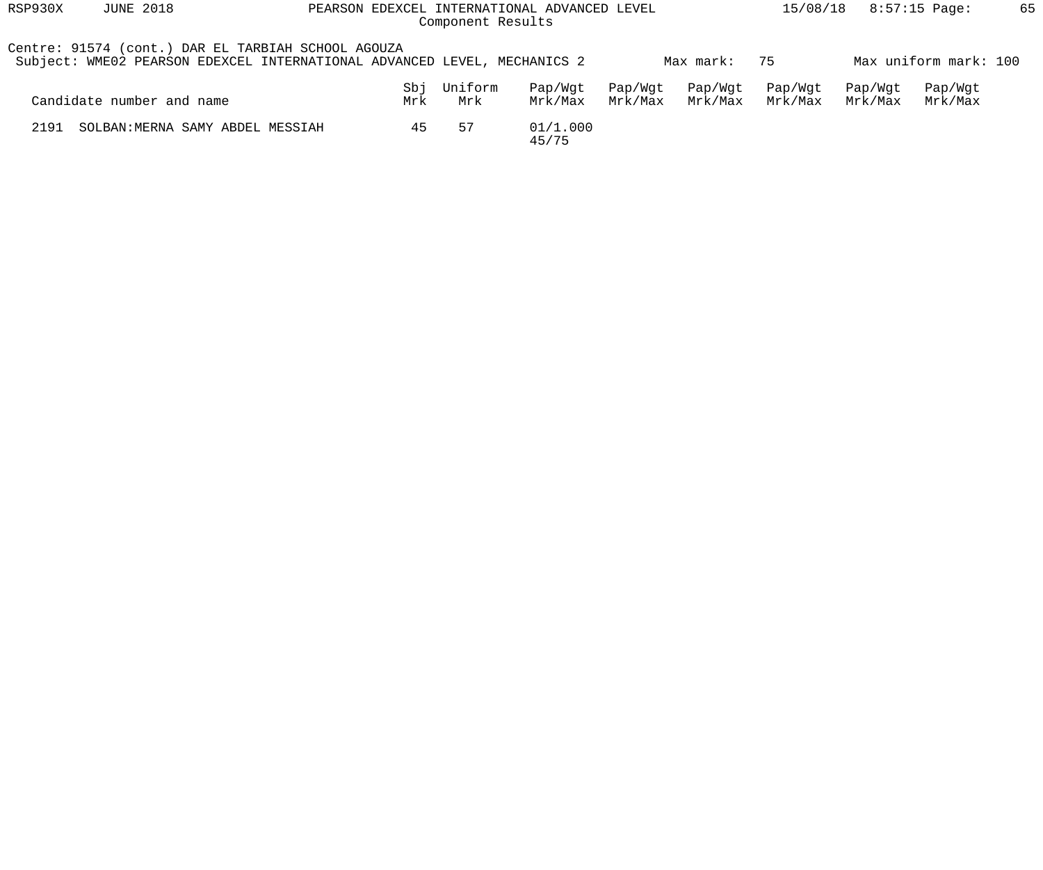PEARSON EDEXCEL INTERNATIONAL ADVANCED LEVEL
Component Results

Centre: 91574 (cont.) DAR EL TARBIAH SCHOOL AGOUZA
Subject: WME02 PEARSON EDEXCEL INTERNATIONAL ADVANCED LEVEL, MECHANICS 2 Max mark: 75 Max uniform mark: 100

| Candidate number and name | Sbj Mrk | Uniform Mrk | Pap/Wgt Mrk/Max | Pap/Wgt Mrk/Max | Pap/Wgt Mrk/Max | Pap/Wgt Mrk/Max | Pap/Wgt Mrk/Max | Pap/Wgt Mrk/Max |
|---|---|---|---|---|---|---|---|---|
| 2191 SOLBAN:MERNA SAMY ABDEL MESSIAH | 45 | 57 | 01/1.000 45/75 | | | | | |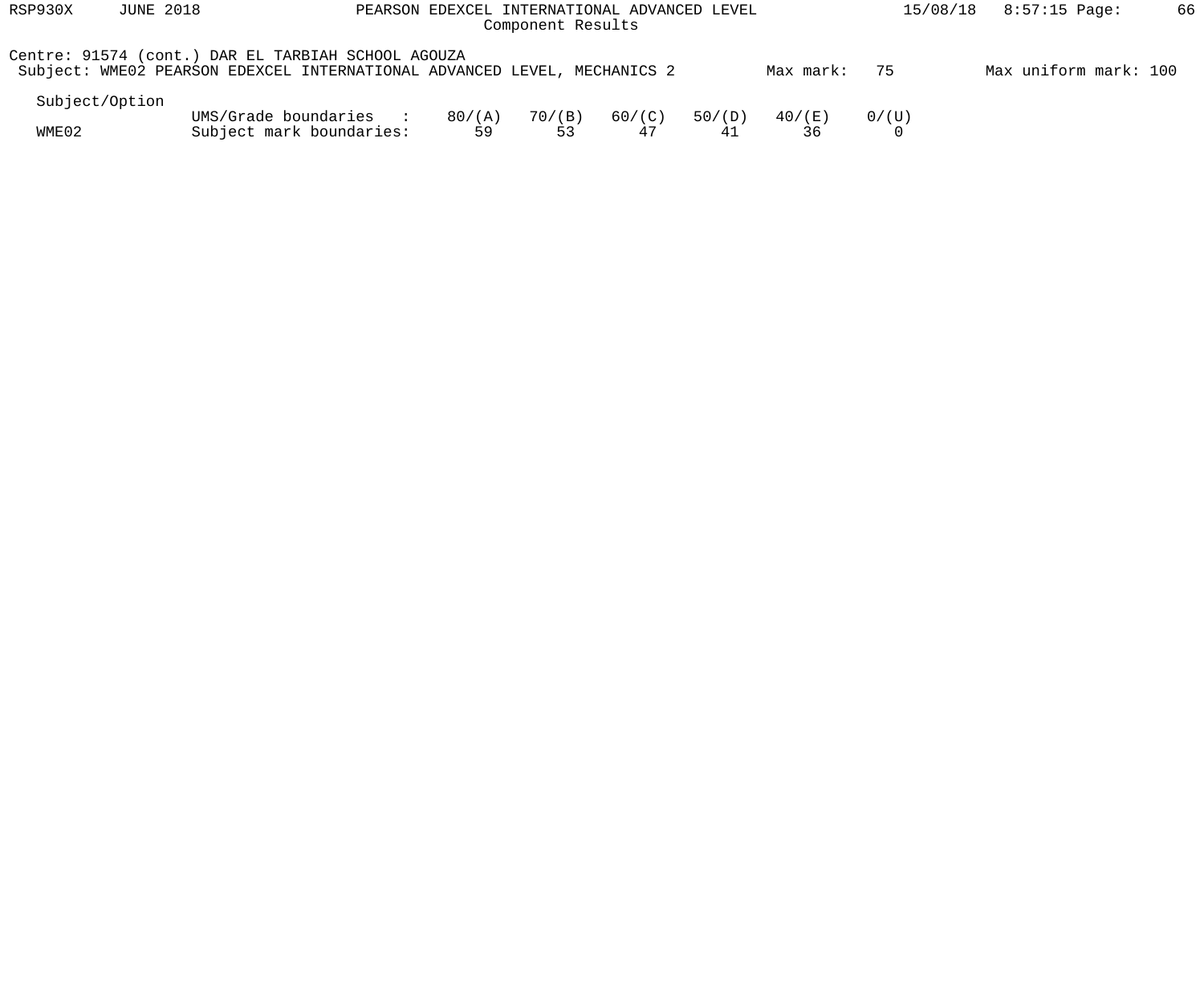Centre: 91574 (cont.) DAR EL TARBIAH SCHOOL AGOUZA

Subject: WME02 PEARSON EDEXCEL INTERNATIONAL ADVANCED LEVEL, MECHANICS 2 Max mark: 75 Max uniform mark: 100

| Subject/Option | | | | | | | |
|---|---|---|---|---|---|---|---|
| | UMS/Grade boundaries : | 80/(A) | 70/(B) | 60/(C) | 50/(D) | 40/(E) | 0/(U) |
| WME02 | Subject mark boundaries: | 59 | 53 | 47 | 41 | 36 | 0 |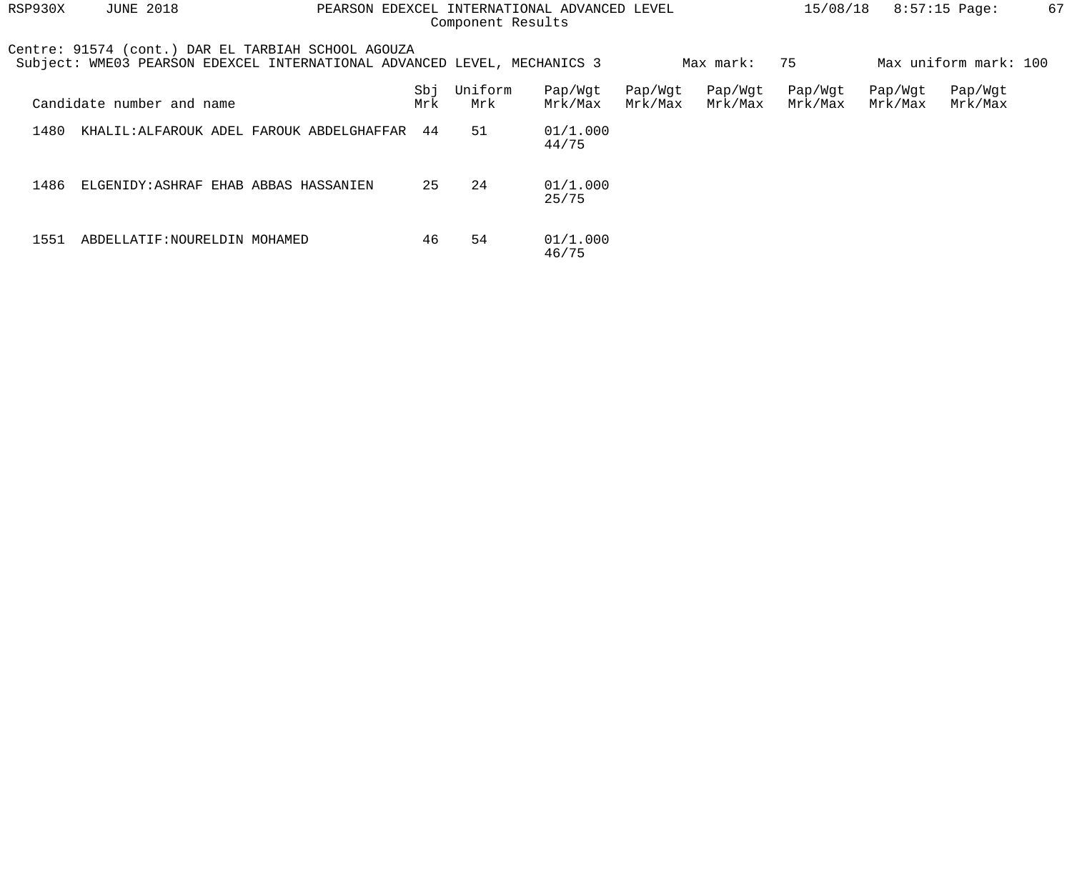Centre: 91574 (cont.) DAR EL TARBIAH SCHOOL AGOUZA

Subject: WME03 PEARSON EDEXCEL INTERNATIONAL ADVANCED LEVEL, MECHANICS 3 Max mark: 75 Max uniform mark: 100

| Candidate number and name | Sbj Mrk | Uniform Mrk | Pap/Wgt Mrk/Max | Pap/Wgt Mrk/Max | Pap/Wgt Mrk/Max | Pap/Wgt Mrk/Max | Pap/Wgt Mrk/Max | Pap/Wgt Mrk/Max |
|---|---|---|---|---|---|---|---|---|
| 1480 KHALIL:ALFAROUK ADEL FAROUK ABDELGHAFFAR | 44 | 51 | 01/1.000 44/75 | | | | | |
| 1486 ELGENIDY:ASHRAF EHAB ABBAS HASSANIEN | 25 | 24 | 01/1.000 25/75 | | | | | |
| 1551 ABDELLATIF:NOURELDIN MOHAMED | 46 | 54 | 01/1.000 46/75 | | | | | |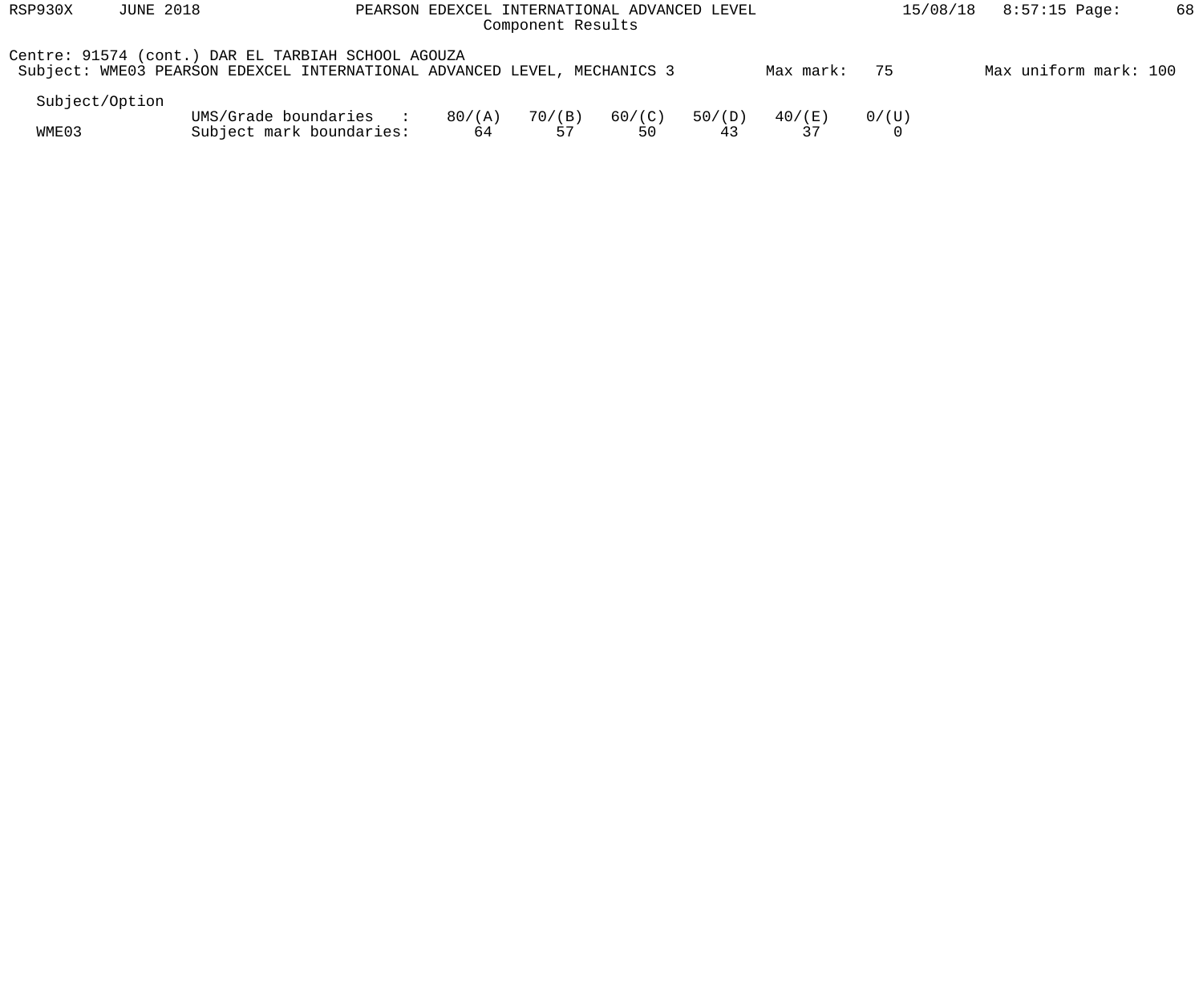Centre: 91574 (cont.) DAR EL TARBIAH SCHOOL AGOUZA

Subject: WME03 PEARSON EDEXCEL INTERNATIONAL ADVANCED LEVEL, MECHANICS 3 Max mark: 75 Max uniform mark: 100

| Subject/Option | | | | | | | |
|---|---|---|---|---|---|---|---|
| | UMS/Grade boundaries : | 80/(A) | 70/(B) | 60/(C) | 50/(D) | 40/(E) | 0/(U) |
| WME03 | Subject mark boundaries: | 64 | 57 | 50 | 43 | 37 | 0 |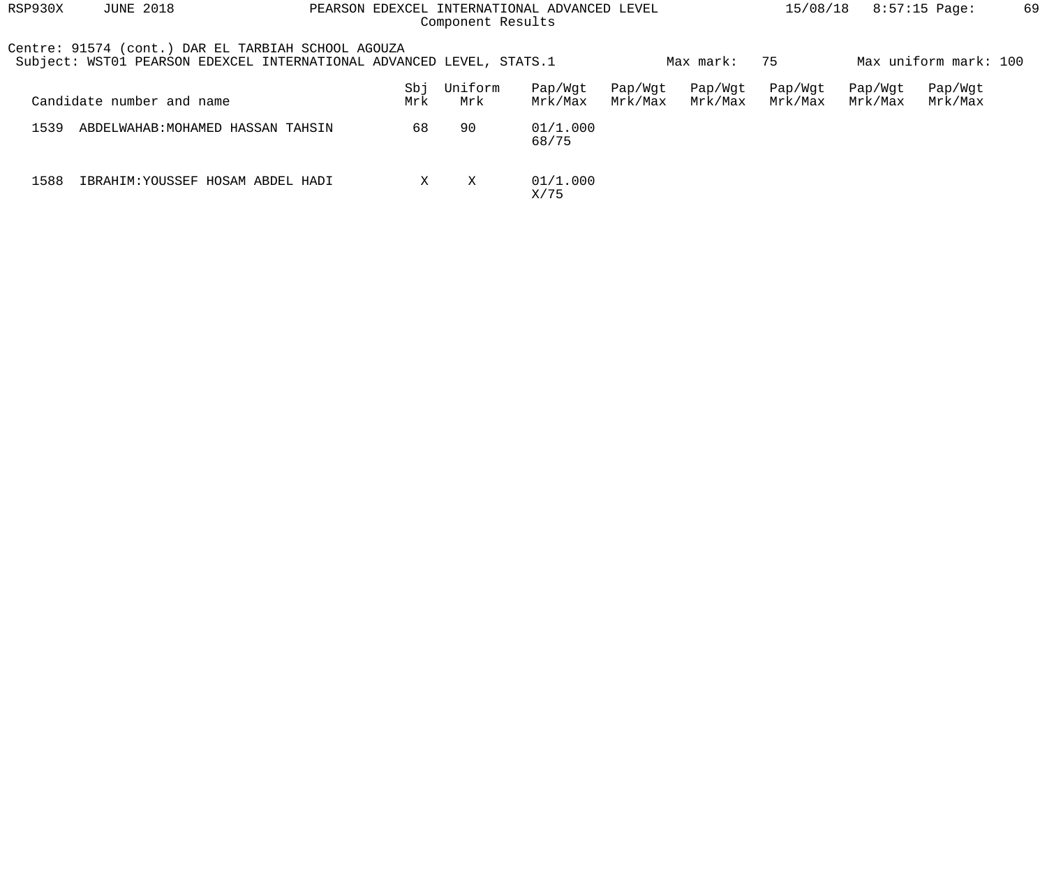Centre: 91574 (cont.) DAR EL TARBIAH SCHOOL AGOUZA
Subject: WST01 PEARSON EDEXCEL INTERNATIONAL ADVANCED LEVEL, STATS.1 Max mark: 75 Max uniform mark: 100

| Candidate number and name | Sbj Mrk | Uniform Mrk | Pap/Wgt Mrk/Max | Pap/Wgt Mrk/Max | Pap/Wgt Mrk/Max | Pap/Wgt Mrk/Max | Pap/Wgt Mrk/Max | Pap/Wgt Mrk/Max |
|---|---|---|---|---|---|---|---|---|
| 1539 ABDELWAHAB:MOHAMED HASSAN TAHSIN | 68 | 90 | 01/1.000 68/75 | | | | | |
| 1588 IBRAHIM:YOUSSEF HOSAM ABDEL HADI | X | X | 01/1.000 X/75 | | | | | |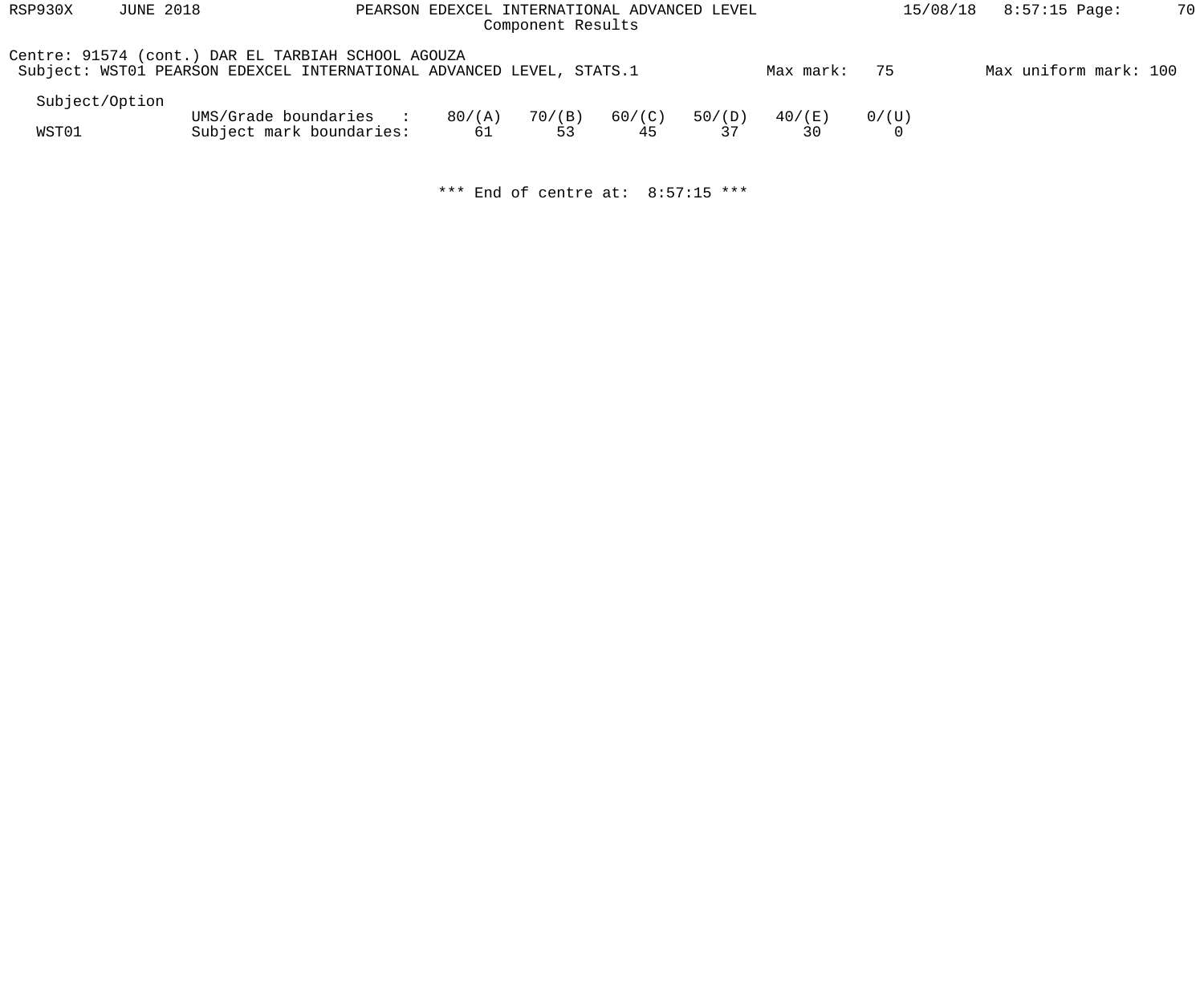Centre: 91574 (cont.) DAR EL TARBIAH SCHOOL AGOUZA
Subject: WST01 PEARSON EDEXCEL INTERNATIONAL ADVANCED LEVEL, STATS.1 Max mark: 75 Max uniform mark: 100

| Subject/Option | | | | | | | |
|---|---|---|---|---|---|---|---|
| | UMS/Grade boundaries : | 80/(A) | 70/(B) | 60/(C) | 50/(D) | 40/(E) | 0/(U) |
| WST01 | Subject mark boundaries: | 61 | 53 | 45 | 37 | 30 | 0 |

*** End of centre at: 8:57:15 ***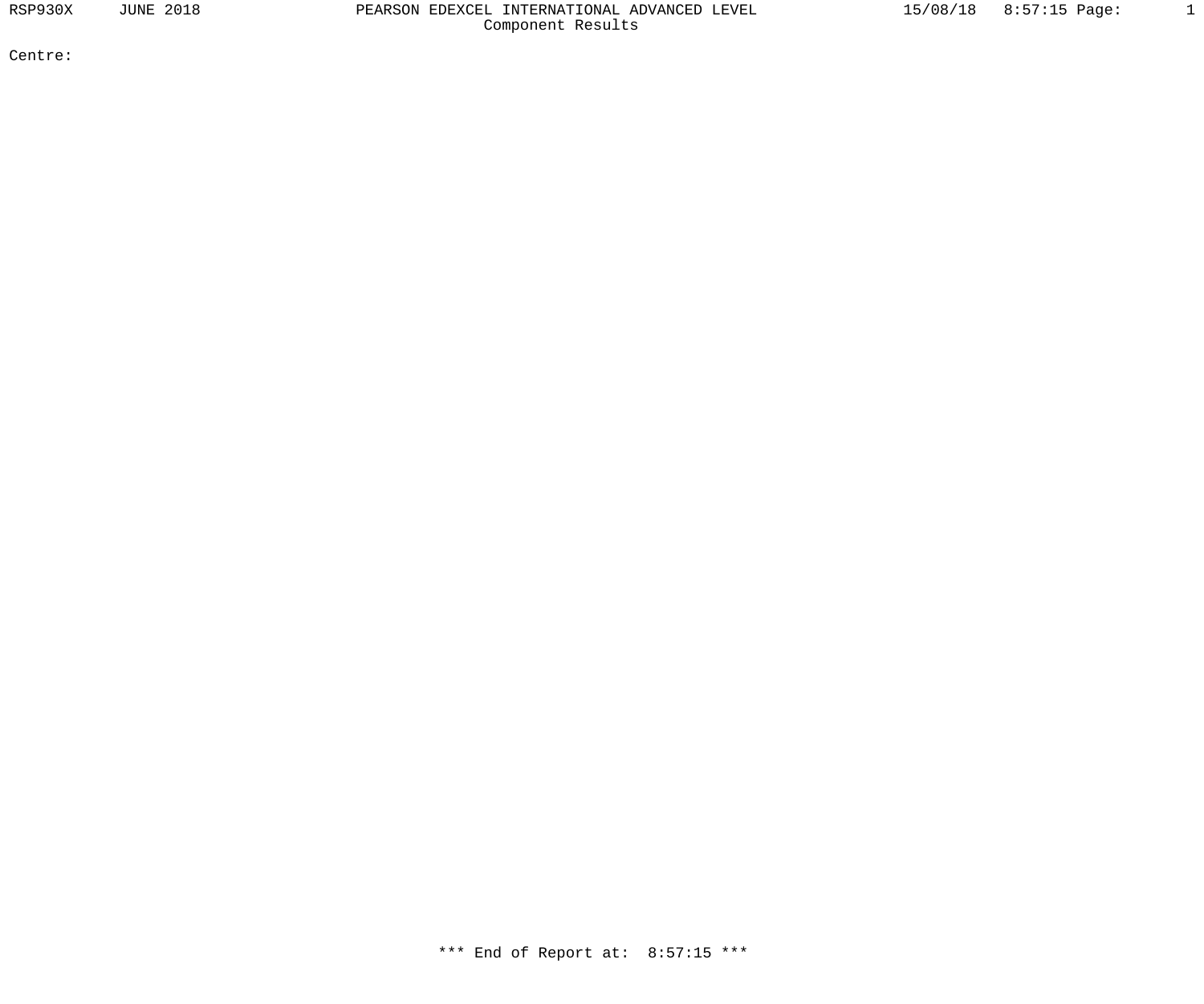RSP930X JUNE 2018 PEARSON EDEXCEL INTERNATIONAL ADVANCED LEVEL 15/08/18 8:57:15 Page: 1

Component Results

Centre:

*** End of Report at: 8:57:15 ***